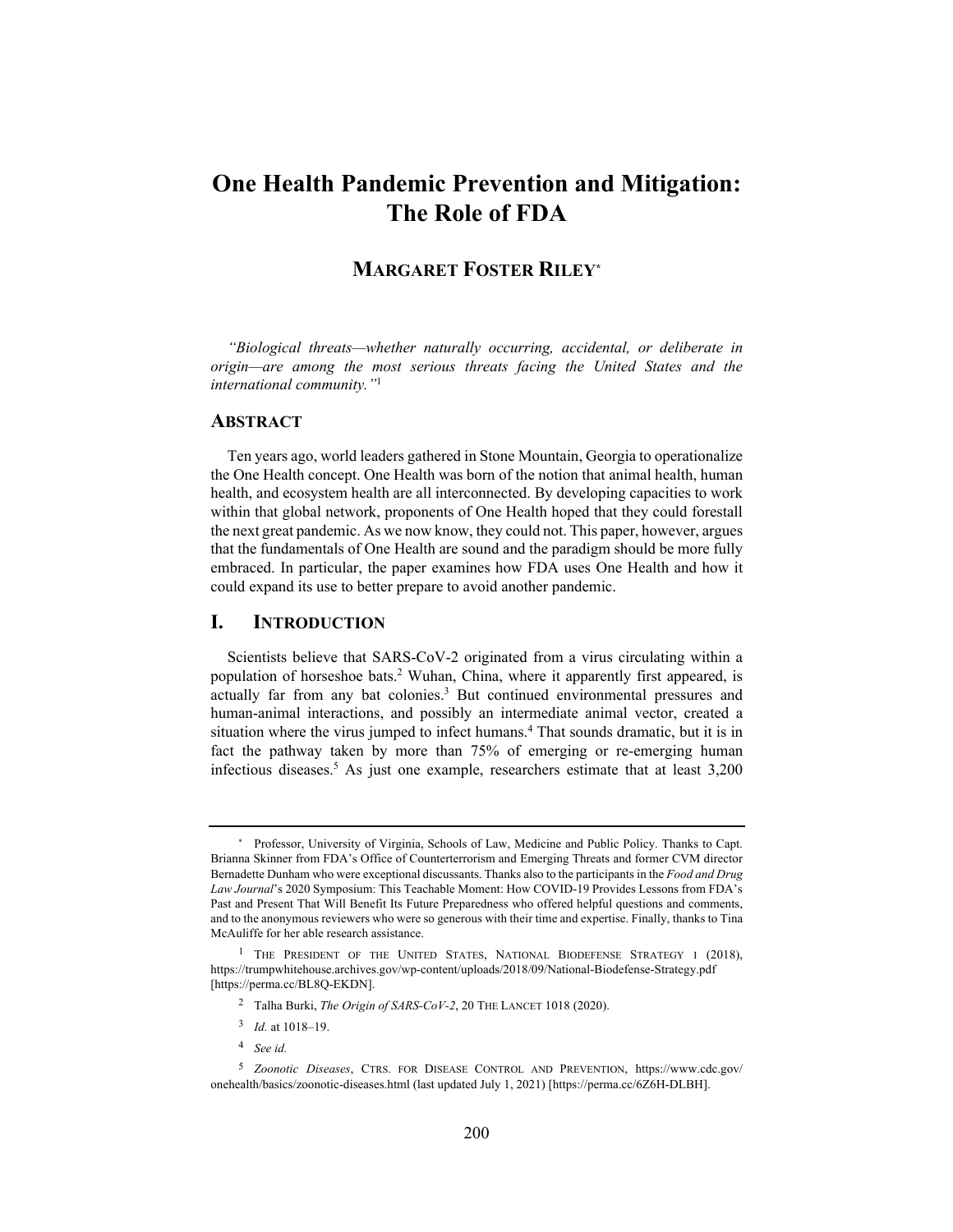# One Health Pandemic Prevention and Mitigation: The Role of FDA

## MARGARET FOSTER RILEY*

*"Biological threats—whether naturally occurring, accidental, or deliberate in origin—are among the most serious threats facing the United States and the international community."*[1]

## ABSTRACT

Ten years ago, world leaders gathered in Stone Mountain, Georgia to operationalize the One Health concept. One Health was born of the notion that animal health, human health, and ecosystem health are all interconnected. By developing capacities to work within that global network, proponents of One Health hoped that they could forestall the next great pandemic. As we now know, they could not. This paper, however, argues that the fundamentals of One Health are sound and the paradigm should be more fully embraced. In particular, the paper examines how FDA uses One Health and how it could expand its use to better prepare to avoid another pandemic.

## I. INTRODUCTION

Scientists believe that SARS-CoV-2 originated from a virus circulating within a population of horseshoe bats.[2] Wuhan, China, where it apparently first appeared, is actually far from any bat colonies.[3] But continued environmental pressures and human-animal interactions, and possibly an intermediate animal vector, created a situation where the virus jumped to infect humans.[4] That sounds dramatic, but it is in fact the pathway taken by more than 75% of emerging or re-emerging human infectious diseases.[5] As just one example, researchers estimate that at least 3,200

---

\* Professor, University of Virginia, Schools of Law, Medicine and Public Policy. Thanks to Capt. Brianna Skinner from FDA's Office of Counterterrorism and Emerging Threats and former CVM director Bernadette Dunham who were exceptional discussants. Thanks also to the participants in the *Food and Drug Law Journal*'s 2020 Symposium: This Teachable Moment: How COVID-19 Provides Lessons from FDA's Past and Present That Will Benefit Its Future Preparedness who offered helpful questions and comments, and to the anonymous reviewers who were so generous with their time and expertise. Finally, thanks to Tina McAuliffe for her able research assistance.

[1] THE PRESIDENT OF THE UNITED STATES, NATIONAL BIODEFENSE STRATEGY i (2018), https://trumpwhitehouse.archives.gov/wp-content/uploads/2018/09/National-Biodefense-Strategy.pdf [https://perma.cc/BL8Q-EKDN].

[2] Talha Burki, *The Origin of SARS-CoV-2*, 20 THE LANCET 1018 (2020).

[3] *Id.* at 1018–19.

[4] *See id.*

[5] *Zoonotic Diseases*, CTRS. FOR DISEASE CONTROL AND PREVENTION, https://www.cdc.gov/onehealth/basics/zoonotic-diseases.html (last updated July 1, 2021) [https://perma.cc/6Z6H-DLBH].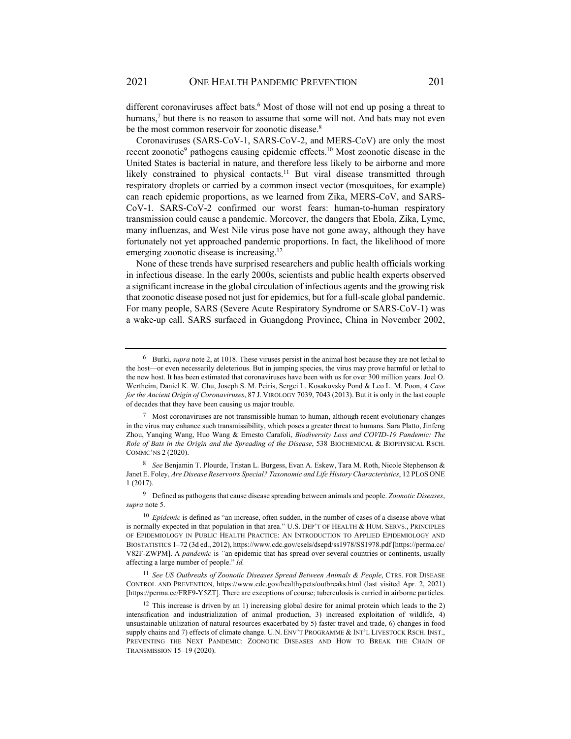different coronaviruses affect bats.[6] Most of those will not end up posing a threat to humans,[7] but there is no reason to assume that some will not. And bats may not even be the most common reservoir for zoonotic disease.[8]

Coronaviruses (SARS-CoV-1, SARS-CoV-2, and MERS-CoV) are only the most recent zoonotic[9] pathogens causing epidemic effects.[10] Most zoonotic disease in the United States is bacterial in nature, and therefore less likely to be airborne and more likely constrained to physical contacts.[11] But viral disease transmitted through respiratory droplets or carried by a common insect vector (mosquitoes, for example) can reach epidemic proportions, as we learned from Zika, MERS-CoV, and SARS-CoV-1. SARS-CoV-2 confirmed our worst fears: human-to-human respiratory transmission could cause a pandemic. Moreover, the dangers that Ebola, Zika, Lyme, many influenzas, and West Nile virus pose have not gone away, although they have fortunately not yet approached pandemic proportions. In fact, the likelihood of more emerging zoonotic disease is increasing.[12]

None of these trends have surprised researchers and public health officials working in infectious disease. In the early 2000s, scientists and public health experts observed a significant increase in the global circulation of infectious agents and the growing risk that zoonotic disease posed not just for epidemics, but for a full-scale global pandemic. For many people, SARS (Severe Acute Respiratory Syndrome or SARS-CoV-1) was a wake-up call. SARS surfaced in Guangdong Province, China in November 2002,

---

[6] Burki, *supra* note 2, at 1018. These viruses persist in the animal host because they are not lethal to the host—or even necessarily deleterious. But in jumping species, the virus may prove harmful or lethal to the new host. It has been estimated that coronaviruses have been with us for over 300 million years. Joel O. Wertheim, Daniel K. W. Chu, Joseph S. M. Peiris, Sergei L. Kosakovsky Pond & Leo L. M. Poon, *A Case for the Ancient Origin of Coronaviruses*, 87 J. VIROLOGY 7039, 7043 (2013). But it is only in the last couple of decades that they have been causing us major trouble.

[7] Most coronaviruses are not transmissible human to human, although recent evolutionary changes in the virus may enhance such transmissibility, which poses a greater threat to humans. Sara Platto, Jinfeng Zhou, Yanqing Wang, Huo Wang & Ernesto Carafoli, *Biodiversity Loss and COVID-19 Pandemic: The Role of Bats in the Origin and the Spreading of the Disease*, 538 BIOCHEMICAL & BIOPHYSICAL RSCH. COMMC'NS 2 (2020).

[8] *See* Benjamin T. Plourde, Tristan L. Burgess, Evan A. Eskew, Tara M. Roth, Nicole Stephenson & Janet E. Foley, *Are Disease Reservoirs Special? Taxonomic and Life History Characteristics*, 12 PLOS ONE 1 (2017).

[9] Defined as pathogens that cause disease spreading between animals and people. *Zoonotic Diseases*, *supra* note 5.

[10] *Epidemic* is defined as "an increase, often sudden, in the number of cases of a disease above what is normally expected in that population in that area." U.S. DEP'T OF HEALTH & HUM. SERVS., PRINCIPLES OF EPIDEMIOLOGY IN PUBLIC HEALTH PRACTICE: AN INTRODUCTION TO APPLIED EPIDEMIOLOGY AND BIOSTATISTICS 1–72 (3d ed., 2012), https://www.cdc.gov/csels/dsepd/ss1978/SS1978.pdf [https://perma.cc/V82F-ZWPM]. A *pandemic* is "an epidemic that has spread over several countries or continents, usually affecting a large number of people." *Id.*

[11] *See US Outbreaks of Zoonotic Diseases Spread Between Animals & People*, CTRS. FOR DISEASE CONTROL AND PREVENTION, https://www.cdc.gov/healthypets/outbreaks.html (last visited Apr. 2, 2021) [https://perma.cc/FRF9-Y5ZT]. There are exceptions of course; tuberculosis is carried in airborne particles.

[12] This increase is driven by an 1) increasing global desire for animal protein which leads to the 2) intensification and industrialization of animal production, 3) increased exploitation of wildlife, 4) unsustainable utilization of natural resources exacerbated by 5) faster travel and trade, 6) changes in food supply chains and 7) effects of climate change. U.N. ENV'T PROGRAMME & INT'L LIVESTOCK RSCH. INST., PREVENTING THE NEXT PANDEMIC: ZOONOTIC DISEASES AND HOW TO BREAK THE CHAIN OF TRANSMISSION 15–19 (2020).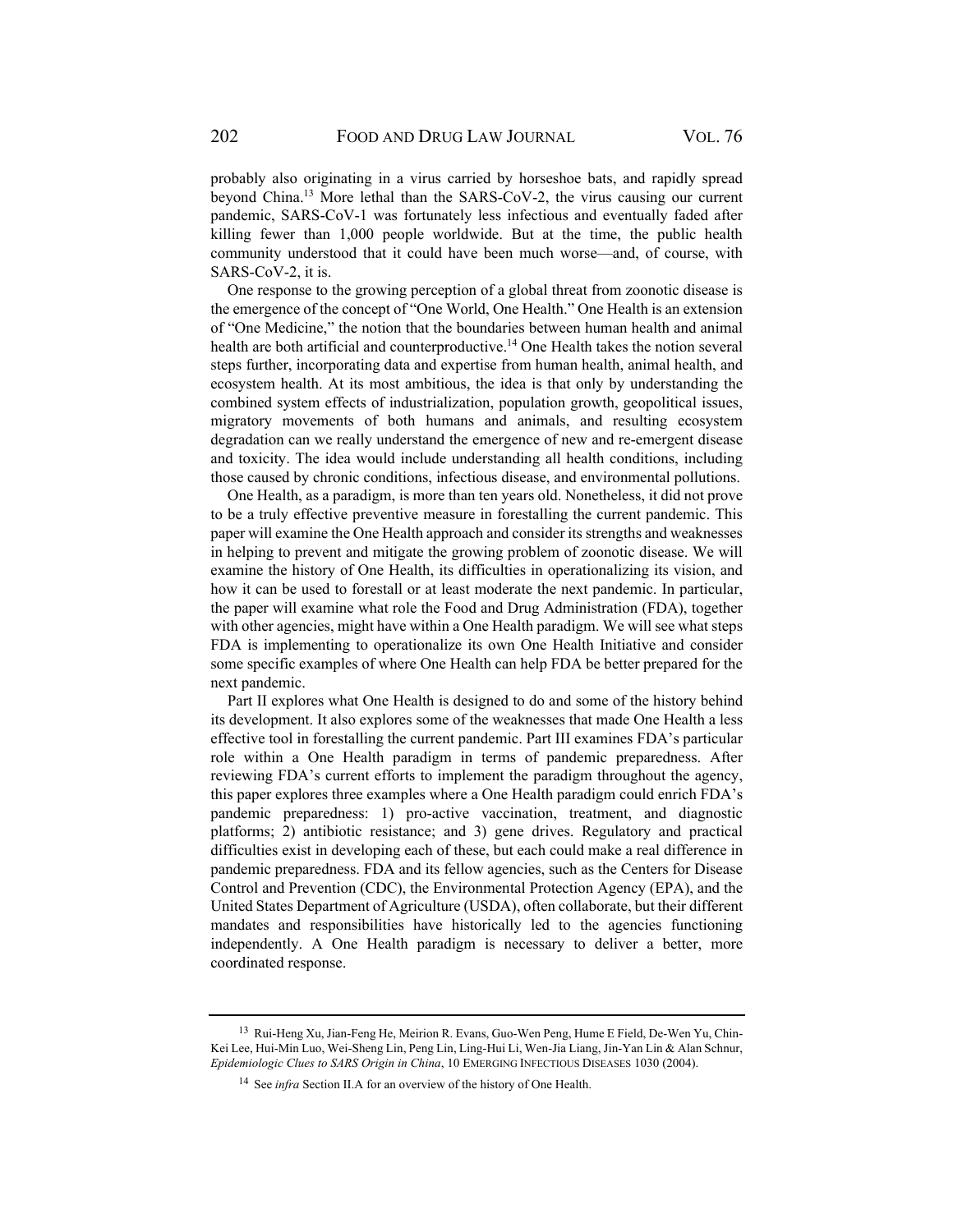probably also originating in a virus carried by horseshoe bats, and rapidly spread beyond China.[13] More lethal than the SARS-CoV-2, the virus causing our current pandemic, SARS-CoV-1 was fortunately less infectious and eventually faded after killing fewer than 1,000 people worldwide. But at the time, the public health community understood that it could have been much worse—and, of course, with SARS-CoV-2, it is.

One response to the growing perception of a global threat from zoonotic disease is the emergence of the concept of "One World, One Health." One Health is an extension of "One Medicine," the notion that the boundaries between human health and animal health are both artificial and counterproductive.[14] One Health takes the notion several steps further, incorporating data and expertise from human health, animal health, and ecosystem health. At its most ambitious, the idea is that only by understanding the combined system effects of industrialization, population growth, geopolitical issues, migratory movements of both humans and animals, and resulting ecosystem degradation can we really understand the emergence of new and re-emergent disease and toxicity. The idea would include understanding all health conditions, including those caused by chronic conditions, infectious disease, and environmental pollutions.

One Health, as a paradigm, is more than ten years old. Nonetheless, it did not prove to be a truly effective preventive measure in forestalling the current pandemic. This paper will examine the One Health approach and consider its strengths and weaknesses in helping to prevent and mitigate the growing problem of zoonotic disease. We will examine the history of One Health, its difficulties in operationalizing its vision, and how it can be used to forestall or at least moderate the next pandemic. In particular, the paper will examine what role the Food and Drug Administration (FDA), together with other agencies, might have within a One Health paradigm. We will see what steps FDA is implementing to operationalize its own One Health Initiative and consider some specific examples of where One Health can help FDA be better prepared for the next pandemic.

Part II explores what One Health is designed to do and some of the history behind its development. It also explores some of the weaknesses that made One Health a less effective tool in forestalling the current pandemic. Part III examines FDA's particular role within a One Health paradigm in terms of pandemic preparedness. After reviewing FDA's current efforts to implement the paradigm throughout the agency, this paper explores three examples where a One Health paradigm could enrich FDA's pandemic preparedness: 1) pro-active vaccination, treatment, and diagnostic platforms; 2) antibiotic resistance; and 3) gene drives. Regulatory and practical difficulties exist in developing each of these, but each could make a real difference in pandemic preparedness. FDA and its fellow agencies, such as the Centers for Disease Control and Prevention (CDC), the Environmental Protection Agency (EPA), and the United States Department of Agriculture (USDA), often collaborate, but their different mandates and responsibilities have historically led to the agencies functioning independently. A One Health paradigm is necessary to deliver a better, more coordinated response.

---

[13] Rui-Heng Xu, Jian-Feng He, Meirion R. Evans, Guo-Wen Peng, Hume E Field, De-Wen Yu, Chin-Kei Lee, Hui-Min Luo, Wei-Sheng Lin, Peng Lin, Ling-Hui Li, Wen-Jia Liang, Jin-Yan Lin & Alan Schnur, *Epidemiologic Clues to SARS Origin in China*, 10 EMERGING INFECTIOUS DISEASES 1030 (2004).

[14] See *infra* Section II.A for an overview of the history of One Health.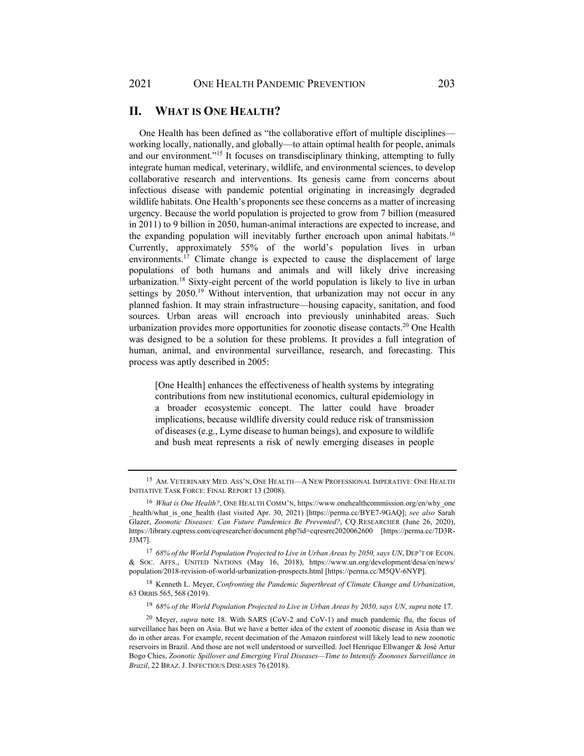## II. WHAT IS ONE HEALTH?

One Health has been defined as "the collaborative effort of multiple disciplines—working locally, nationally, and globally—to attain optimal health for people, animals and our environment."[15] It focuses on transdisciplinary thinking, attempting to fully integrate human medical, veterinary, wildlife, and environmental sciences, to develop collaborative research and interventions. Its genesis came from concerns about infectious disease with pandemic potential originating in increasingly degraded wildlife habitats. One Health's proponents see these concerns as a matter of increasing urgency. Because the world population is projected to grow from 7 billion (measured in 2011) to 9 billion in 2050, human-animal interactions are expected to increase, and the expanding population will inevitably further encroach upon animal habitats.[16] Currently, approximately 55% of the world's population lives in urban environments.[17] Climate change is expected to cause the displacement of large populations of both humans and animals and will likely drive increasing urbanization.[18] Sixty-eight percent of the world population is likely to live in urban settings by 2050.[19] Without intervention, that urbanization may not occur in any planned fashion. It may strain infrastructure—housing capacity, sanitation, and food sources. Urban areas will encroach into previously uninhabited areas. Such urbanization provides more opportunities for zoonotic disease contacts.[20] One Health was designed to be a solution for these problems. It provides a full integration of human, animal, and environmental surveillance, research, and forecasting. This process was aptly described in 2005:

> [One Health] enhances the effectiveness of health systems by integrating contributions from new institutional economics, cultural epidemiology in a broader ecosystemic concept. The latter could have broader implications, because wildlife diversity could reduce risk of transmission of diseases (e.g., Lyme disease to human beings), and exposure to wildlife and bush meat represents a risk of newly emerging diseases in people

---

[15] AM. VETERINARY MED. ASS'N, ONE HEALTH—A NEW PROFESSIONAL IMPERATIVE: ONE HEALTH INITIATIVE TASK FORCE: FINAL REPORT 13 (2008).

[16] *What is One Health?*, ONE HEALTH COMM'N, https://www.onehealthcommission.org/en/why_one_health/what_is_one_health (last visited Apr. 30, 2021) [https://perma.cc/BYE7-9GAQ]; *see also* Sarah Glazer, *Zoonotic Diseases: Can Future Pandemics Be Prevented?*, CQ RESEARCHER (June 26, 2020), https://library.cqpress.com/cqresearcher/document.php?id=cqresrre2020062600 [https://perma.cc/7D3R-J3M7].

[17] *68% of the World Population Projected to Live in Urban Areas by 2050, says UN*, DEP'T OF ECON. & SOC. AFFS., UNITED NATIONS (May 16, 2018), https://www.un.org/development/desa/en/news/population/2018-revision-of-world-urbanization-prospects.html [https://perma.cc/M5QV-6NYP].

[18] Kenneth L. Meyer, *Confronting the Pandemic Superthreat of Climate Change and Urbanization*, 63 ORBIS 565, 568 (2019).

[19] *68% of the World Population Projected to Live in Urban Areas by 2050, says UN*, *supra* note 17.

[20] Meyer, *supra* note 18. With SARS (CoV-2 and CoV-1) and much pandemic flu, the focus of surveillance has been on Asia. But we have a better idea of the extent of zoonotic disease in Asia than we do in other areas. For example, recent decimation of the Amazon rainforest will likely lead to new zoonotic reservoirs in Brazil. And those are not well understood or surveilled. Joel Henrique Ellwanger & José Artur Bogo Chies, *Zoonotic Spillover and Emerging Viral Diseases—Time to Intensify Zoonoses Surveillance in Brazil*, 22 BRAZ. J. INFECTIOUS DISEASES 76 (2018).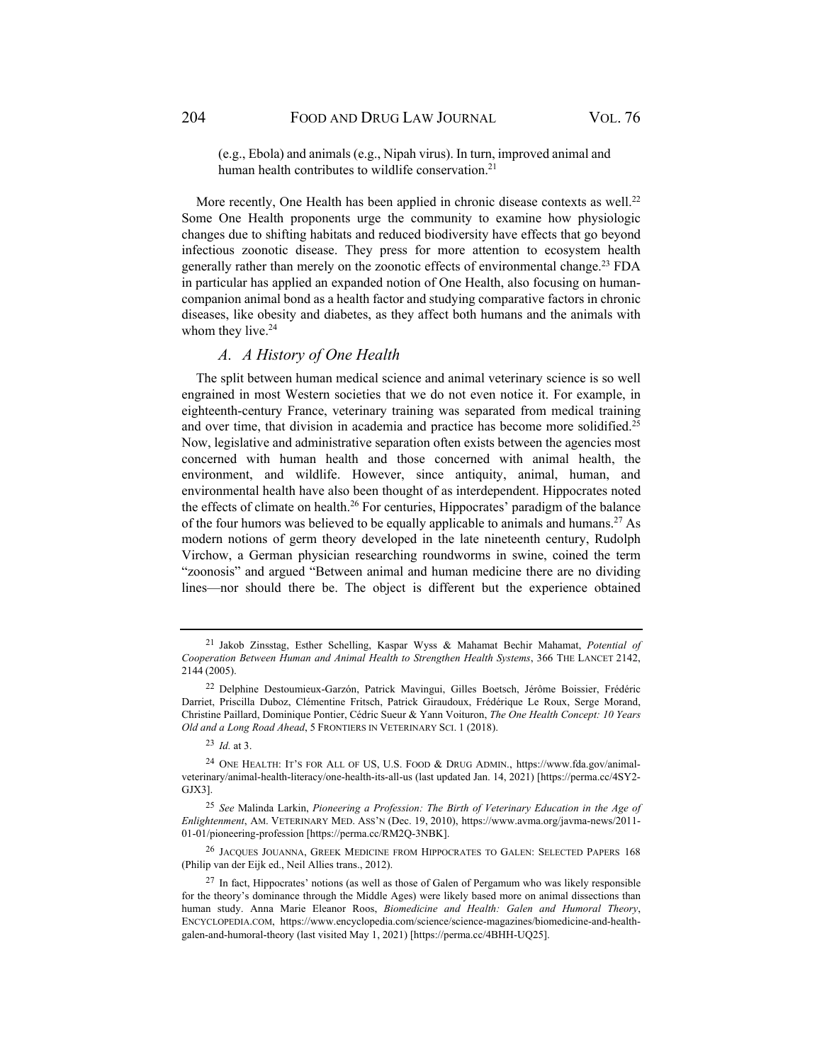(e.g., Ebola) and animals (e.g., Nipah virus). In turn, improved animal and human health contributes to wildlife conservation.[21]

More recently, One Health has been applied in chronic disease contexts as well.[22] Some One Health proponents urge the community to examine how physiologic changes due to shifting habitats and reduced biodiversity have effects that go beyond infectious zoonotic disease. They press for more attention to ecosystem health generally rather than merely on the zoonotic effects of environmental change.[23] FDA in particular has applied an expanded notion of One Health, also focusing on human-companion animal bond as a health factor and studying comparative factors in chronic diseases, like obesity and diabetes, as they affect both humans and the animals with whom they live.[24]

### *A. A History of One Health*

The split between human medical science and animal veterinary science is so well engrained in most Western societies that we do not even notice it. For example, in eighteenth-century France, veterinary training was separated from medical training and over time, that division in academia and practice has become more solidified.[25] Now, legislative and administrative separation often exists between the agencies most concerned with human health and those concerned with animal health, the environment, and wildlife. However, since antiquity, animal, human, and environmental health have also been thought of as interdependent. Hippocrates noted the effects of climate on health.[26] For centuries, Hippocrates' paradigm of the balance of the four humors was believed to be equally applicable to animals and humans.[27] As modern notions of germ theory developed in the late nineteenth century, Rudolph Virchow, a German physician researching roundworms in swine, coined the term "zoonosis" and argued "Between animal and human medicine there are no dividing lines—nor should there be. The object is different but the experience obtained

---

[21] Jakob Zinsstag, Esther Schelling, Kaspar Wyss & Mahamat Bechir Mahamat, *Potential of Cooperation Between Human and Animal Health to Strengthen Health Systems*, 366 THE LANCET 2142, 2144 (2005).

[22] Delphine Destoumieux-Garzón, Patrick Mavingui, Gilles Boetsch, Jérôme Boissier, Frédéric Darriet, Priscilla Duboz, Clémentine Fritsch, Patrick Giraudoux, Frédérique Le Roux, Serge Morand, Christine Paillard, Dominique Pontier, Cédric Sueur & Yann Voituron, *The One Health Concept: 10 Years Old and a Long Road Ahead*, 5 FRONTIERS IN VETERINARY SCI. 1 (2018).

[23] *Id.* at 3.

[24] ONE HEALTH: IT'S FOR ALL OF US, U.S. FOOD & DRUG ADMIN., https://www.fda.gov/animal-veterinary/animal-health-literacy/one-health-its-all-us (last updated Jan. 14, 2021) [https://perma.cc/4SY2-GJX3].

[25] *See* Malinda Larkin, *Pioneering a Profession: The Birth of Veterinary Education in the Age of Enlightenment*, AM. VETERINARY MED. ASS'N (Dec. 19, 2010), https://www.avma.org/javma-news/2011-01-01/pioneering-profession [https://perma.cc/RM2Q-3NBK].

[26] JACQUES JOUANNA, GREEK MEDICINE FROM HIPPOCRATES TO GALEN: SELECTED PAPERS 168 (Philip van der Eijk ed., Neil Allies trans., 2012).

[27] In fact, Hippocrates' notions (as well as those of Galen of Pergamum who was likely responsible for the theory's dominance through the Middle Ages) were likely based more on animal dissections than human study. Anna Marie Eleanor Roos, *Biomedicine and Health: Galen and Humoral Theory*, ENCYCLOPEDIA.COM, https://www.encyclopedia.com/science/science-magazines/biomedicine-and-health-galen-and-humoral-theory (last visited May 1, 2021) [https://perma.cc/4BHH-UQ25].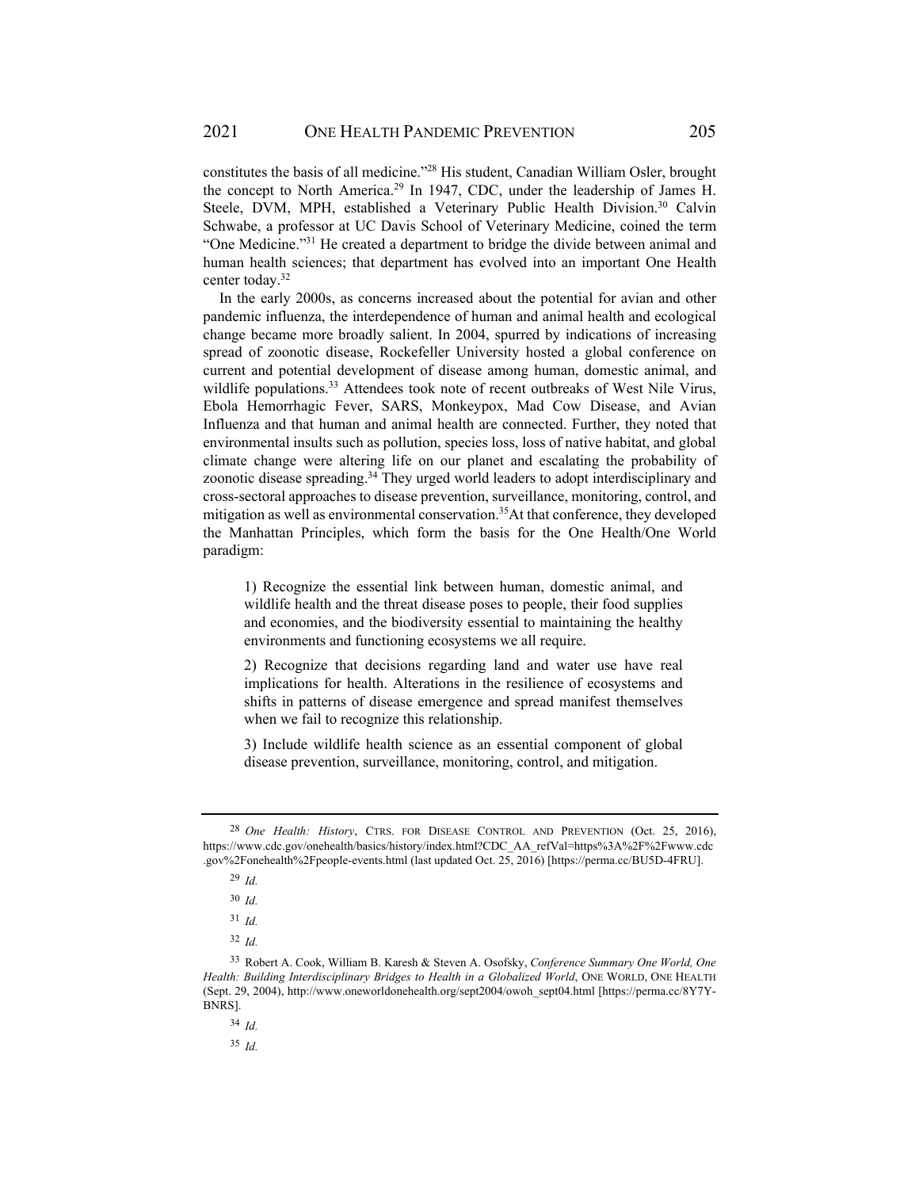constitutes the basis of all medicine."[28] His student, Canadian William Osler, brought the concept to North America.[29] In 1947, CDC, under the leadership of James H. Steele, DVM, MPH, established a Veterinary Public Health Division.[30] Calvin Schwabe, a professor at UC Davis School of Veterinary Medicine, coined the term "One Medicine."[31] He created a department to bridge the divide between animal and human health sciences; that department has evolved into an important One Health center today.[32]

In the early 2000s, as concerns increased about the potential for avian and other pandemic influenza, the interdependence of human and animal health and ecological change became more broadly salient. In 2004, spurred by indications of increasing spread of zoonotic disease, Rockefeller University hosted a global conference on current and potential development of disease among human, domestic animal, and wildlife populations.[33] Attendees took note of recent outbreaks of West Nile Virus, Ebola Hemorrhagic Fever, SARS, Monkeypox, Mad Cow Disease, and Avian Influenza and that human and animal health are connected. Further, they noted that environmental insults such as pollution, species loss, loss of native habitat, and global climate change were altering life on our planet and escalating the probability of zoonotic disease spreading.[34] They urged world leaders to adopt interdisciplinary and cross-sectoral approaches to disease prevention, surveillance, monitoring, control, and mitigation as well as environmental conservation.[35]At that conference, they developed the Manhattan Principles, which form the basis for the One Health/One World paradigm:

> 1) Recognize the essential link between human, domestic animal, and wildlife health and the threat disease poses to people, their food supplies and economies, and the biodiversity essential to maintaining the healthy environments and functioning ecosystems we all require.
>
> 2) Recognize that decisions regarding land and water use have real implications for health. Alterations in the resilience of ecosystems and shifts in patterns of disease emergence and spread manifest themselves when we fail to recognize this relationship.
>
> 3) Include wildlife health science as an essential component of global disease prevention, surveillance, monitoring, control, and mitigation.

---

[28] *One Health: History*, CTRS. FOR DISEASE CONTROL AND PREVENTION (Oct. 25, 2016), https://www.cdc.gov/onehealth/basics/history/index.html?CDC_AA_refVal=https%3A%2F%2Fwww.cdc.gov%2Fonehealth%2Fpeople-events.html (last updated Oct. 25, 2016) [https://perma.cc/BU5D-4FRU].

[29] *Id.*

[30] *Id.*

[31] *Id.*

[32] *Id.*

[33] Robert A. Cook, William B. Karesh & Steven A. Osofsky, *Conference Summary One World, One Health: Building Interdisciplinary Bridges to Health in a Globalized World*, ONE WORLD, ONE HEALTH (Sept. 29, 2004), http://www.oneworldonehealth.org/sept2004/owoh_sept04.html [https://perma.cc/8Y7Y-BNRS].

[34] *Id.*

[35] *Id.*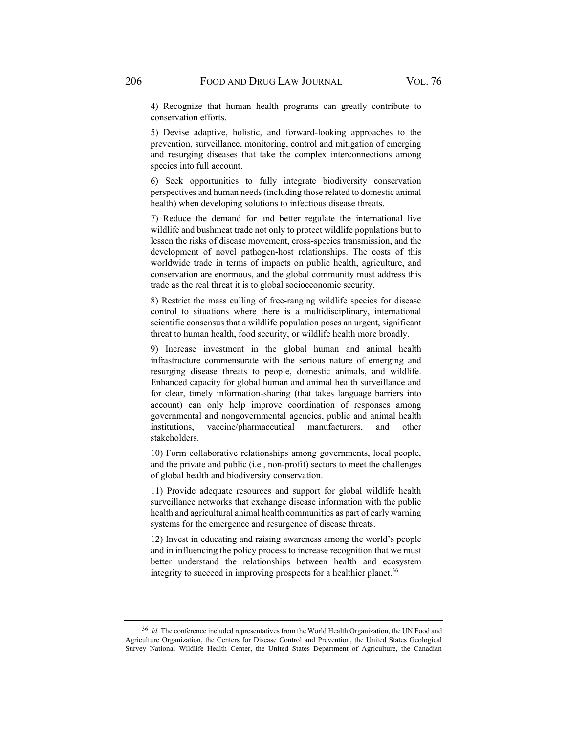4) Recognize that human health programs can greatly contribute to conservation efforts.

5) Devise adaptive, holistic, and forward-looking approaches to the prevention, surveillance, monitoring, control and mitigation of emerging and resurging diseases that take the complex interconnections among species into full account.

6) Seek opportunities to fully integrate biodiversity conservation perspectives and human needs (including those related to domestic animal health) when developing solutions to infectious disease threats.

7) Reduce the demand for and better regulate the international live wildlife and bushmeat trade not only to protect wildlife populations but to lessen the risks of disease movement, cross-species transmission, and the development of novel pathogen-host relationships. The costs of this worldwide trade in terms of impacts on public health, agriculture, and conservation are enormous, and the global community must address this trade as the real threat it is to global socioeconomic security.

8) Restrict the mass culling of free-ranging wildlife species for disease control to situations where there is a multidisciplinary, international scientific consensus that a wildlife population poses an urgent, significant threat to human health, food security, or wildlife health more broadly.

9) Increase investment in the global human and animal health infrastructure commensurate with the serious nature of emerging and resurging disease threats to people, domestic animals, and wildlife. Enhanced capacity for global human and animal health surveillance and for clear, timely information-sharing (that takes language barriers into account) can only help improve coordination of responses among governmental and nongovernmental agencies, public and animal health institutions, vaccine/pharmaceutical manufacturers, and other stakeholders.

10) Form collaborative relationships among governments, local people, and the private and public (i.e., non-profit) sectors to meet the challenges of global health and biodiversity conservation.

11) Provide adequate resources and support for global wildlife health surveillance networks that exchange disease information with the public health and agricultural animal health communities as part of early warning systems for the emergence and resurgence of disease threats.

12) Invest in educating and raising awareness among the world's people and in influencing the policy process to increase recognition that we must better understand the relationships between health and ecosystem integrity to succeed in improving prospects for a healthier planet.[36]

---

[36] *Id.* The conference included representatives from the World Health Organization, the UN Food and Agriculture Organization, the Centers for Disease Control and Prevention, the United States Geological Survey National Wildlife Health Center, the United States Department of Agriculture, the Canadian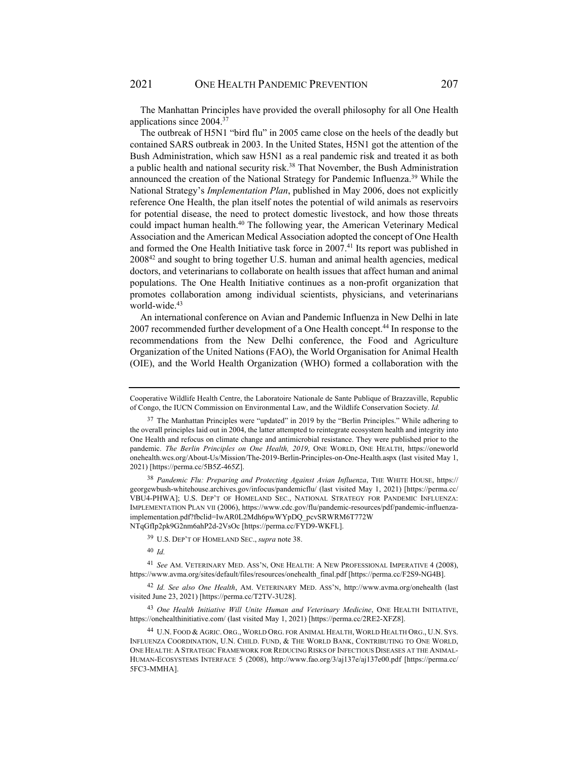The Manhattan Principles have provided the overall philosophy for all One Health applications since 2004.[37]

The outbreak of H5N1 "bird flu" in 2005 came close on the heels of the deadly but contained SARS outbreak in 2003. In the United States, H5N1 got the attention of the Bush Administration, which saw H5N1 as a real pandemic risk and treated it as both a public health and national security risk.[38] That November, the Bush Administration announced the creation of the National Strategy for Pandemic Influenza.[39] While the National Strategy's *Implementation Plan*, published in May 2006, does not explicitly reference One Health, the plan itself notes the potential of wild animals as reservoirs for potential disease, the need to protect domestic livestock, and how those threats could impact human health.[40] The following year, the American Veterinary Medical Association and the American Medical Association adopted the concept of One Health and formed the One Health Initiative task force in 2007.[41] Its report was published in 2008[42] and sought to bring together U.S. human and animal health agencies, medical doctors, and veterinarians to collaborate on health issues that affect human and animal populations. The One Health Initiative continues as a non-profit organization that promotes collaboration among individual scientists, physicians, and veterinarians world-wide.[43]

An international conference on Avian and Pandemic Influenza in New Delhi in late 2007 recommended further development of a One Health concept.[44] In response to the recommendations from the New Delhi conference, the Food and Agriculture Organization of the United Nations (FAO), the World Organisation for Animal Health (OIE), and the World Health Organization (WHO) formed a collaboration with the

---

Cooperative Wildlife Health Centre, the Laboratoire Nationale de Sante Publique of Brazzaville, Republic of Congo, the IUCN Commission on Environmental Law, and the Wildlife Conservation Society. *Id.*

[37] The Manhattan Principles were "updated" in 2019 by the "Berlin Principles." While adhering to the overall principles laid out in 2004, the latter attempted to reintegrate ecosystem health and integrity into One Health and refocus on climate change and antimicrobial resistance. They were published prior to the pandemic. *The Berlin Principles on One Health, 2019*, ONE WORLD, ONE HEALTH, https://oneworldonehealth.wcs.org/About-Us/Mission/The-2019-Berlin-Principles-on-One-Health.aspx (last visited May 1, 2021) [https://perma.cc/5B5Z-465Z].

[38] *Pandemic Flu: Preparing and Protecting Against Avian Influenza*, THE WHITE HOUSE, https://georgewbush-whitehouse.archives.gov/infocus/pandemicflu/ (last visited May 1, 2021) [https://perma.cc/VBU4-PHWA]; U.S. DEP'T OF HOMELAND SEC., NATIONAL STRATEGY FOR PANDEMIC INFLUENZA: IMPLEMENTATION PLAN VII (2006), https://www.cdc.gov/flu/pandemic-resources/pdf/pandemic-influenza-implementation.pdf?fbclid=IwAR0L2Mdh6pwWYpDQ_pcvSRWRM6T772WNTqGfIp2pk9G2nm6ahP2d-2VsOc [https://perma.cc/FYD9-WKFL].

[39] U.S. DEP'T OF HOMELAND SEC., *supra* note 38.

[40] *Id.*

[41] *See* AM. VETERINARY MED. ASS'N, ONE HEALTH: A NEW PROFESSIONAL IMPERATIVE 4 (2008), https://www.avma.org/sites/default/files/resources/onehealth_final.pdf [https://perma.cc/F2S9-NG4B].

[42] *Id. See also One Health*, AM. VETERINARY MED. ASS'N, http://www.avma.org/onehealth (last visited June 23, 2021) [https://perma.cc/T2TV-3U28].

[43] *One Health Initiative Will Unite Human and Veterinary Medicine*, ONE HEALTH INITIATIVE, https://onehealthinitiative.com/ (last visited May 1, 2021) [https://perma.cc/2RE2-XFZ8].

[44] U.N. FOOD & AGRIC. ORG., WORLD ORG. FOR ANIMAL HEALTH, WORLD HEALTH ORG., U.N. SYS. INFLUENZA COORDINATION, U.N. CHILD. FUND, & THE WORLD BANK, CONTRIBUTING TO ONE WORLD, ONE HEALTH: A STRATEGIC FRAMEWORK FOR REDUCING RISKS OF INFECTIOUS DISEASES AT THE ANIMAL-HUMAN-ECOSYSTEMS INTERFACE 5 (2008), http://www.fao.org/3/aj137e/aj137e00.pdf [https://perma.cc/5FC3-MMHA].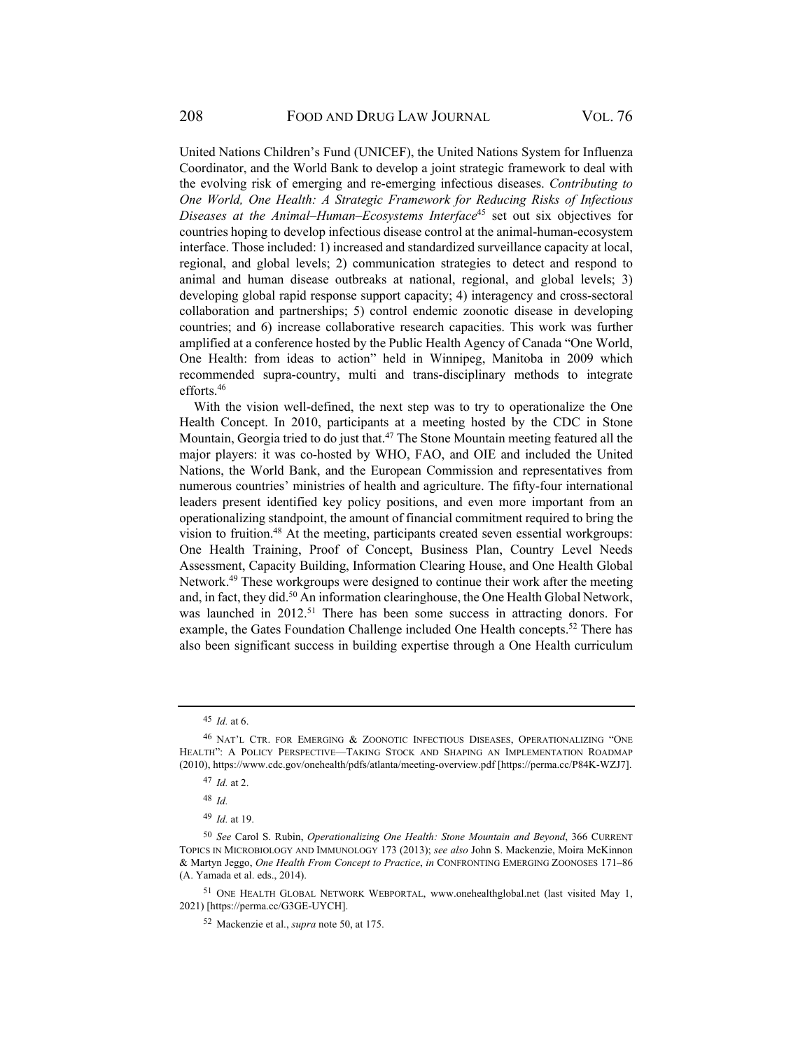United Nations Children's Fund (UNICEF), the United Nations System for Influenza Coordinator, and the World Bank to develop a joint strategic framework to deal with the evolving risk of emerging and re-emerging infectious diseases. *Contributing to One World, One Health: A Strategic Framework for Reducing Risks of Infectious Diseases at the Animal–Human–Ecosystems Interface*[45] set out six objectives for countries hoping to develop infectious disease control at the animal-human-ecosystem interface. Those included: 1) increased and standardized surveillance capacity at local, regional, and global levels; 2) communication strategies to detect and respond to animal and human disease outbreaks at national, regional, and global levels; 3) developing global rapid response support capacity; 4) interagency and cross-sectoral collaboration and partnerships; 5) control endemic zoonotic disease in developing countries; and 6) increase collaborative research capacities. This work was further amplified at a conference hosted by the Public Health Agency of Canada "One World, One Health: from ideas to action" held in Winnipeg, Manitoba in 2009 which recommended supra-country, multi and trans-disciplinary methods to integrate efforts.[46]

With the vision well-defined, the next step was to try to operationalize the One Health Concept. In 2010, participants at a meeting hosted by the CDC in Stone Mountain, Georgia tried to do just that.[47] The Stone Mountain meeting featured all the major players: it was co-hosted by WHO, FAO, and OIE and included the United Nations, the World Bank, and the European Commission and representatives from numerous countries' ministries of health and agriculture. The fifty-four international leaders present identified key policy positions, and even more important from an operationalizing standpoint, the amount of financial commitment required to bring the vision to fruition.[48] At the meeting, participants created seven essential workgroups: One Health Training, Proof of Concept, Business Plan, Country Level Needs Assessment, Capacity Building, Information Clearing House, and One Health Global Network.[49] These workgroups were designed to continue their work after the meeting and, in fact, they did.[50] An information clearinghouse, the One Health Global Network, was launched in 2012.[51] There has been some success in attracting donors. For example, the Gates Foundation Challenge included One Health concepts.[52] There has also been significant success in building expertise through a One Health curriculum

---

[45] *Id.* at 6.

[46] NAT'L CTR. FOR EMERGING & ZOONOTIC INFECTIOUS DISEASES, OPERATIONALIZING "ONE HEALTH": A POLICY PERSPECTIVE—TAKING STOCK AND SHAPING AN IMPLEMENTATION ROADMAP (2010), https://www.cdc.gov/onehealth/pdfs/atlanta/meeting-overview.pdf [https://perma.cc/P84K-WZJ7].

[47] *Id.* at 2.

[48] *Id.*

[49] *Id.* at 19.

[50] *See* Carol S. Rubin, *Operationalizing One Health: Stone Mountain and Beyond*, 366 CURRENT TOPICS IN MICROBIOLOGY AND IMMUNOLOGY 173 (2013); *see also* John S. Mackenzie, Moira McKinnon & Martyn Jeggo, *One Health From Concept to Practice*, *in* CONFRONTING EMERGING ZOONOSES 171–86 (A. Yamada et al. eds., 2014).

[51] ONE HEALTH GLOBAL NETWORK WEBPORTAL, www.onehealthglobal.net (last visited May 1, 2021) [https://perma.cc/G3GE-UYCH].

[52] Mackenzie et al., *supra* note 50, at 175.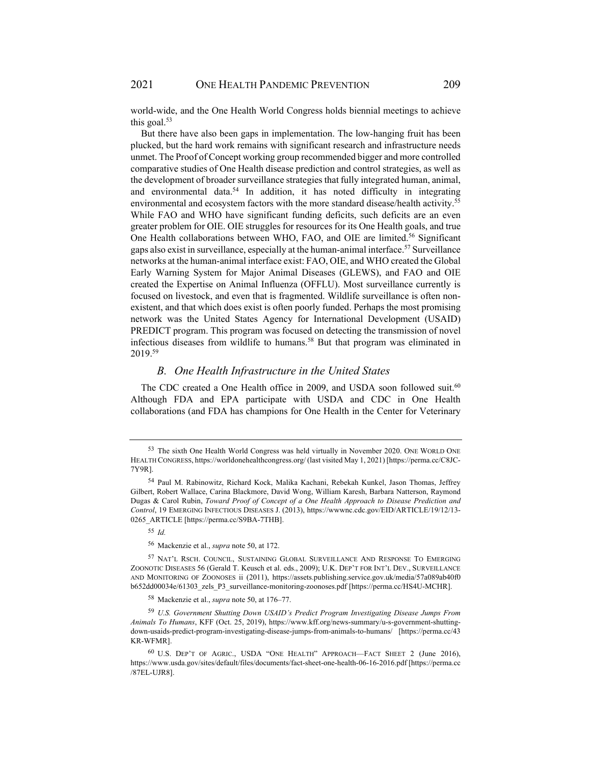world-wide, and the One Health World Congress holds biennial meetings to achieve this goal.[53]

But there have also been gaps in implementation. The low-hanging fruit has been plucked, but the hard work remains with significant research and infrastructure needs unmet. The Proof of Concept working group recommended bigger and more controlled comparative studies of One Health disease prediction and control strategies, as well as the development of broader surveillance strategies that fully integrated human, animal, and environmental data.[54] In addition, it has noted difficulty in integrating environmental and ecosystem factors with the more standard disease/health activity.[55] While FAO and WHO have significant funding deficits, such deficits are an even greater problem for OIE. OIE struggles for resources for its One Health goals, and true One Health collaborations between WHO, FAO, and OIE are limited.[56] Significant gaps also exist in surveillance, especially at the human-animal interface.[57] Surveillance networks at the human-animal interface exist: FAO, OIE, and WHO created the Global Early Warning System for Major Animal Diseases (GLEWS), and FAO and OIE created the Expertise on Animal Influenza (OFFLU). Most surveillance currently is focused on livestock, and even that is fragmented. Wildlife surveillance is often non-existent, and that which does exist is often poorly funded. Perhaps the most promising network was the United States Agency for International Development (USAID) PREDICT program. This program was focused on detecting the transmission of novel infectious diseases from wildlife to humans.[58] But that program was eliminated in 2019.[59]

### *B. One Health Infrastructure in the United States*

The CDC created a One Health office in 2009, and USDA soon followed suit.[60] Although FDA and EPA participate with USDA and CDC in One Health collaborations (and FDA has champions for One Health in the Center for Veterinary

---

[53] The sixth One Health World Congress was held virtually in November 2020. ONE WORLD ONE HEALTH CONGRESS, https://worldonehealthcongress.org/ (last visited May 1, 2021) [https://perma.cc/C8JC-7Y9R].

[54] Paul M. Rabinowitz, Richard Kock, Malika Kachani, Rebekah Kunkel, Jason Thomas, Jeffrey Gilbert, Robert Wallace, Carina Blackmore, David Wong, William Karesh, Barbara Natterson, Raymond Dugas & Carol Rubin, *Toward Proof of Concept of a One Health Approach to Disease Prediction and Control*, 19 EMERGING INFECTIOUS DISEASES J. (2013), https://wwwnc.cdc.gov/EID/ARTICLE/19/12/13-0265_ARTICLE [https://perma.cc/S9BA-7THB].

[55] *Id.*

[56] Mackenzie et al., *supra* note 50, at 172.

[57] NAT'L RSCH. COUNCIL, SUSTAINING GLOBAL SURVEILLANCE AND RESPONSE TO EMERGING ZOONOTIC DISEASES 56 (Gerald T. Keusch et al. eds., 2009); U.K. DEP'T FOR INT'L DEV., SURVEILLANCE AND MONITORING OF ZOONOSES ii (2011), https://assets.publishing.service.gov.uk/media/57a089ab40f0b652dd00034e/61303_zels_P3_surveillance-monitoring-zoonoses.pdf [https://perma.cc/HS4U-MCHR].

[58] Mackenzie et al., *supra* note 50, at 176–77.

[59] *U.S. Government Shutting Down USAID's Predict Program Investigating Disease Jumps From Animals To Humans*, KFF (Oct. 25, 2019), https://www.kff.org/news-summary/u-s-government-shutting-down-usaids-predict-program-investigating-disease-jumps-from-animals-to-humans/ [https://perma.cc/43KR-WFMR].

[60] U.S. DEP'T OF AGRIC., USDA "ONE HEALTH" APPROACH—FACT SHEET 2 (June 2016), https://www.usda.gov/sites/default/files/documents/fact-sheet-one-health-06-16-2016.pdf [https://perma.cc/87EL-UJR8].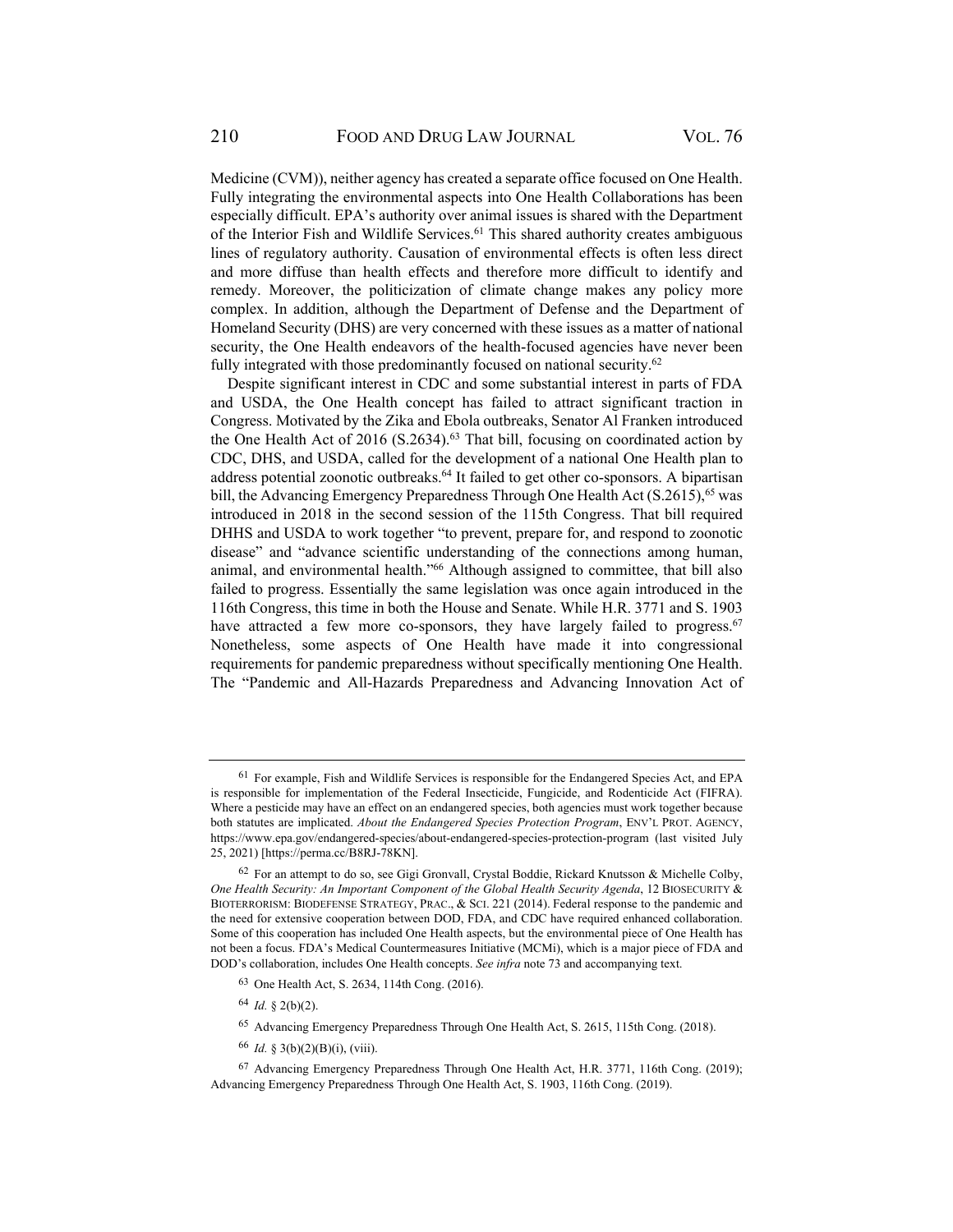Medicine (CVM)), neither agency has created a separate office focused on One Health. Fully integrating the environmental aspects into One Health Collaborations has been especially difficult. EPA's authority over animal issues is shared with the Department of the Interior Fish and Wildlife Services.[61] This shared authority creates ambiguous lines of regulatory authority. Causation of environmental effects is often less direct and more diffuse than health effects and therefore more difficult to identify and remedy. Moreover, the politicization of climate change makes any policy more complex. In addition, although the Department of Defense and the Department of Homeland Security (DHS) are very concerned with these issues as a matter of national security, the One Health endeavors of the health-focused agencies have never been fully integrated with those predominantly focused on national security.[62]

Despite significant interest in CDC and some substantial interest in parts of FDA and USDA, the One Health concept has failed to attract significant traction in Congress. Motivated by the Zika and Ebola outbreaks, Senator Al Franken introduced the One Health Act of 2016 (S.2634).[63] That bill, focusing on coordinated action by CDC, DHS, and USDA, called for the development of a national One Health plan to address potential zoonotic outbreaks.[64] It failed to get other co-sponsors. A bipartisan bill, the Advancing Emergency Preparedness Through One Health Act (S.2615),[65] was introduced in 2018 in the second session of the 115th Congress. That bill required DHHS and USDA to work together "to prevent, prepare for, and respond to zoonotic disease" and "advance scientific understanding of the connections among human, animal, and environmental health."[66] Although assigned to committee, that bill also failed to progress. Essentially the same legislation was once again introduced in the 116th Congress, this time in both the House and Senate. While H.R. 3771 and S. 1903 have attracted a few more co-sponsors, they have largely failed to progress.[67] Nonetheless, some aspects of One Health have made it into congressional requirements for pandemic preparedness without specifically mentioning One Health. The "Pandemic and All-Hazards Preparedness and Advancing Innovation Act of

---

[61] For example, Fish and Wildlife Services is responsible for the Endangered Species Act, and EPA is responsible for implementation of the Federal Insecticide, Fungicide, and Rodenticide Act (FIFRA). Where a pesticide may have an effect on an endangered species, both agencies must work together because both statutes are implicated. *About the Endangered Species Protection Program*, ENV'L PROT. AGENCY, https://www.epa.gov/endangered-species/about-endangered-species-protection-program (last visited July 25, 2021) [https://perma.cc/B8RJ-78KN].

[62] For an attempt to do so, see Gigi Gronvall, Crystal Boddie, Rickard Knutsson & Michelle Colby, *One Health Security: An Important Component of the Global Health Security Agenda*, 12 BIOSECURITY & BIOTERRORISM: BIODEFENSE STRATEGY, PRAC., & SCI. 221 (2014). Federal response to the pandemic and the need for extensive cooperation between DOD, FDA, and CDC have required enhanced collaboration. Some of this cooperation has included One Health aspects, but the environmental piece of One Health has not been a focus. FDA's Medical Countermeasures Initiative (MCMi), which is a major piece of FDA and DOD's collaboration, includes One Health concepts. *See infra* note 73 and accompanying text.

[63] One Health Act, S. 2634, 114th Cong. (2016).

[64] *Id.* § 2(b)(2).

[65] Advancing Emergency Preparedness Through One Health Act, S. 2615, 115th Cong. (2018).

[66] *Id.* § 3(b)(2)(B)(i), (viii).

[67] Advancing Emergency Preparedness Through One Health Act, H.R. 3771, 116th Cong. (2019); Advancing Emergency Preparedness Through One Health Act, S. 1903, 116th Cong. (2019).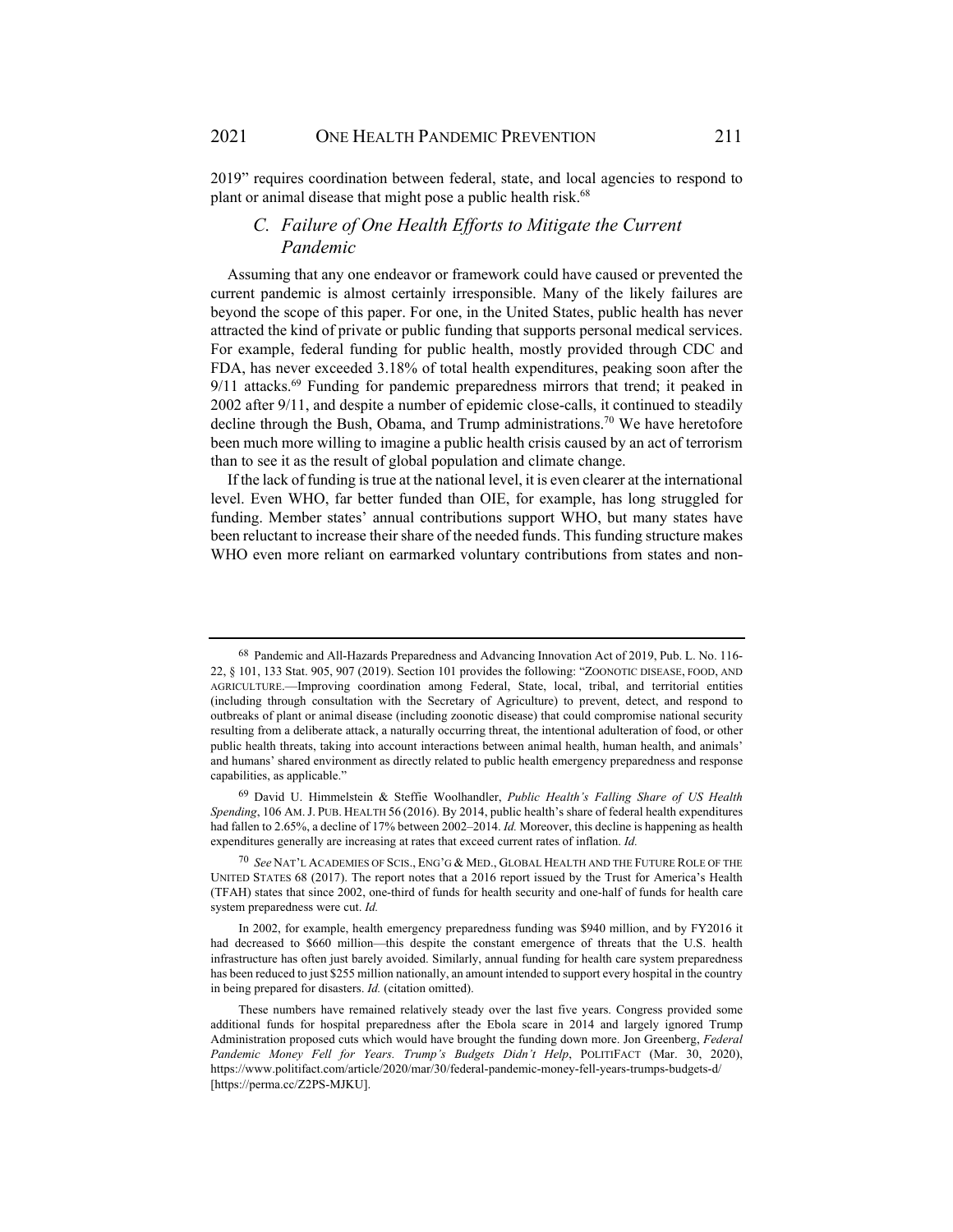2019" requires coordination between federal, state, and local agencies to respond to plant or animal disease that might pose a public health risk.[68]

### C. *Failure of One Health Efforts to Mitigate the Current Pandemic*

Assuming that any one endeavor or framework could have caused or prevented the current pandemic is almost certainly irresponsible. Many of the likely failures are beyond the scope of this paper. For one, in the United States, public health has never attracted the kind of private or public funding that supports personal medical services. For example, federal funding for public health, mostly provided through CDC and FDA, has never exceeded 3.18% of total health expenditures, peaking soon after the 9/11 attacks.[69] Funding for pandemic preparedness mirrors that trend; it peaked in 2002 after 9/11, and despite a number of epidemic close-calls, it continued to steadily decline through the Bush, Obama, and Trump administrations.[70] We have heretofore been much more willing to imagine a public health crisis caused by an act of terrorism than to see it as the result of global population and climate change.

If the lack of funding is true at the national level, it is even clearer at the international level. Even WHO, far better funded than OIE, for example, has long struggled for funding. Member states' annual contributions support WHO, but many states have been reluctant to increase their share of the needed funds. This funding structure makes WHO even more reliant on earmarked voluntary contributions from states and non-

---

[68] Pandemic and All-Hazards Preparedness and Advancing Innovation Act of 2019, Pub. L. No. 116-22, § 101, 133 Stat. 905, 907 (2019). Section 101 provides the following: "ZOONOTIC DISEASE, FOOD, AND AGRICULTURE.—Improving coordination among Federal, State, local, tribal, and territorial entities (including through consultation with the Secretary of Agriculture) to prevent, detect, and respond to outbreaks of plant or animal disease (including zoonotic disease) that could compromise national security resulting from a deliberate attack, a naturally occurring threat, the intentional adulteration of food, or other public health threats, taking into account interactions between animal health, human health, and animals' and humans' shared environment as directly related to public health emergency preparedness and response capabilities, as applicable."

[69] David U. Himmelstein & Steffie Woolhandler, *Public Health's Falling Share of US Health Spending*, 106 AM. J. PUB. HEALTH 56 (2016). By 2014, public health's share of federal health expenditures had fallen to 2.65%, a decline of 17% between 2002–2014. *Id.* Moreover, this decline is happening as health expenditures generally are increasing at rates that exceed current rates of inflation. *Id.*

[70] *See* NAT'L ACADEMIES OF SCIS., ENG'G & MED., GLOBAL HEALTH AND THE FUTURE ROLE OF THE UNITED STATES 68 (2017). The report notes that a 2016 report issued by the Trust for America's Health (TFAH) states that since 2002, one-third of funds for health security and one-half of funds for health care system preparedness were cut. *Id.*

In 2002, for example, health emergency preparedness funding was $940 million, and by FY2016 it had decreased to $660 million—this despite the constant emergence of threats that the U.S. health infrastructure has often just barely avoided. Similarly, annual funding for health care system preparedness has been reduced to just $255 million nationally, an amount intended to support every hospital in the country in being prepared for disasters. *Id.* (citation omitted).

These numbers have remained relatively steady over the last five years. Congress provided some additional funds for hospital preparedness after the Ebola scare in 2014 and largely ignored Trump Administration proposed cuts which would have brought the funding down more. Jon Greenberg, *Federal Pandemic Money Fell for Years. Trump's Budgets Didn't Help*, POLITIFACT (Mar. 30, 2020), https://www.politifact.com/article/2020/mar/30/federal-pandemic-money-fell-years-trumps-budgets-d/ [https://perma.cc/Z2PS-MJKU].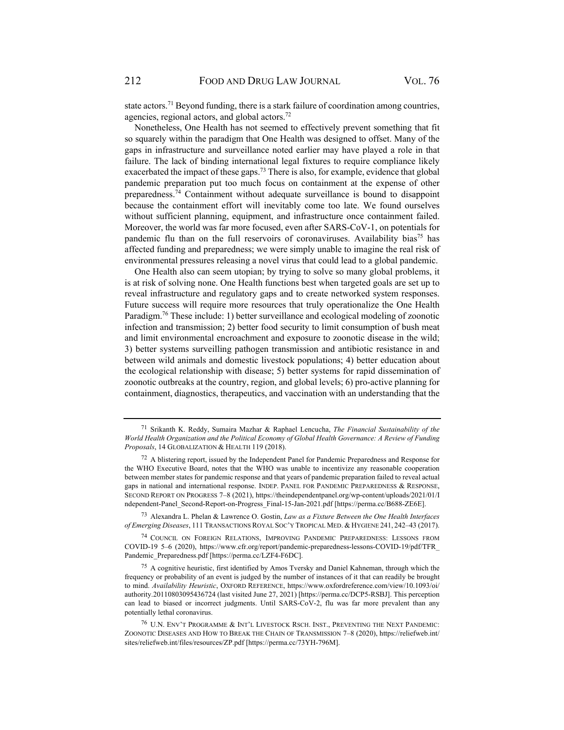state actors.[71] Beyond funding, there is a stark failure of coordination among countries, agencies, regional actors, and global actors.[72]

Nonetheless, One Health has not seemed to effectively prevent something that fit so squarely within the paradigm that One Health was designed to offset. Many of the gaps in infrastructure and surveillance noted earlier may have played a role in that failure. The lack of binding international legal fixtures to require compliance likely exacerbated the impact of these gaps.[73] There is also, for example, evidence that global pandemic preparation put too much focus on containment at the expense of other preparedness.[74] Containment without adequate surveillance is bound to disappoint because the containment effort will inevitably come too late. We found ourselves without sufficient planning, equipment, and infrastructure once containment failed. Moreover, the world was far more focused, even after SARS-CoV-1, on potentials for pandemic flu than on the full reservoirs of coronaviruses. Availability bias[75] has affected funding and preparedness; we were simply unable to imagine the real risk of environmental pressures releasing a novel virus that could lead to a global pandemic.

One Health also can seem utopian; by trying to solve so many global problems, it is at risk of solving none. One Health functions best when targeted goals are set up to reveal infrastructure and regulatory gaps and to create networked system responses. Future success will require more resources that truly operationalize the One Health Paradigm.[76] These include: 1) better surveillance and ecological modeling of zoonotic infection and transmission; 2) better food security to limit consumption of bush meat and limit environmental encroachment and exposure to zoonotic disease in the wild; 3) better systems surveilling pathogen transmission and antibiotic resistance in and between wild animals and domestic livestock populations; 4) better education about the ecological relationship with disease; 5) better systems for rapid dissemination of zoonotic outbreaks at the country, region, and global levels; 6) pro-active planning for containment, diagnostics, therapeutics, and vaccination with an understanding that the

---

[71] Srikanth K. Reddy, Sumaira Mazhar & Raphael Lencucha, *The Financial Sustainability of the World Health Organization and the Political Economy of Global Health Governance: A Review of Funding Proposals*, 14 GLOBALIZATION & HEALTH 119 (2018).

[72] A blistering report, issued by the Independent Panel for Pandemic Preparedness and Response for the WHO Executive Board, notes that the WHO was unable to incentivize any reasonable cooperation between member states for pandemic response and that years of pandemic preparation failed to reveal actual gaps in national and international response. INDEP. PANEL FOR PANDEMIC PREPAREDNESS & RESPONSE, SECOND REPORT ON PROGRESS 7–8 (2021), https://theindependentpanel.org/wp-content/uploads/2021/01/Independent-Panel_Second-Report-on-Progress_Final-15-Jan-2021.pdf [https://perma.cc/B688-ZE6E].

[73] Alexandra L. Phelan & Lawrence O. Gostin, *Law as a Fixture Between the One Health Interfaces of Emerging Diseases*, 111 TRANSACTIONS ROYAL SOC'Y TROPICAL MED. & HYGIENE 241, 242–43 (2017).

[74] COUNCIL ON FOREIGN RELATIONS, IMPROVING PANDEMIC PREPAREDNESS: LESSONS FROM COVID-19 5–6 (2020), https://www.cfr.org/report/pandemic-preparedness-lessons-COVID-19/pdf/TFR_Pandemic_Preparedness.pdf [https://perma.cc/LZF4-F6DC].

[75] A cognitive heuristic, first identified by Amos Tversky and Daniel Kahneman, through which the frequency or probability of an event is judged by the number of instances of it that can readily be brought to mind. *Availability Heuristic*, OXFORD REFERENCE, https://www.oxfordreference.com/view/10.1093/oi/authority.20110803095436724 (last visited June 27, 2021) [https://perma.cc/DCP5-RSBJ]. This perception can lead to biased or incorrect judgments. Until SARS-CoV-2, flu was far more prevalent than any potentially lethal coronavirus.

[76] U.N. ENV'T PROGRAMME & INT'L LIVESTOCK RSCH. INST., PREVENTING THE NEXT PANDEMIC: ZOONOTIC DISEASES AND HOW TO BREAK THE CHAIN OF TRANSMISSION 7–8 (2020), https://reliefweb.int/sites/reliefweb.int/files/resources/ZP.pdf [https://perma.cc/73YH-796M].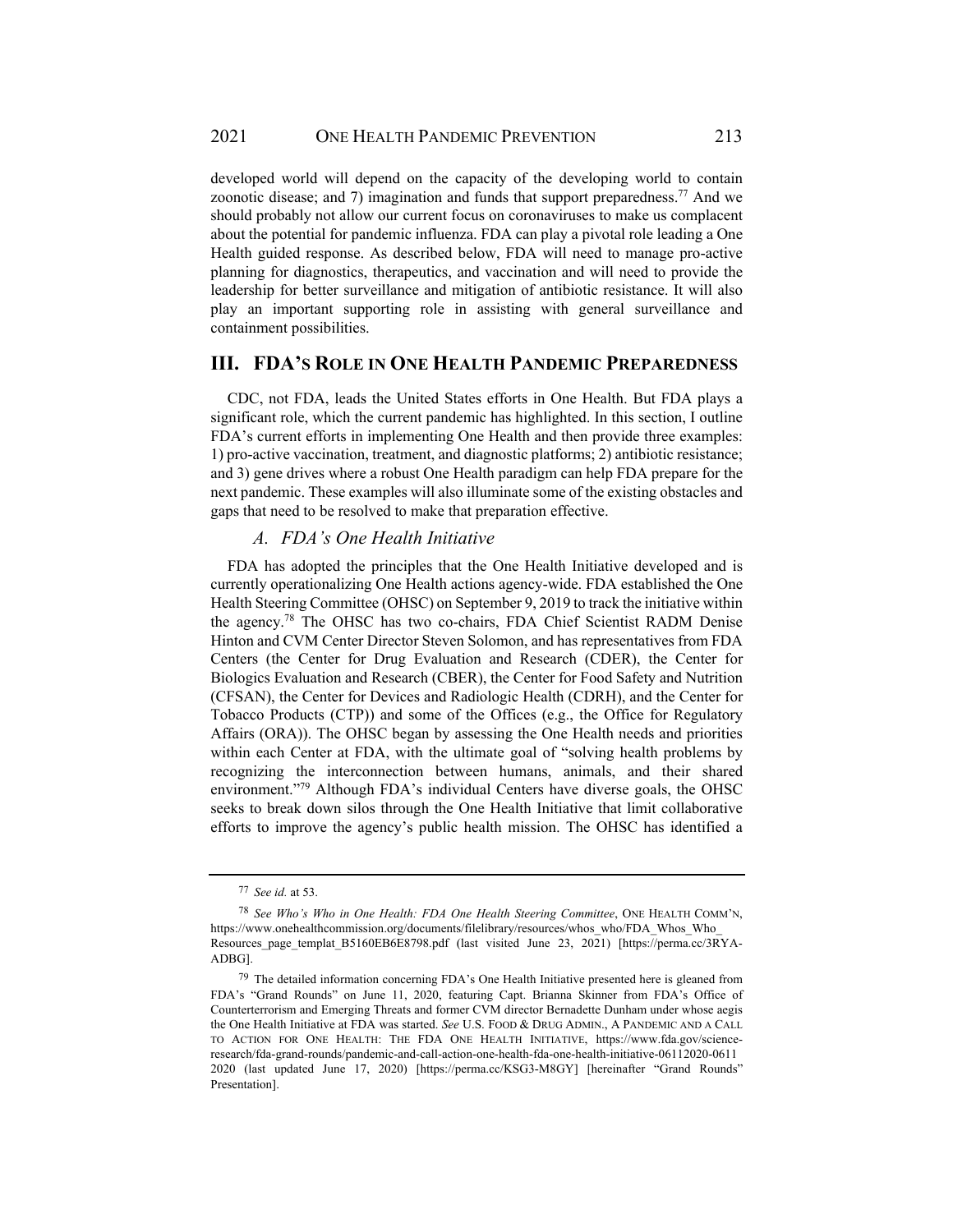developed world will depend on the capacity of the developing world to contain zoonotic disease; and 7) imagination and funds that support preparedness.[77] And we should probably not allow our current focus on coronaviruses to make us complacent about the potential for pandemic influenza. FDA can play a pivotal role leading a One Health guided response. As described below, FDA will need to manage pro-active planning for diagnostics, therapeutics, and vaccination and will need to provide the leadership for better surveillance and mitigation of antibiotic resistance. It will also play an important supporting role in assisting with general surveillance and containment possibilities.

## III. FDA's Role in One Health Pandemic Preparedness

CDC, not FDA, leads the United States efforts in One Health. But FDA plays a significant role, which the current pandemic has highlighted. In this section, I outline FDA's current efforts in implementing One Health and then provide three examples: 1) pro-active vaccination, treatment, and diagnostic platforms; 2) antibiotic resistance; and 3) gene drives where a robust One Health paradigm can help FDA prepare for the next pandemic. These examples will also illuminate some of the existing obstacles and gaps that need to be resolved to make that preparation effective.

### A. *FDA's One Health Initiative*

FDA has adopted the principles that the One Health Initiative developed and is currently operationalizing One Health actions agency-wide. FDA established the One Health Steering Committee (OHSC) on September 9, 2019 to track the initiative within the agency.[78] The OHSC has two co-chairs, FDA Chief Scientist RADM Denise Hinton and CVM Center Director Steven Solomon, and has representatives from FDA Centers (the Center for Drug Evaluation and Research (CDER), the Center for Biologics Evaluation and Research (CBER), the Center for Food Safety and Nutrition (CFSAN), the Center for Devices and Radiologic Health (CDRH), and the Center for Tobacco Products (CTP)) and some of the Offices (e.g., the Office for Regulatory Affairs (ORA)). The OHSC began by assessing the One Health needs and priorities within each Center at FDA, with the ultimate goal of "solving health problems by recognizing the interconnection between humans, animals, and their shared environment."[79] Although FDA's individual Centers have diverse goals, the OHSC seeks to break down silos through the One Health Initiative that limit collaborative efforts to improve the agency's public health mission. The OHSC has identified a

---

[77] *See id.* at 53.

[78] *See Who's Who in One Health: FDA One Health Steering Committee*, ONE HEALTH COMM'N, https://www.onehealthcommission.org/documents/filelibrary/resources/whos_who/FDA_Whos_Who_Resources_page_templat_B5160EB6E8798.pdf (last visited June 23, 2021) [https://perma.cc/3RYA-ADBG].

[79] The detailed information concerning FDA's One Health Initiative presented here is gleaned from FDA's "Grand Rounds" on June 11, 2020, featuring Capt. Brianna Skinner from FDA's Office of Counterterrorism and Emerging Threats and former CVM director Bernadette Dunham under whose aegis the One Health Initiative at FDA was started. *See* U.S. FOOD & DRUG ADMIN., A PANDEMIC AND A CALL TO ACTION FOR ONE HEALTH: THE FDA ONE HEALTH INITIATIVE, https://www.fda.gov/science-research/fda-grand-rounds/pandemic-and-call-action-one-health-fda-one-health-initiative-06112020-06112020 (last updated June 17, 2020) [https://perma.cc/KSG3-M8GY] [hereinafter "Grand Rounds" Presentation].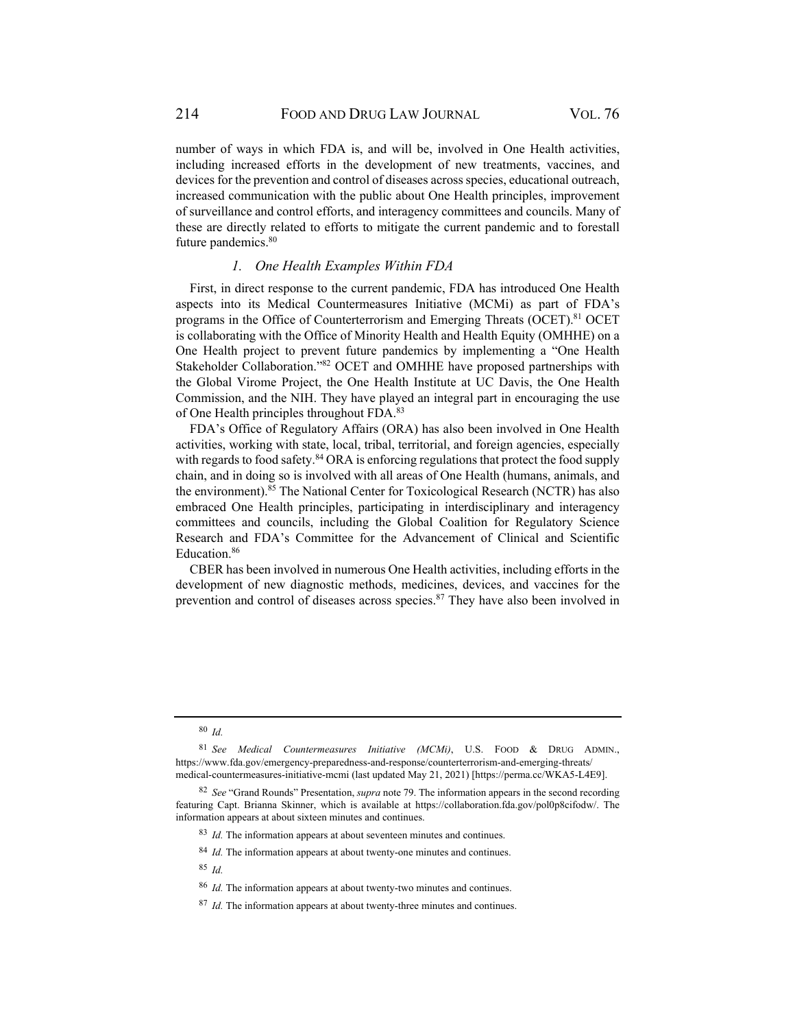number of ways in which FDA is, and will be, involved in One Health activities, including increased efforts in the development of new treatments, vaccines, and devices for the prevention and control of diseases across species, educational outreach, increased communication with the public about One Health principles, improvement of surveillance and control efforts, and interagency committees and councils. Many of these are directly related to efforts to mitigate the current pandemic and to forestall future pandemics.[80]

### *1. One Health Examples Within FDA*

First, in direct response to the current pandemic, FDA has introduced One Health aspects into its Medical Countermeasures Initiative (MCMi) as part of FDA's programs in the Office of Counterterrorism and Emerging Threats (OCET).[81] OCET is collaborating with the Office of Minority Health and Health Equity (OMHHE) on a One Health project to prevent future pandemics by implementing a "One Health Stakeholder Collaboration."[82] OCET and OMHHE have proposed partnerships with the Global Virome Project, the One Health Institute at UC Davis, the One Health Commission, and the NIH. They have played an integral part in encouraging the use of One Health principles throughout FDA.[83]

FDA's Office of Regulatory Affairs (ORA) has also been involved in One Health activities, working with state, local, tribal, territorial, and foreign agencies, especially with regards to food safety.[84] ORA is enforcing regulations that protect the food supply chain, and in doing so is involved with all areas of One Health (humans, animals, and the environment).[85] The National Center for Toxicological Research (NCTR) has also embraced One Health principles, participating in interdisciplinary and interagency committees and councils, including the Global Coalition for Regulatory Science Research and FDA's Committee for the Advancement of Clinical and Scientific Education.[86]

CBER has been involved in numerous One Health activities, including efforts in the development of new diagnostic methods, medicines, devices, and vaccines for the prevention and control of diseases across species.[87] They have also been involved in

---

[80] *Id.*

[81] *See Medical Countermeasures Initiative (MCMi)*, U.S. FOOD & DRUG ADMIN., https://www.fda.gov/emergency-preparedness-and-response/counterterrorism-and-emerging-threats/medical-countermeasures-initiative-mcmi (last updated May 21, 2021) [https://perma.cc/WKA5-L4E9].

[82] *See* "Grand Rounds" Presentation, *supra* note 79. The information appears in the second recording featuring Capt. Brianna Skinner, which is available at https://collaboration.fda.gov/pol0p8cifodw/. The information appears at about sixteen minutes and continues.

[83] *Id.* The information appears at about seventeen minutes and continues.

[84] *Id.* The information appears at about twenty-one minutes and continues.

[85] *Id.*

[86] *Id.* The information appears at about twenty-two minutes and continues.

[87] *Id.* The information appears at about twenty-three minutes and continues.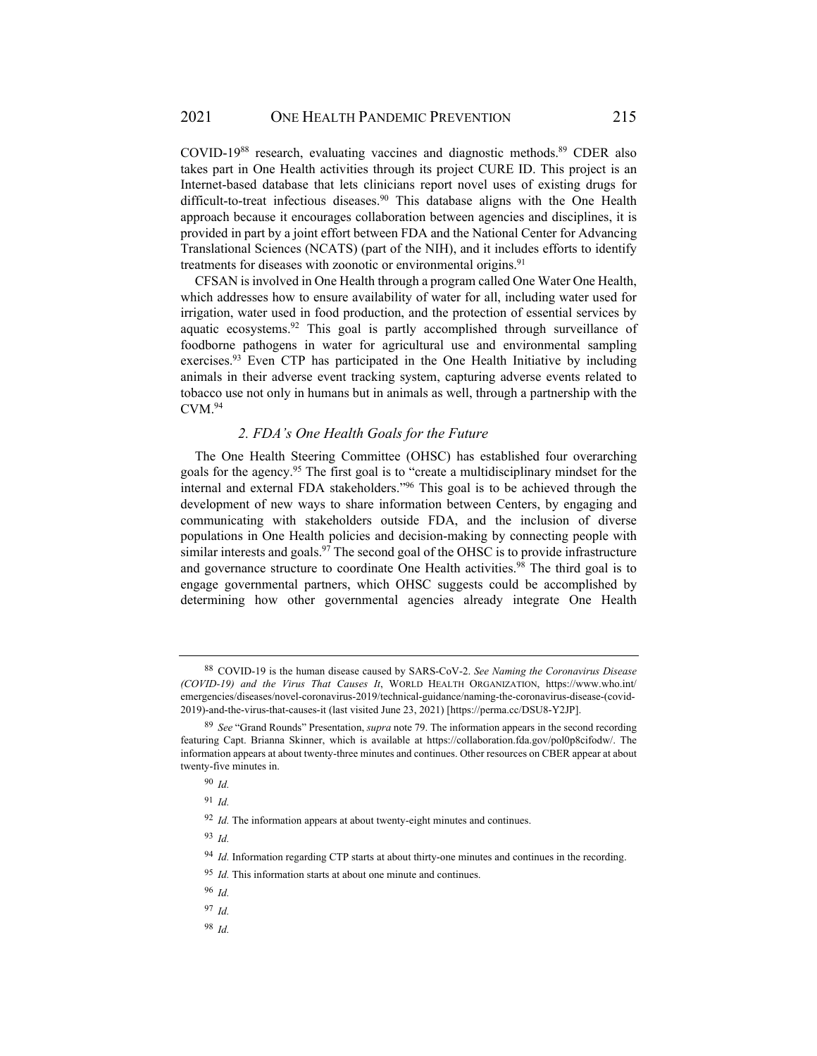COVID-19[88] research, evaluating vaccines and diagnostic methods.[89] CDER also takes part in One Health activities through its project CURE ID. This project is an Internet-based database that lets clinicians report novel uses of existing drugs for difficult-to-treat infectious diseases.[90] This database aligns with the One Health approach because it encourages collaboration between agencies and disciplines, it is provided in part by a joint effort between FDA and the National Center for Advancing Translational Sciences (NCATS) (part of the NIH), and it includes efforts to identify treatments for diseases with zoonotic or environmental origins.[91]

CFSAN is involved in One Health through a program called One Water One Health, which addresses how to ensure availability of water for all, including water used for irrigation, water used in food production, and the protection of essential services by aquatic ecosystems.[92] This goal is partly accomplished through surveillance of foodborne pathogens in water for agricultural use and environmental sampling exercises.[93] Even CTP has participated in the One Health Initiative by including animals in their adverse event tracking system, capturing adverse events related to tobacco use not only in humans but in animals as well, through a partnership with the CVM.[94]

### *2. FDA's One Health Goals for the Future*

The One Health Steering Committee (OHSC) has established four overarching goals for the agency.[95] The first goal is to "create a multidisciplinary mindset for the internal and external FDA stakeholders."[96] This goal is to be achieved through the development of new ways to share information between Centers, by engaging and communicating with stakeholders outside FDA, and the inclusion of diverse populations in One Health policies and decision-making by connecting people with similar interests and goals.[97] The second goal of the OHSC is to provide infrastructure and governance structure to coordinate One Health activities.[98] The third goal is to engage governmental partners, which OHSC suggests could be accomplished by determining how other governmental agencies already integrate One Health

---

[88] COVID-19 is the human disease caused by SARS-CoV-2. *See Naming the Coronavirus Disease (COVID-19) and the Virus That Causes It*, WORLD HEALTH ORGANIZATION, https://www.who.int/emergencies/diseases/novel-coronavirus-2019/technical-guidance/naming-the-coronavirus-disease-(covid-2019)-and-the-virus-that-causes-it (last visited June 23, 2021) [https://perma.cc/DSU8-Y2JP].

[89] *See* "Grand Rounds" Presentation, *supra* note 79. The information appears in the second recording featuring Capt. Brianna Skinner, which is available at https://collaboration.fda.gov/pol0p8cifodw/. The information appears at about twenty-three minutes and continues. Other resources on CBER appear at about twenty-five minutes in.

[90] *Id.*

[91] *Id.*

[92] *Id.* The information appears at about twenty-eight minutes and continues.

[93] *Id.*

[94] *Id.* Information regarding CTP starts at about thirty-one minutes and continues in the recording.

[95] *Id.* This information starts at about one minute and continues.

[96] *Id.*

[97] *Id.*

[98] *Id.*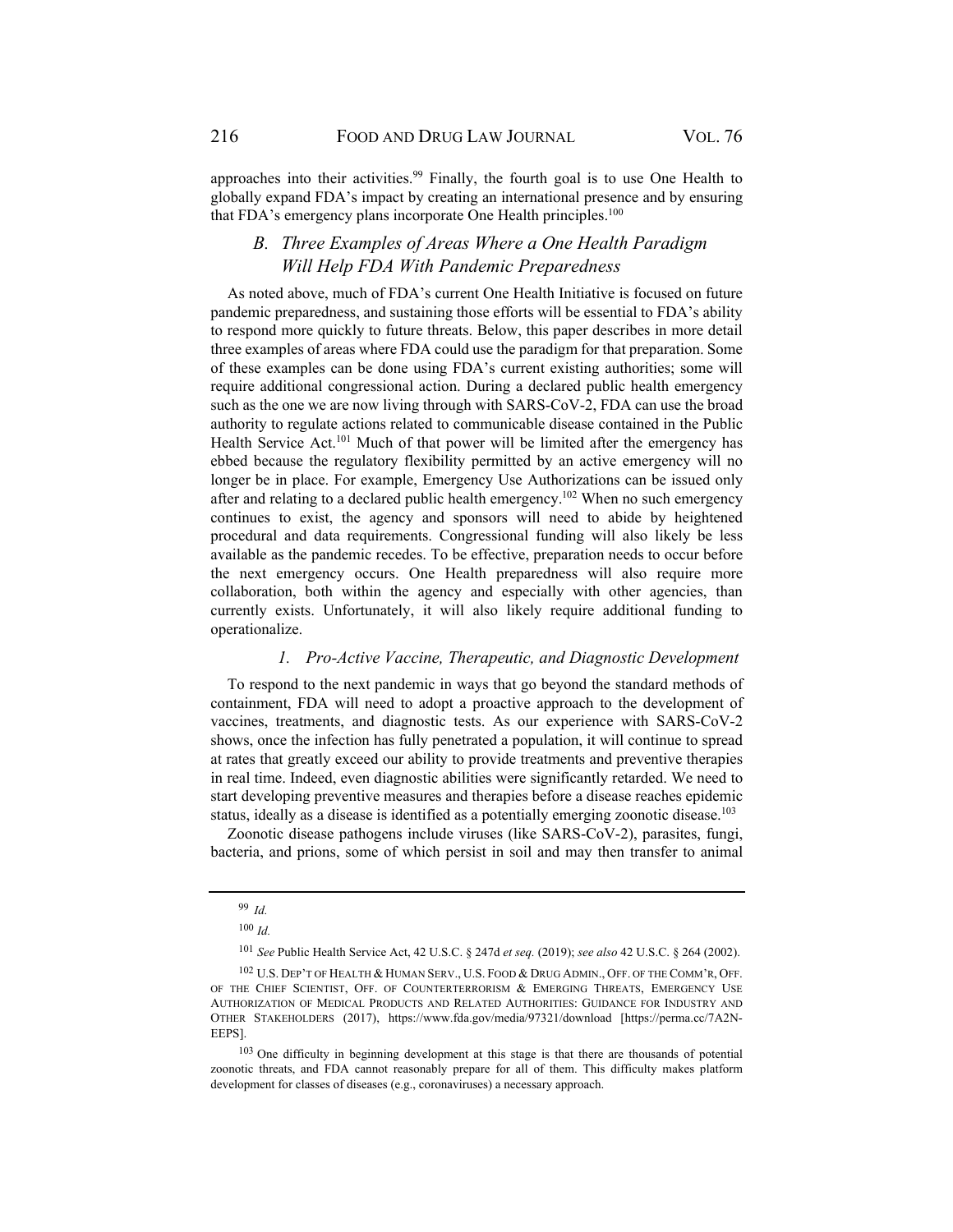approaches into their activities.[99] Finally, the fourth goal is to use One Health to globally expand FDA's impact by creating an international presence and by ensuring that FDA's emergency plans incorporate One Health principles.[100]

## *B. Three Examples of Areas Where a One Health Paradigm Will Help FDA With Pandemic Preparedness*

As noted above, much of FDA's current One Health Initiative is focused on future pandemic preparedness, and sustaining those efforts will be essential to FDA's ability to respond more quickly to future threats. Below, this paper describes in more detail three examples of areas where FDA could use the paradigm for that preparation. Some of these examples can be done using FDA's current existing authorities; some will require additional congressional action. During a declared public health emergency such as the one we are now living through with SARS-CoV-2, FDA can use the broad authority to regulate actions related to communicable disease contained in the Public Health Service Act.[101] Much of that power will be limited after the emergency has ebbed because the regulatory flexibility permitted by an active emergency will no longer be in place. For example, Emergency Use Authorizations can be issued only after and relating to a declared public health emergency.[102] When no such emergency continues to exist, the agency and sponsors will need to abide by heightened procedural and data requirements. Congressional funding will also likely be less available as the pandemic recedes. To be effective, preparation needs to occur before the next emergency occurs. One Health preparedness will also require more collaboration, both within the agency and especially with other agencies, than currently exists. Unfortunately, it will also likely require additional funding to operationalize.

### *1. Pro-Active Vaccine, Therapeutic, and Diagnostic Development*

To respond to the next pandemic in ways that go beyond the standard methods of containment, FDA will need to adopt a proactive approach to the development of vaccines, treatments, and diagnostic tests. As our experience with SARS-CoV-2 shows, once the infection has fully penetrated a population, it will continue to spread at rates that greatly exceed our ability to provide treatments and preventive therapies in real time. Indeed, even diagnostic abilities were significantly retarded. We need to start developing preventive measures and therapies before a disease reaches epidemic status, ideally as a disease is identified as a potentially emerging zoonotic disease.[103]

Zoonotic disease pathogens include viruses (like SARS-CoV-2), parasites, fungi, bacteria, and prions, some of which persist in soil and may then transfer to animal

---

[99] *Id.*

[100] *Id.*

[101] *See* Public Health Service Act, 42 U.S.C. § 247d *et seq.* (2019); *see also* 42 U.S.C. § 264 (2002).

[102] U.S. DEP'T OF HEALTH & HUMAN SERV., U.S. FOOD & DRUG ADMIN., OFF. OF THE COMM'R, OFF. OF THE CHIEF SCIENTIST, OFF. OF COUNTERTERRORISM & EMERGING THREATS, EMERGENCY USE AUTHORIZATION OF MEDICAL PRODUCTS AND RELATED AUTHORITIES: GUIDANCE FOR INDUSTRY AND OTHER STAKEHOLDERS (2017), https://www.fda.gov/media/97321/download [https://perma.cc/7A2N-EEPS].

[103] One difficulty in beginning development at this stage is that there are thousands of potential zoonotic threats, and FDA cannot reasonably prepare for all of them. This difficulty makes platform development for classes of diseases (e.g., coronaviruses) a necessary approach.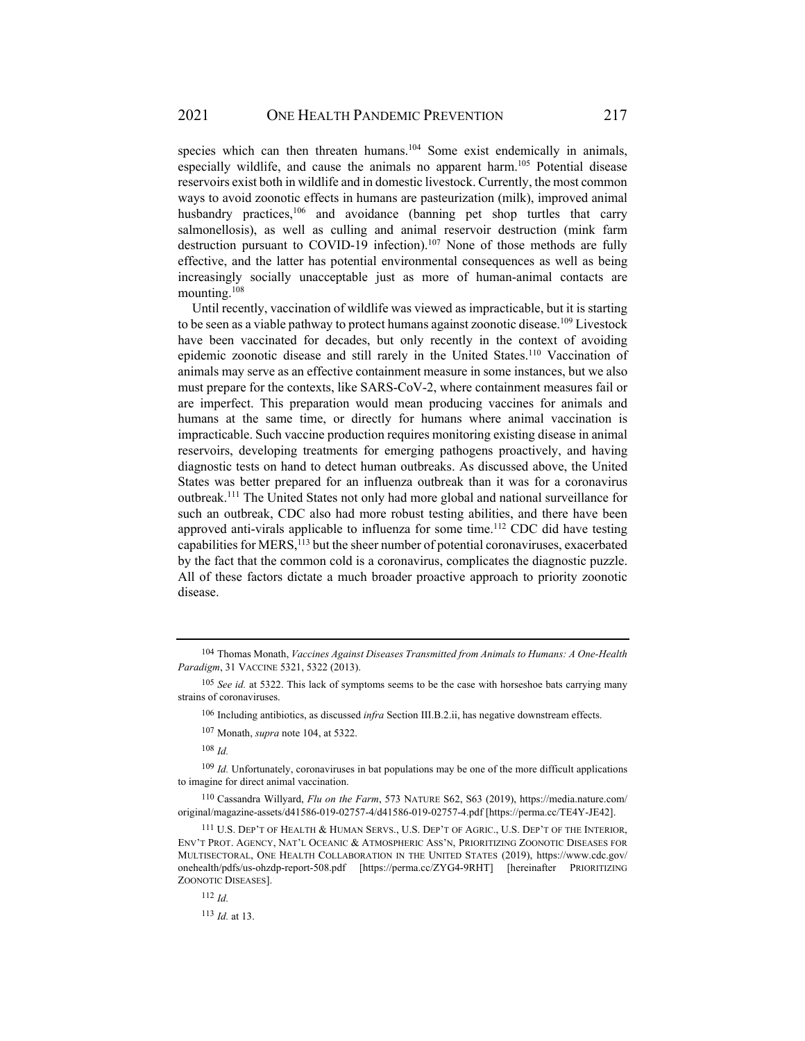species which can then threaten humans.[104] Some exist endemically in animals, especially wildlife, and cause the animals no apparent harm.[105] Potential disease reservoirs exist both in wildlife and in domestic livestock. Currently, the most common ways to avoid zoonotic effects in humans are pasteurization (milk), improved animal husbandry practices,[106] and avoidance (banning pet shop turtles that carry salmonellosis), as well as culling and animal reservoir destruction (mink farm destruction pursuant to COVID-19 infection).[107] None of those methods are fully effective, and the latter has potential environmental consequences as well as being increasingly socially unacceptable just as more of human-animal contacts are mounting.[108]

Until recently, vaccination of wildlife was viewed as impracticable, but it is starting to be seen as a viable pathway to protect humans against zoonotic disease.[109] Livestock have been vaccinated for decades, but only recently in the context of avoiding epidemic zoonotic disease and still rarely in the United States.[110] Vaccination of animals may serve as an effective containment measure in some instances, but we also must prepare for the contexts, like SARS-CoV-2, where containment measures fail or are imperfect. This preparation would mean producing vaccines for animals and humans at the same time, or directly for humans where animal vaccination is impracticable. Such vaccine production requires monitoring existing disease in animal reservoirs, developing treatments for emerging pathogens proactively, and having diagnostic tests on hand to detect human outbreaks. As discussed above, the United States was better prepared for an influenza outbreak than it was for a coronavirus outbreak.[111] The United States not only had more global and national surveillance for such an outbreak, CDC also had more robust testing abilities, and there have been approved anti-virals applicable to influenza for some time.[112] CDC did have testing capabilities for MERS,[113] but the sheer number of potential coronaviruses, exacerbated by the fact that the common cold is a coronavirus, complicates the diagnostic puzzle. All of these factors dictate a much broader proactive approach to priority zoonotic disease.

---

[104] Thomas Monath, *Vaccines Against Diseases Transmitted from Animals to Humans: A One-Health Paradigm*, 31 VACCINE 5321, 5322 (2013).

[105] *See id.* at 5322. This lack of symptoms seems to be the case with horseshoe bats carrying many strains of coronaviruses.

[106] Including antibiotics, as discussed *infra* Section III.B.2.ii, has negative downstream effects.

[107] Monath, *supra* note 104, at 5322.

[108] *Id.*

[109] *Id.* Unfortunately, coronaviruses in bat populations may be one of the more difficult applications to imagine for direct animal vaccination.

[110] Cassandra Willyard, *Flu on the Farm*, 573 NATURE S62, S63 (2019), https://media.nature.com/original/magazine-assets/d41586-019-02757-4/d41586-019-02757-4.pdf [https://perma.cc/TE4Y-JE42].

[111] U.S. DEP'T OF HEALTH & HUMAN SERVS., U.S. DEP'T OF AGRIC., U.S. DEP'T OF THE INTERIOR, ENV'T PROT. AGENCY, NAT'L OCEANIC & ATMOSPHERIC ASS'N, PRIORITIZING ZOONOTIC DISEASES FOR MULTISECTORAL, ONE HEALTH COLLABORATION IN THE UNITED STATES (2019), https://www.cdc.gov/onehealth/pdfs/us-ohzdp-report-508.pdf [https://perma.cc/ZYG4-9RHT] [hereinafter PRIORITIZING ZOONOTIC DISEASES].

[112] *Id.*

[113] *Id.* at 13.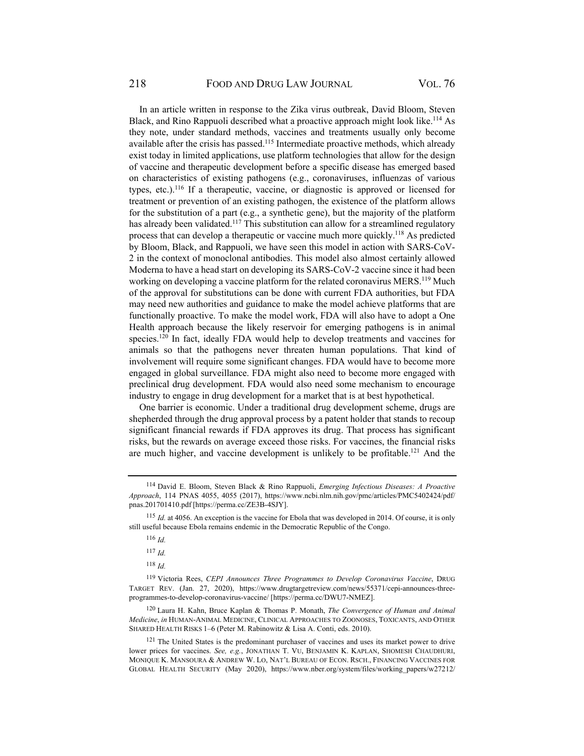In an article written in response to the Zika virus outbreak, David Bloom, Steven Black, and Rino Rappuoli described what a proactive approach might look like.[114] As they note, under standard methods, vaccines and treatments usually only become available after the crisis has passed.[115] Intermediate proactive methods, which already exist today in limited applications, use platform technologies that allow for the design of vaccine and therapeutic development before a specific disease has emerged based on characteristics of existing pathogens (e.g., coronaviruses, influenzas of various types, etc.).[116] If a therapeutic, vaccine, or diagnostic is approved or licensed for treatment or prevention of an existing pathogen, the existence of the platform allows for the substitution of a part (e.g., a synthetic gene), but the majority of the platform has already been validated.[117] This substitution can allow for a streamlined regulatory process that can develop a therapeutic or vaccine much more quickly.[118] As predicted by Bloom, Black, and Rappuoli, we have seen this model in action with SARS-CoV-2 in the context of monoclonal antibodies. This model also almost certainly allowed Moderna to have a head start on developing its SARS-CoV-2 vaccine since it had been working on developing a vaccine platform for the related coronavirus MERS.[119] Much of the approval for substitutions can be done with current FDA authorities, but FDA may need new authorities and guidance to make the model achieve platforms that are functionally proactive. To make the model work, FDA will also have to adopt a One Health approach because the likely reservoir for emerging pathogens is in animal species.[120] In fact, ideally FDA would help to develop treatments and vaccines for animals so that the pathogens never threaten human populations. That kind of involvement will require some significant changes. FDA would have to become more engaged in global surveillance. FDA might also need to become more engaged with preclinical drug development. FDA would also need some mechanism to encourage industry to engage in drug development for a market that is at best hypothetical.

One barrier is economic. Under a traditional drug development scheme, drugs are shepherded through the drug approval process by a patent holder that stands to recoup significant financial rewards if FDA approves its drug. That process has significant risks, but the rewards on average exceed those risks. For vaccines, the financial risks are much higher, and vaccine development is unlikely to be profitable.[121] And the

---

[114] David E. Bloom, Steven Black & Rino Rappuoli, *Emerging Infectious Diseases: A Proactive Approach*, 114 PNAS 4055, 4055 (2017), https://www.ncbi.nlm.nih.gov/pmc/articles/PMC5402424/pdf/pnas.201701410.pdf [https://perma.cc/ZE3B-4SJY].

[115] *Id.* at 4056. An exception is the vaccine for Ebola that was developed in 2014. Of course, it is only still useful because Ebola remains endemic in the Democratic Republic of the Congo.

[116] *Id.*

[117] *Id.*

[118] *Id.*

[119] Victoria Rees, *CEPI Announces Three Programmes to Develop Coronavirus Vaccine*, DRUG TARGET REV. (Jan. 27, 2020), https://www.drugtargetreview.com/news/55371/cepi-announces-three-programmes-to-develop-coronavirus-vaccine/ [https://perma.cc/DWU7-NMEZ].

[120] Laura H. Kahn, Bruce Kaplan & Thomas P. Monath, *The Convergence of Human and Animal Medicine*, *in* HUMAN-ANIMAL MEDICINE, CLINICAL APPROACHES TO ZOONOSES, TOXICANTS, AND OTHER SHARED HEALTH RISKS 1–6 (Peter M. Rabinowitz & Lisa A. Conti, eds. 2010).

[121] The United States is the predominant purchaser of vaccines and uses its market power to drive lower prices for vaccines. *See, e.g.*, JONATHAN T. VU, BENJAMIN K. KAPLAN, SHOMESH CHAUDHURI, MONIQUE K. MANSOURA & ANDREW W. LO, NAT'L BUREAU OF ECON. RSCH., FINANCING VACCINES FOR GLOBAL HEALTH SECURITY (May 2020), https://www.nber.org/system/files/working_papers/w27212/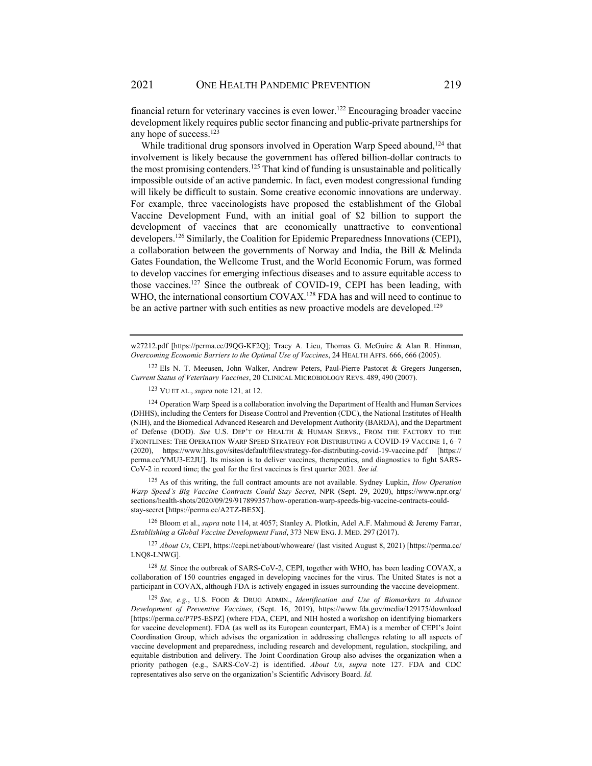financial return for veterinary vaccines is even lower.[122] Encouraging broader vaccine development likely requires public sector financing and public-private partnerships for any hope of success.[123]

While traditional drug sponsors involved in Operation Warp Speed abound,[124] that involvement is likely because the government has offered billion-dollar contracts to the most promising contenders.[125] That kind of funding is unsustainable and politically impossible outside of an active pandemic. In fact, even modest congressional funding will likely be difficult to sustain. Some creative economic innovations are underway. For example, three vaccinologists have proposed the establishment of the Global Vaccine Development Fund, with an initial goal of $2 billion to support the development of vaccines that are economically unattractive to conventional developers.[126] Similarly, the Coalition for Epidemic Preparedness Innovations (CEPI), a collaboration between the governments of Norway and India, the Bill & Melinda Gates Foundation, the Wellcome Trust, and the World Economic Forum, was formed to develop vaccines for emerging infectious diseases and to assure equitable access to those vaccines.[127] Since the outbreak of COVID-19, CEPI has been leading, with WHO, the international consortium COVAX.[128] FDA has and will need to continue to be an active partner with such entities as new proactive models are developed.[129]

---

w27212.pdf [https://perma.cc/J9QG-KF2Q]; Tracy A. Lieu, Thomas G. McGuire & Alan R. Hinman, *Overcoming Economic Barriers to the Optimal Use of Vaccines*, 24 HEALTH AFFS. 666, 666 (2005).

[122] Els N. T. Meeusen, John Walker, Andrew Peters, Paul-Pierre Pastoret & Gregers Jungersen, *Current Status of Veterinary Vaccines*, 20 CLINICAL MICROBIOLOGY REVS. 489, 490 (2007).

[123] VU ET AL., *supra* note 121*,* at 12.

[124] Operation Warp Speed is a collaboration involving the Department of Health and Human Services (DHHS), including the Centers for Disease Control and Prevention (CDC), the National Institutes of Health (NIH), and the Biomedical Advanced Research and Development Authority (BARDA), and the Department of Defense (DOD). *See* U.S. DEP'T OF HEALTH & HUMAN SERVS., FROM THE FACTORY TO THE FRONTLINES: THE OPERATION WARP SPEED STRATEGY FOR DISTRIBUTING A COVID-19 VACCINE 1, 6–7 (2020), https://www.hhs.gov/sites/default/files/strategy-for-distributing-covid-19-vaccine.pdf [https://perma.cc/YMU3-E2JU]. Its mission is to deliver vaccines, therapeutics, and diagnostics to fight SARS-CoV-2 in record time; the goal for the first vaccines is first quarter 2021. *See id.*

[125] As of this writing, the full contract amounts are not available. Sydney Lupkin, *How Operation Warp Speed's Big Vaccine Contracts Could Stay Secret*, NPR (Sept. 29, 2020), https://www.npr.org/sections/health-shots/2020/09/29/917899357/how-operation-warp-speeds-big-vaccine-contracts-could-stay-secret [https://perma.cc/A2TZ-BE5X].

[126] Bloom et al., *supra* note 114, at 4057; Stanley A. Plotkin, Adel A.F. Mahmoud & Jeremy Farrar, *Establishing a Global Vaccine Development Fund*, 373 NEW ENG. J. MED. 297 (2017).

[127] *About Us*, CEPI, https://cepi.net/about/whoweare/ (last visited August 8, 2021) [https://perma.cc/LNQ8-LNWG].

[128] *Id.* Since the outbreak of SARS-CoV-2, CEPI, together with WHO, has been leading COVAX, a collaboration of 150 countries engaged in developing vaccines for the virus. The United States is not a participant in COVAX, although FDA is actively engaged in issues surrounding the vaccine development.

[129] *See, e.g.*, U.S. FOOD & DRUG ADMIN., *Identification and Use of Biomarkers to Advance Development of Preventive Vaccines*, (Sept. 16, 2019), https://www.fda.gov/media/129175/download [https://perma.cc/P7P5-ESPZ] (where FDA, CEPI, and NIH hosted a workshop on identifying biomarkers for vaccine development). FDA (as well as its European counterpart, EMA) is a member of CEPI's Joint Coordination Group, which advises the organization in addressing challenges relating to all aspects of vaccine development and preparedness, including research and development, regulation, stockpiling, and equitable distribution and delivery. The Joint Coordination Group also advises the organization when a priority pathogen (e.g., SARS-CoV-2) is identified. *About Us*, *supra* note 127. FDA and CDC representatives also serve on the organization's Scientific Advisory Board. *Id.*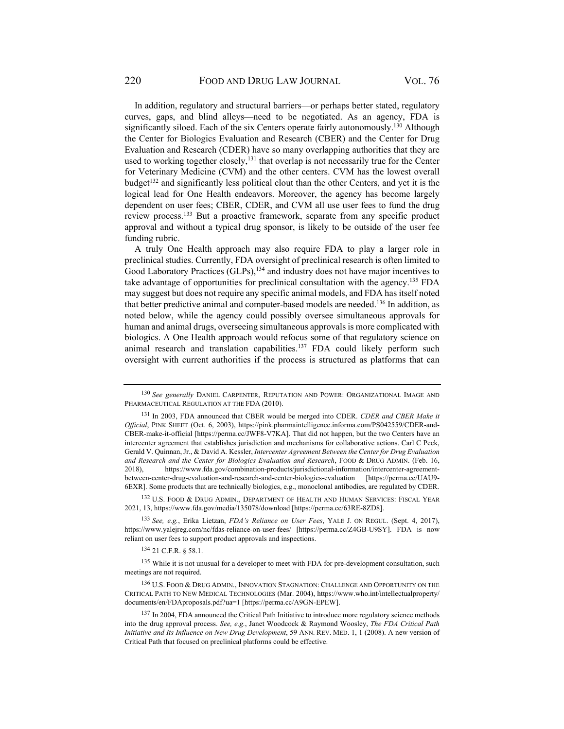In addition, regulatory and structural barriers—or perhaps better stated, regulatory curves, gaps, and blind alleys—need to be negotiated. As an agency, FDA is significantly siloed. Each of the six Centers operate fairly autonomously.[130] Although the Center for Biologics Evaluation and Research (CBER) and the Center for Drug Evaluation and Research (CDER) have so many overlapping authorities that they are used to working together closely,[131] that overlap is not necessarily true for the Center for Veterinary Medicine (CVM) and the other centers. CVM has the lowest overall budget[132] and significantly less political clout than the other Centers, and yet it is the logical lead for One Health endeavors. Moreover, the agency has become largely dependent on user fees; CBER, CDER, and CVM all use user fees to fund the drug review process.[133] But a proactive framework, separate from any specific product approval and without a typical drug sponsor, is likely to be outside of the user fee funding rubric.

A truly One Health approach may also require FDA to play a larger role in preclinical studies. Currently, FDA oversight of preclinical research is often limited to Good Laboratory Practices (GLPs),[134] and industry does not have major incentives to take advantage of opportunities for preclinical consultation with the agency.[135] FDA may suggest but does not require any specific animal models, and FDA has itself noted that better predictive animal and computer-based models are needed.[136] In addition, as noted below, while the agency could possibly oversee simultaneous approvals for human and animal drugs, overseeing simultaneous approvals is more complicated with biologics. A One Health approach would refocus some of that regulatory science on animal research and translation capabilities.[137] FDA could likely perform such oversight with current authorities if the process is structured as platforms that can

---

[130] *See generally* DANIEL CARPENTER, REPUTATION AND POWER: ORGANIZATIONAL IMAGE AND PHARMACEUTICAL REGULATION AT THE FDA (2010).

[131] In 2003, FDA announced that CBER would be merged into CDER. *CDER and CBER Make it Official*, PINK SHEET (Oct. 6, 2003), https://pink.pharmaintelligence.informa.com/PS042559/CDER-and-CBER-make-it-official [https://perma.cc/JWF8-V7KA]. That did not happen, but the two Centers have an intercenter agreement that establishes jurisdiction and mechanisms for collaborative actions. Carl C Peck, Gerald V. Quinnan, Jr., & David A. Kessler, *Intercenter Agreement Between the Center for Drug Evaluation and Research and the Center for Biologics Evaluation and Research*, FOOD & DRUG ADMIN. (Feb. 16, 2018), https://www.fda.gov/combination-products/jurisdictional-information/intercenter-agreement-between-center-drug-evaluation-and-research-and-center-biologics-evaluation [https://perma.cc/UAU9-6EXR]. Some products that are technically biologics, e.g., monoclonal antibodies, are regulated by CDER.

[132] U.S. FOOD & DRUG ADMIN., DEPARTMENT OF HEALTH AND HUMAN SERVICES: FISCAL YEAR 2021, 13, https://www.fda.gov/media/135078/download [https://perma.cc/63RE-8ZD8].

[133] *See, e.g.*, Erika Lietzan, *FDA's Reliance on User Fees*, YALE J. ON REGUL. (Sept. 4, 2017), https://www.yalejreg.com/nc/fdas-reliance-on-user-fees/ [https://perma.cc/Z4GB-U9SY]. FDA is now reliant on user fees to support product approvals and inspections.

[134] 21 C.F.R. § 58.1.

[135] While it is not unusual for a developer to meet with FDA for pre-development consultation, such meetings are not required.

[136] U.S. FOOD & DRUG ADMIN., INNOVATION STAGNATION: CHALLENGE AND OPPORTUNITY ON THE CRITICAL PATH TO NEW MEDICAL TECHNOLOGIES (Mar. 2004), https://www.who.int/intellectualproperty/documents/en/FDAproposals.pdf?ua=1 [https://perma.cc/A9GN-EPEW].

[137] In 2004, FDA announced the Critical Path Initiative to introduce more regulatory science methods into the drug approval process. *See, e.g.*, Janet Woodcock & Raymond Woosley, *The FDA Critical Path Initiative and Its Influence on New Drug Development*, 59 ANN. REV. MED. 1, 1 (2008). A new version of Critical Path that focused on preclinical platforms could be effective.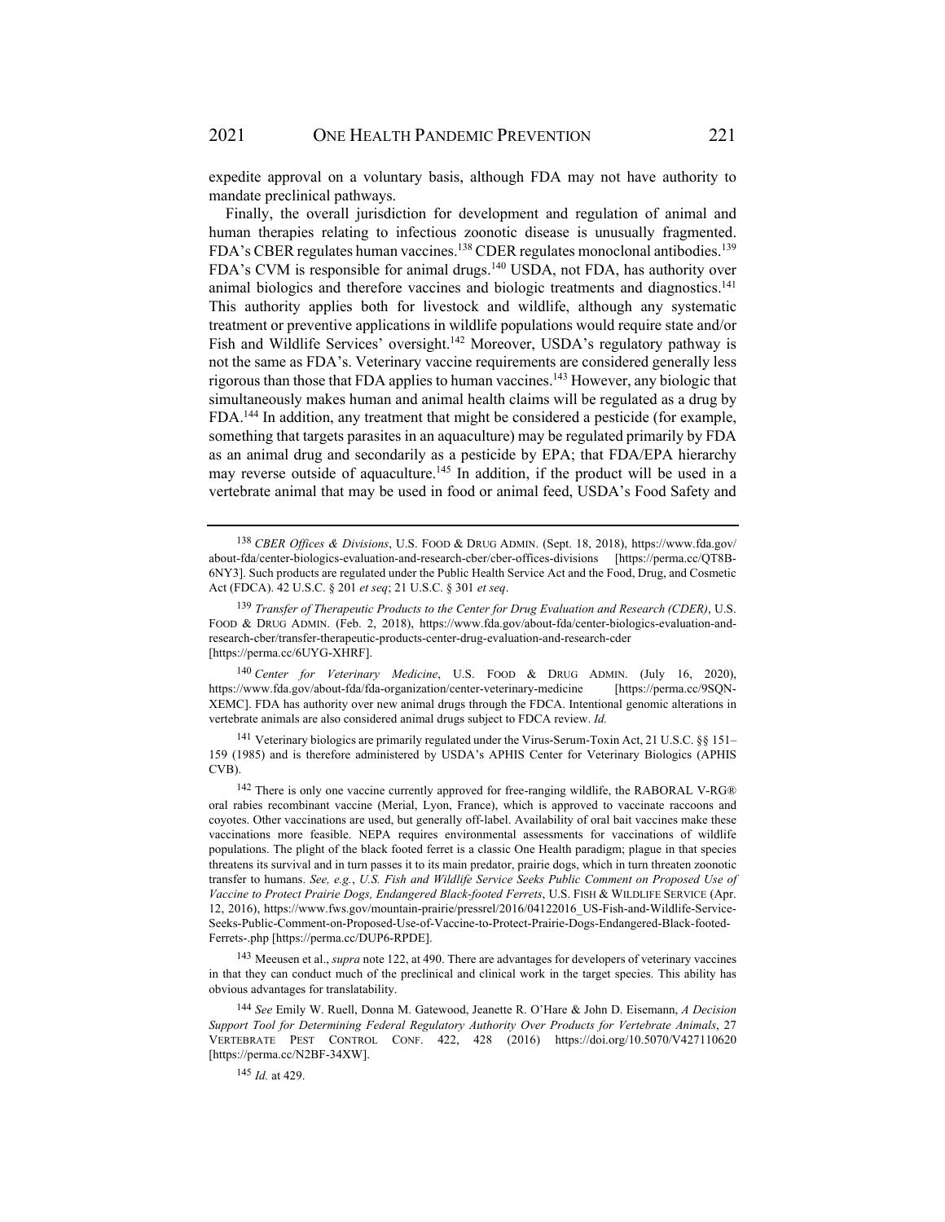expedite approval on a voluntary basis, although FDA may not have authority to mandate preclinical pathways.

Finally, the overall jurisdiction for development and regulation of animal and human therapies relating to infectious zoonotic disease is unusually fragmented. FDA's CBER regulates human vaccines.[138] CDER regulates monoclonal antibodies.[139] FDA's CVM is responsible for animal drugs.[140] USDA, not FDA, has authority over animal biologics and therefore vaccines and biologic treatments and diagnostics.[141] This authority applies both for livestock and wildlife, although any systematic treatment or preventive applications in wildlife populations would require state and/or Fish and Wildlife Services' oversight.[142] Moreover, USDA's regulatory pathway is not the same as FDA's. Veterinary vaccine requirements are considered generally less rigorous than those that FDA applies to human vaccines.[143] However, any biologic that simultaneously makes human and animal health claims will be regulated as a drug by FDA.[144] In addition, any treatment that might be considered a pesticide (for example, something that targets parasites in an aquaculture) may be regulated primarily by FDA as an animal drug and secondarily as a pesticide by EPA; that FDA/EPA hierarchy may reverse outside of aquaculture.[145] In addition, if the product will be used in a vertebrate animal that may be used in food or animal feed, USDA's Food Safety and

---

[138] *CBER Offices & Divisions*, U.S. FOOD & DRUG ADMIN. (Sept. 18, 2018), https://www.fda.gov/about-fda/center-biologics-evaluation-and-research-cber/cber-offices-divisions [https://perma.cc/QT8B-6NY3]. Such products are regulated under the Public Health Service Act and the Food, Drug, and Cosmetic Act (FDCA). 42 U.S.C. § 201 *et seq*; 21 U.S.C. § 301 *et seq*.

[139] *Transfer of Therapeutic Products to the Center for Drug Evaluation and Research (CDER)*, U.S. FOOD & DRUG ADMIN. (Feb. 2, 2018), https://www.fda.gov/about-fda/center-biologics-evaluation-and-research-cber/transfer-therapeutic-products-center-drug-evaluation-and-research-cder [https://perma.cc/6UYG-XHRF].

[140] *Center for Veterinary Medicine*, U.S. FOOD & DRUG ADMIN. (July 16, 2020), https://www.fda.gov/about-fda/fda-organization/center-veterinary-medicine [https://perma.cc/9SQN-XEMC]. FDA has authority over new animal drugs through the FDCA. Intentional genomic alterations in vertebrate animals are also considered animal drugs subject to FDCA review. *Id.*

[141] Veterinary biologics are primarily regulated under the Virus-Serum-Toxin Act, 21 U.S.C. §§ 151–159 (1985) and is therefore administered by USDA's APHIS Center for Veterinary Biologics (APHIS CVB).

[142] There is only one vaccine currently approved for free-ranging wildlife, the RABORAL V-RG® oral rabies recombinant vaccine (Merial, Lyon, France), which is approved to vaccinate raccoons and coyotes. Other vaccinations are used, but generally off-label. Availability of oral bait vaccines make these vaccinations more feasible. NEPA requires environmental assessments for vaccinations of wildlife populations. The plight of the black footed ferret is a classic One Health paradigm; plague in that species threatens its survival and in turn passes it to its main predator, prairie dogs, which in turn threaten zoonotic transfer to humans. *See, e.g.*, *U.S. Fish and Wildlife Service Seeks Public Comment on Proposed Use of Vaccine to Protect Prairie Dogs, Endangered Black-footed Ferrets*, U.S. FISH & WILDLIFE SERVICE (Apr. 12, 2016), https://www.fws.gov/mountain-prairie/pressrel/2016/04122016_US-Fish-and-Wildlife-Service-Seeks-Public-Comment-on-Proposed-Use-of-Vaccine-to-Protect-Prairie-Dogs-Endangered-Black-footed-Ferrets-.php [https://perma.cc/DUP6-RPDE].

[143] Meeusen et al., *supra* note 122, at 490. There are advantages for developers of veterinary vaccines in that they can conduct much of the preclinical and clinical work in the target species. This ability has obvious advantages for translatability.

[144] *See* Emily W. Ruell, Donna M. Gatewood, Jeanette R. O'Hare & John D. Eisemann, *A Decision Support Tool for Determining Federal Regulatory Authority Over Products for Vertebrate Animals*, 27 VERTEBRATE PEST CONTROL CONF. 422, 428 (2016) https://doi.org/10.5070/V427110620 [https://perma.cc/N2BF-34XW].

[145] *Id.* at 429.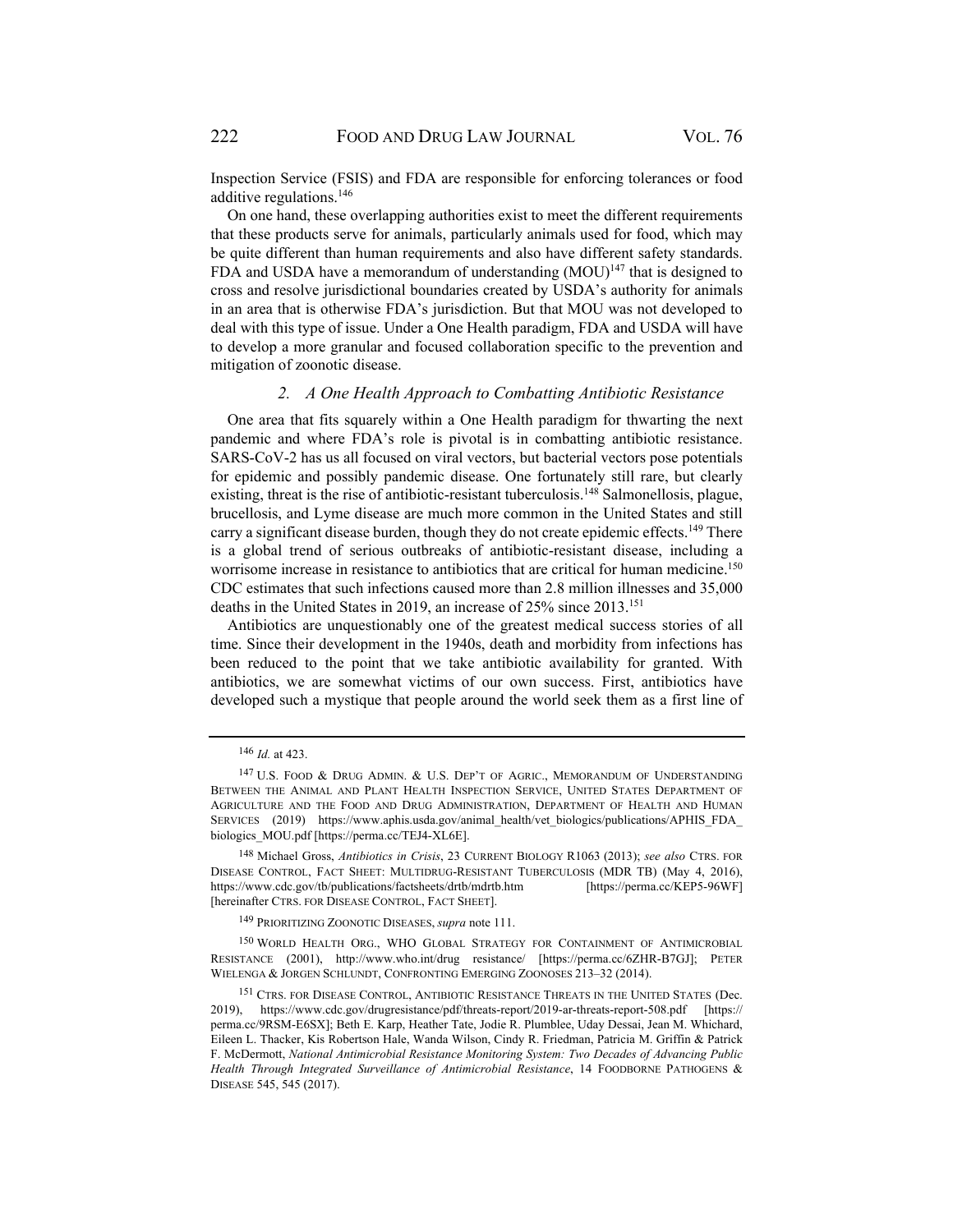Inspection Service (FSIS) and FDA are responsible for enforcing tolerances or food additive regulations.[146]

On one hand, these overlapping authorities exist to meet the different requirements that these products serve for animals, particularly animals used for food, which may be quite different than human requirements and also have different safety standards. FDA and USDA have a memorandum of understanding (MOU)[147] that is designed to cross and resolve jurisdictional boundaries created by USDA's authority for animals in an area that is otherwise FDA's jurisdiction. But that MOU was not developed to deal with this type of issue. Under a One Health paradigm, FDA and USDA will have to develop a more granular and focused collaboration specific to the prevention and mitigation of zoonotic disease.

### *2. A One Health Approach to Combatting Antibiotic Resistance*

One area that fits squarely within a One Health paradigm for thwarting the next pandemic and where FDA's role is pivotal is in combatting antibiotic resistance. SARS-CoV-2 has us all focused on viral vectors, but bacterial vectors pose potentials for epidemic and possibly pandemic disease. One fortunately still rare, but clearly existing, threat is the rise of antibiotic-resistant tuberculosis.[148] Salmonellosis, plague, brucellosis, and Lyme disease are much more common in the United States and still carry a significant disease burden, though they do not create epidemic effects.[149] There is a global trend of serious outbreaks of antibiotic-resistant disease, including a worrisome increase in resistance to antibiotics that are critical for human medicine.[150] CDC estimates that such infections caused more than 2.8 million illnesses and 35,000 deaths in the United States in 2019, an increase of 25% since 2013.[151]

Antibiotics are unquestionably one of the greatest medical success stories of all time. Since their development in the 1940s, death and morbidity from infections has been reduced to the point that we take antibiotic availability for granted. With antibiotics, we are somewhat victims of our own success. First, antibiotics have developed such a mystique that people around the world seek them as a first line of

---

[146] *Id.* at 423.

[147] U.S. FOOD & DRUG ADMIN. & U.S. DEP'T OF AGRIC., MEMORANDUM OF UNDERSTANDING BETWEEN THE ANIMAL AND PLANT HEALTH INSPECTION SERVICE, UNITED STATES DEPARTMENT OF AGRICULTURE AND THE FOOD AND DRUG ADMINISTRATION, DEPARTMENT OF HEALTH AND HUMAN SERVICES (2019) https://www.aphis.usda.gov/animal_health/vet_biologics/publications/APHIS_FDA_biologics_MOU.pdf [https://perma.cc/TEJ4-XL6E].

[148] Michael Gross, *Antibiotics in Crisis*, 23 CURRENT BIOLOGY R1063 (2013); *see also* CTRS. FOR DISEASE CONTROL, FACT SHEET: MULTIDRUG-RESISTANT TUBERCULOSIS (MDR TB) (May 4, 2016), https://www.cdc.gov/tb/publications/factsheets/drtb/mdrtb.htm [https://perma.cc/KEP5-96WF] [hereinafter CTRS. FOR DISEASE CONTROL, FACT SHEET].

[149] PRIORITIZING ZOONOTIC DISEASES, *supra* note 111.

[150] WORLD HEALTH ORG., WHO GLOBAL STRATEGY FOR CONTAINMENT OF ANTIMICROBIAL RESISTANCE (2001), http://www.who.int/drug resistance/ [https://perma.cc/6ZHR-B7GJ]; PETER WIELENGA & JORGEN SCHLUNDT, CONFRONTING EMERGING ZOONOSES 213–32 (2014).

[151] CTRS. FOR DISEASE CONTROL, ANTIBIOTIC RESISTANCE THREATS IN THE UNITED STATES (Dec. 2019), https://www.cdc.gov/drugresistance/pdf/threats-report/2019-ar-threats-report-508.pdf [https://perma.cc/9RSM-E6SX]; Beth E. Karp, Heather Tate, Jodie R. Plumblee, Uday Dessai, Jean M. Whichard, Eileen L. Thacker, Kis Robertson Hale, Wanda Wilson, Cindy R. Friedman, Patricia M. Griffin & Patrick F. McDermott, *National Antimicrobial Resistance Monitoring System: Two Decades of Advancing Public Health Through Integrated Surveillance of Antimicrobial Resistance*, 14 FOODBORNE PATHOGENS & DISEASE 545, 545 (2017).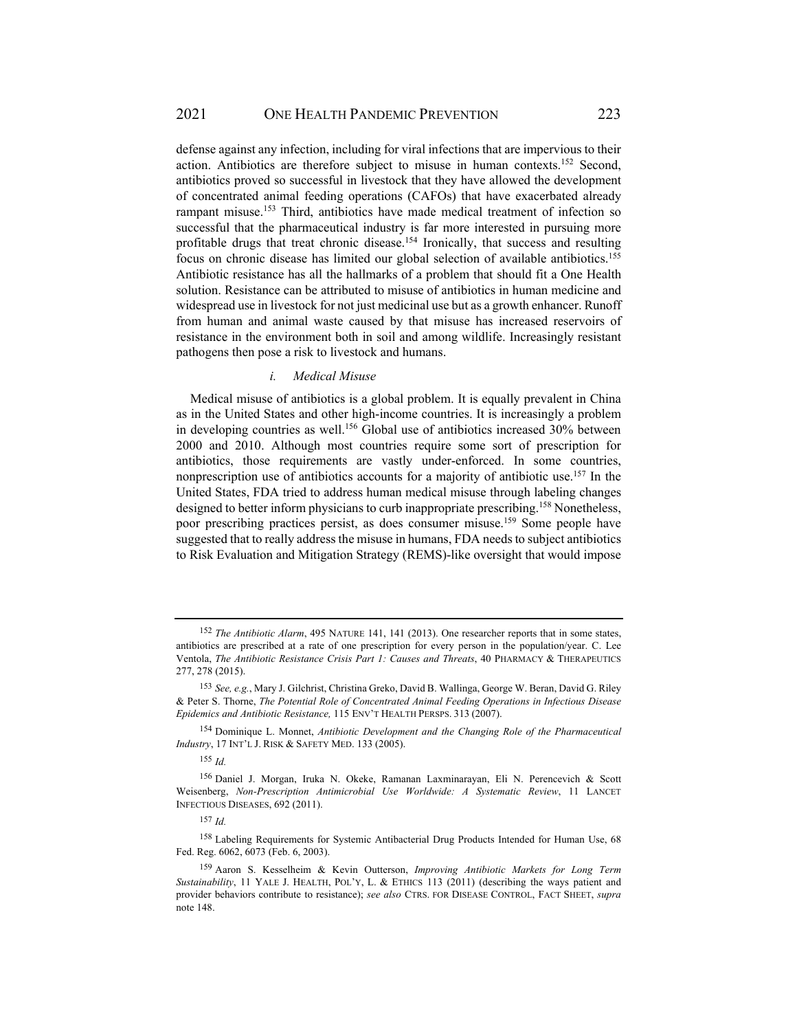defense against any infection, including for viral infections that are impervious to their action. Antibiotics are therefore subject to misuse in human contexts.[152] Second, antibiotics proved so successful in livestock that they have allowed the development of concentrated animal feeding operations (CAFOs) that have exacerbated already rampant misuse.[153] Third, antibiotics have made medical treatment of infection so successful that the pharmaceutical industry is far more interested in pursuing more profitable drugs that treat chronic disease.[154] Ironically, that success and resulting focus on chronic disease has limited our global selection of available antibiotics.[155] Antibiotic resistance has all the hallmarks of a problem that should fit a One Health solution. Resistance can be attributed to misuse of antibiotics in human medicine and widespread use in livestock for not just medicinal use but as a growth enhancer. Runoff from human and animal waste caused by that misuse has increased reservoirs of resistance in the environment both in soil and among wildlife. Increasingly resistant pathogens then pose a risk to livestock and humans.

*i. Medical Misuse*

Medical misuse of antibiotics is a global problem. It is equally prevalent in China as in the United States and other high-income countries. It is increasingly a problem in developing countries as well.[156] Global use of antibiotics increased 30% between 2000 and 2010. Although most countries require some sort of prescription for antibiotics, those requirements are vastly under-enforced. In some countries, nonprescription use of antibiotics accounts for a majority of antibiotic use.[157] In the United States, FDA tried to address human medical misuse through labeling changes designed to better inform physicians to curb inappropriate prescribing.[158] Nonetheless, poor prescribing practices persist, as does consumer misuse.[159] Some people have suggested that to really address the misuse in humans, FDA needs to subject antibiotics to Risk Evaluation and Mitigation Strategy (REMS)-like oversight that would impose

---

[152] *The Antibiotic Alarm*, 495 NATURE 141, 141 (2013). One researcher reports that in some states, antibiotics are prescribed at a rate of one prescription for every person in the population/year. C. Lee Ventola, *The Antibiotic Resistance Crisis Part 1: Causes and Threats*, 40 PHARMACY & THERAPEUTICS 277, 278 (2015).

[153] *See, e.g.*, Mary J. Gilchrist, Christina Greko, David B. Wallinga, George W. Beran, David G. Riley & Peter S. Thorne, *The Potential Role of Concentrated Animal Feeding Operations in Infectious Disease Epidemics and Antibiotic Resistance,* 115 ENV'T HEALTH PERSPS. 313 (2007).

[154] Dominique L. Monnet, *Antibiotic Development and the Changing Role of the Pharmaceutical Industry*, 17 INT'L J. RISK & SAFETY MED. 133 (2005).

[155] *Id.*

[156] Daniel J. Morgan, Iruka N. Okeke, Ramanan Laxminarayan, Eli N. Perencevich & Scott Weisenberg, *Non-Prescription Antimicrobial Use Worldwide: A Systematic Review*, 11 LANCET INFECTIOUS DISEASES, 692 (2011).

[157] *Id.*

[158] Labeling Requirements for Systemic Antibacterial Drug Products Intended for Human Use, 68 Fed. Reg. 6062, 6073 (Feb. 6, 2003).

[159] Aaron S. Kesselheim & Kevin Outterson, *Improving Antibiotic Markets for Long Term Sustainability*, 11 YALE J. HEALTH, POL'Y, L. & ETHICS 113 (2011) (describing the ways patient and provider behaviors contribute to resistance); *see also* CTRS. FOR DISEASE CONTROL, FACT SHEET, *supra* note 148.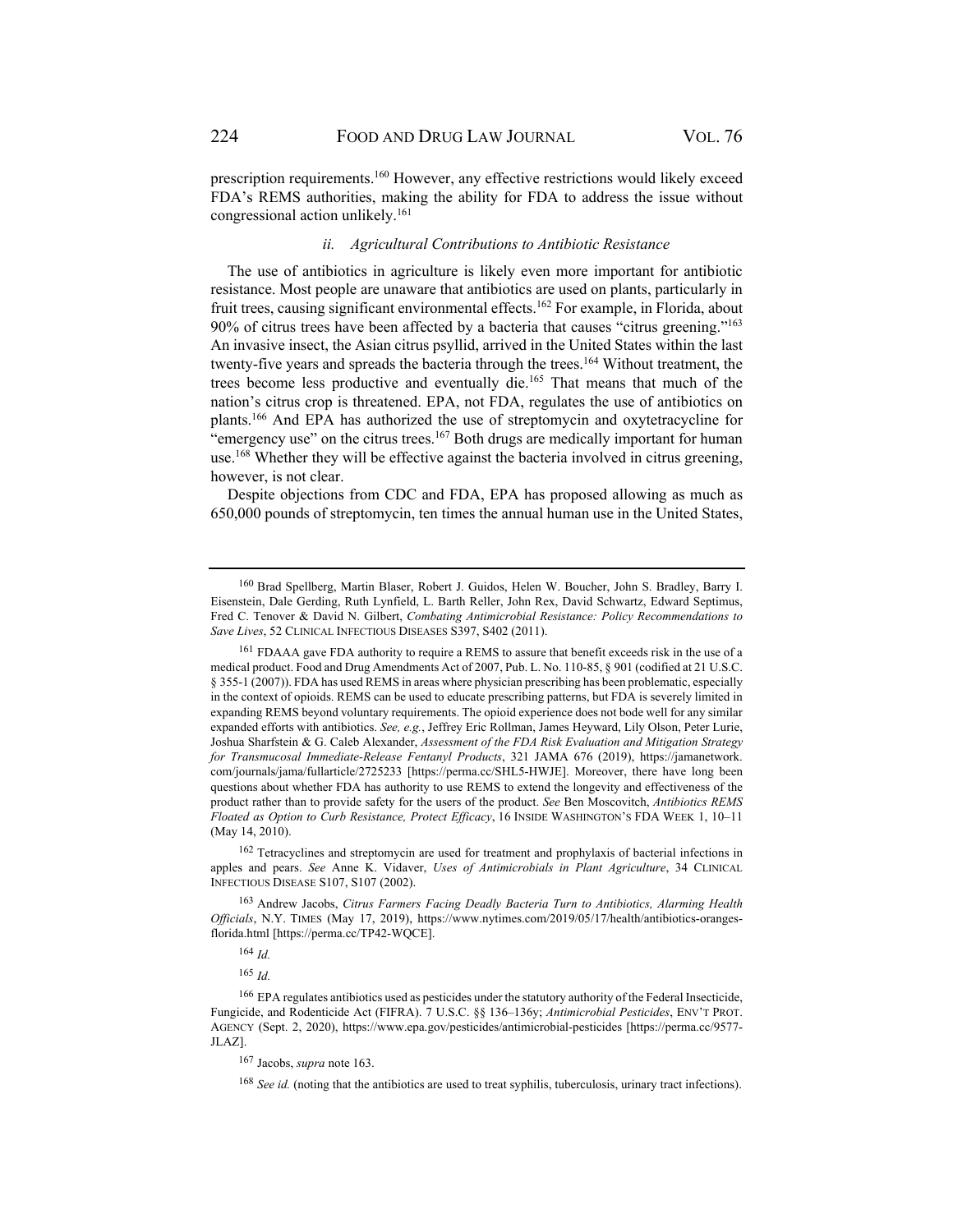prescription requirements.[160] However, any effective restrictions would likely exceed FDA's REMS authorities, making the ability for FDA to address the issue without congressional action unlikely.[161]

### *ii. Agricultural Contributions to Antibiotic Resistance*

The use of antibiotics in agriculture is likely even more important for antibiotic resistance. Most people are unaware that antibiotics are used on plants, particularly in fruit trees, causing significant environmental effects.[162] For example, in Florida, about 90% of citrus trees have been affected by a bacteria that causes "citrus greening."[163] An invasive insect, the Asian citrus psyllid, arrived in the United States within the last twenty-five years and spreads the bacteria through the trees.[164] Without treatment, the trees become less productive and eventually die.[165] That means that much of the nation's citrus crop is threatened. EPA, not FDA, regulates the use of antibiotics on plants.[166] And EPA has authorized the use of streptomycin and oxytetracycline for "emergency use" on the citrus trees.[167] Both drugs are medically important for human use.[168] Whether they will be effective against the bacteria involved in citrus greening, however, is not clear.

Despite objections from CDC and FDA, EPA has proposed allowing as much as 650,000 pounds of streptomycin, ten times the annual human use in the United States,

---

[160] Brad Spellberg, Martin Blaser, Robert J. Guidos, Helen W. Boucher, John S. Bradley, Barry I. Eisenstein, Dale Gerding, Ruth Lynfield, L. Barth Reller, John Rex, David Schwartz, Edward Septimus, Fred C. Tenover & David N. Gilbert, *Combating Antimicrobial Resistance: Policy Recommendations to Save Lives*, 52 CLINICAL INFECTIOUS DISEASES S397, S402 (2011).

[161] FDAAA gave FDA authority to require a REMS to assure that benefit exceeds risk in the use of a medical product. Food and Drug Amendments Act of 2007, Pub. L. No. 110-85, § 901 (codified at 21 U.S.C. § 355-1 (2007)). FDA has used REMS in areas where physician prescribing has been problematic, especially in the context of opioids. REMS can be used to educate prescribing patterns, but FDA is severely limited in expanding REMS beyond voluntary requirements. The opioid experience does not bode well for any similar expanded efforts with antibiotics. *See, e.g.*, Jeffrey Eric Rollman, James Heyward, Lily Olson, Peter Lurie, Joshua Sharfstein & G. Caleb Alexander, *Assessment of the FDA Risk Evaluation and Mitigation Strategy for Transmucosal Immediate-Release Fentanyl Products*, 321 JAMA 676 (2019), https://jamanetwork.com/journals/jama/fullarticle/2725233 [https://perma.cc/SHL5-HWJE]. Moreover, there have long been questions about whether FDA has authority to use REMS to extend the longevity and effectiveness of the product rather than to provide safety for the users of the product. *See* Ben Moscovitch, *Antibiotics REMS Floated as Option to Curb Resistance, Protect Efficacy*, 16 INSIDE WASHINGTON'S FDA WEEK 1, 10–11 (May 14, 2010).

[162] Tetracyclines and streptomycin are used for treatment and prophylaxis of bacterial infections in apples and pears. *See* Anne K. Vidaver, *Uses of Antimicrobials in Plant Agriculture*, 34 CLINICAL INFECTIOUS DISEASE S107, S107 (2002).

[163] Andrew Jacobs, *Citrus Farmers Facing Deadly Bacteria Turn to Antibiotics, Alarming Health Officials*, N.Y. TIMES (May 17, 2019), https://www.nytimes.com/2019/05/17/health/antibiotics-oranges-florida.html [https://perma.cc/TP42-WQCE].

[164] *Id.*

[165] *Id.*

[166] EPA regulates antibiotics used as pesticides under the statutory authority of the Federal Insecticide, Fungicide, and Rodenticide Act (FIFRA). 7 U.S.C. §§ 136–136y; *Antimicrobial Pesticides*, ENV'T PROT. AGENCY (Sept. 2, 2020), https://www.epa.gov/pesticides/antimicrobial-pesticides [https://perma.cc/9577-JLAZ].

[167] Jacobs, *supra* note 163.

[168] *See id.* (noting that the antibiotics are used to treat syphilis, tuberculosis, urinary tract infections).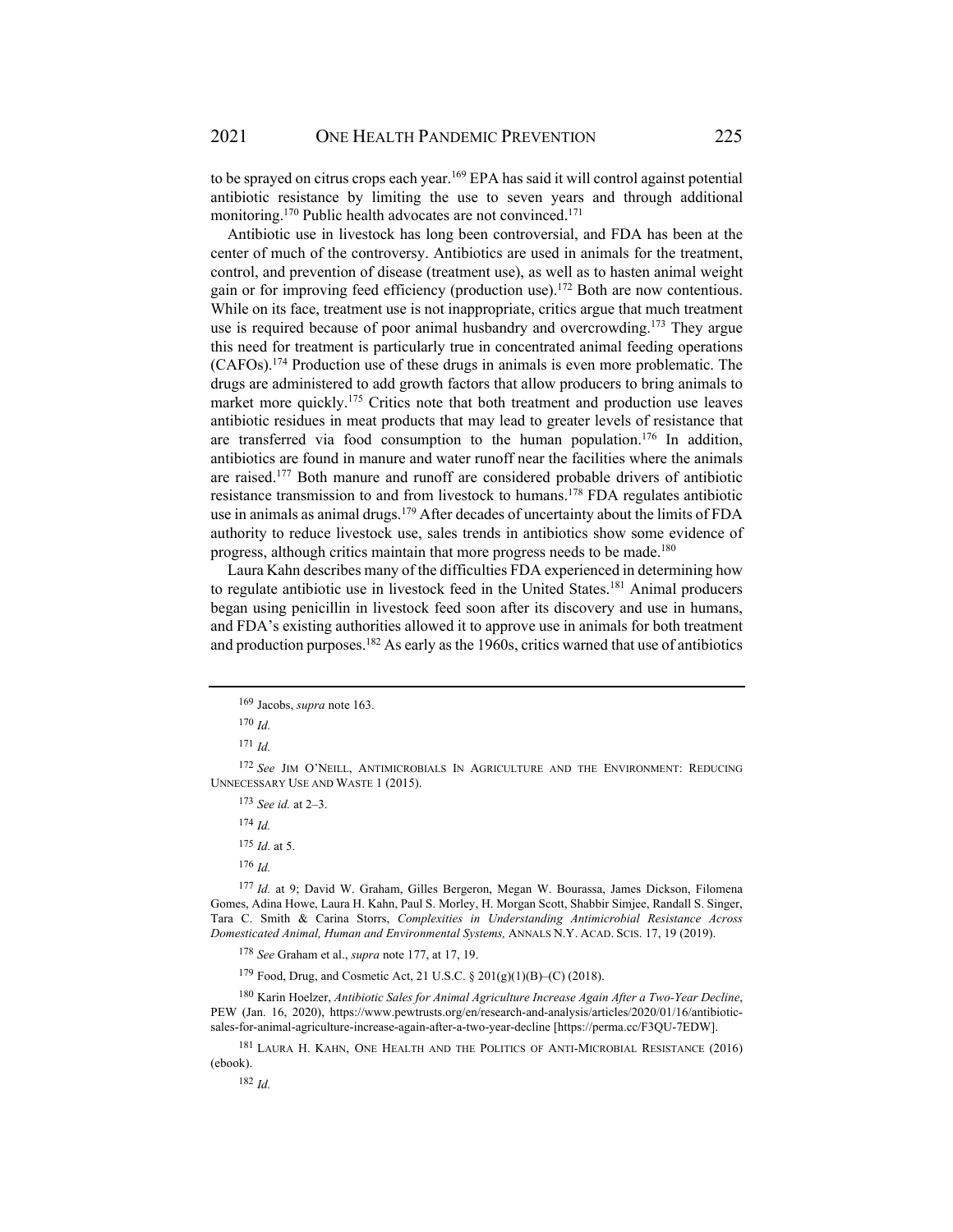to be sprayed on citrus crops each year.[169] EPA has said it will control against potential antibiotic resistance by limiting the use to seven years and through additional monitoring.[170] Public health advocates are not convinced.[171]

Antibiotic use in livestock has long been controversial, and FDA has been at the center of much of the controversy. Antibiotics are used in animals for the treatment, control, and prevention of disease (treatment use), as well as to hasten animal weight gain or for improving feed efficiency (production use).[172] Both are now contentious. While on its face, treatment use is not inappropriate, critics argue that much treatment use is required because of poor animal husbandry and overcrowding.[173] They argue this need for treatment is particularly true in concentrated animal feeding operations (CAFOs).[174] Production use of these drugs in animals is even more problematic. The drugs are administered to add growth factors that allow producers to bring animals to market more quickly.[175] Critics note that both treatment and production use leaves antibiotic residues in meat products that may lead to greater levels of resistance that are transferred via food consumption to the human population.[176] In addition, antibiotics are found in manure and water runoff near the facilities where the animals are raised.[177] Both manure and runoff are considered probable drivers of antibiotic resistance transmission to and from livestock to humans.[178] FDA regulates antibiotic use in animals as animal drugs.[179] After decades of uncertainty about the limits of FDA authority to reduce livestock use, sales trends in antibiotics show some evidence of progress, although critics maintain that more progress needs to be made.[180]

Laura Kahn describes many of the difficulties FDA experienced in determining how to regulate antibiotic use in livestock feed in the United States.[181] Animal producers began using penicillin in livestock feed soon after its discovery and use in humans, and FDA's existing authorities allowed it to approve use in animals for both treatment and production purposes.[182] As early as the 1960s, critics warned that use of antibiotics

---

[169] Jacobs, *supra* note 163.

[170] *Id.*

[171] *Id.*

[172] *See* JIM O'NEILL, ANTIMICROBIALS IN AGRICULTURE AND THE ENVIRONMENT: REDUCING UNNECESSARY USE AND WASTE 1 (2015).

[173] *See id.* at 2–3.

[174] *Id.*

[175] *Id.* at 5.

[176] *Id.*

[177] *Id.* at 9; David W. Graham, Gilles Bergeron, Megan W. Bourassa, James Dickson, Filomena Gomes, Adina Howe, Laura H. Kahn, Paul S. Morley, H. Morgan Scott, Shabbir Simjee, Randall S. Singer, Tara C. Smith & Carina Storrs, *Complexities in Understanding Antimicrobial Resistance Across Domesticated Animal, Human and Environmental Systems,* ANNALS N.Y. ACAD. SCIS. 17, 19 (2019).

[178] *See* Graham et al., *supra* note 177, at 17, 19.

[179] Food, Drug, and Cosmetic Act, 21 U.S.C. § 201(g)(1)(B)–(C) (2018).

[180] Karin Hoelzer, *Antibiotic Sales for Animal Agriculture Increase Again After a Two-Year Decline*, PEW (Jan. 16, 2020), https://www.pewtrusts.org/en/research-and-analysis/articles/2020/01/16/antibiotic-sales-for-animal-agriculture-increase-again-after-a-two-year-decline [https://perma.cc/F3QU-7EDW].

[181] LAURA H. KAHN, ONE HEALTH AND THE POLITICS OF ANTI-MICROBIAL RESISTANCE (2016) (ebook).

[182] *Id.*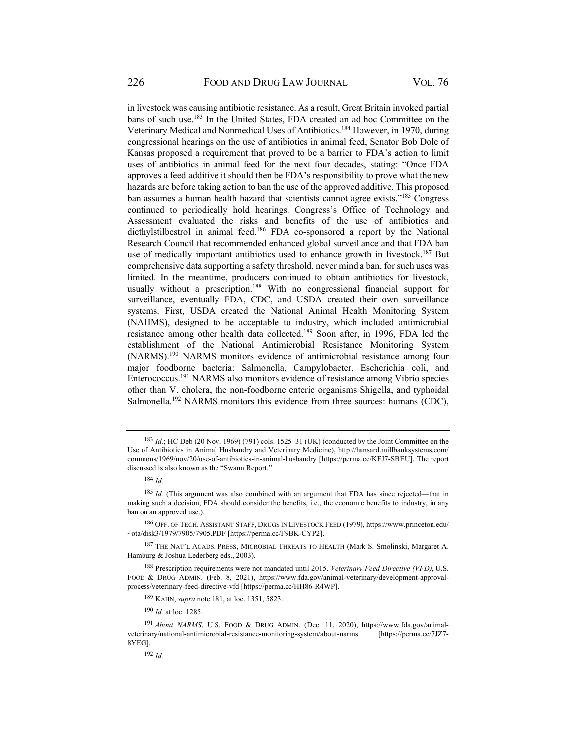in livestock was causing antibiotic resistance. As a result, Great Britain invoked partial bans of such use.[183] In the United States, FDA created an ad hoc Committee on the Veterinary Medical and Nonmedical Uses of Antibiotics.[184] However, in 1970, during congressional hearings on the use of antibiotics in animal feed, Senator Bob Dole of Kansas proposed a requirement that proved to be a barrier to FDA's action to limit uses of antibiotics in animal feed for the next four decades, stating: "Once FDA approves a feed additive it should then be FDA's responsibility to prove what the new hazards are before taking action to ban the use of the approved additive. This proposed ban assumes a human health hazard that scientists cannot agree exists."[185] Congress continued to periodically hold hearings. Congress's Office of Technology and Assessment evaluated the risks and benefits of the use of antibiotics and diethylstilbestrol in animal feed.[186] FDA co-sponsored a report by the National Research Council that recommended enhanced global surveillance and that FDA ban use of medically important antibiotics used to enhance growth in livestock.[187] But comprehensive data supporting a safety threshold, never mind a ban, for such uses was limited. In the meantime, producers continued to obtain antibiotics for livestock, usually without a prescription.[188] With no congressional financial support for surveillance, eventually FDA, CDC, and USDA created their own surveillance systems. First, USDA created the National Animal Health Monitoring System (NAHMS), designed to be acceptable to industry, which included antimicrobial resistance among other health data collected.[189] Soon after, in 1996, FDA led the establishment of the National Antimicrobial Resistance Monitoring System (NARMS).[190] NARMS monitors evidence of antimicrobial resistance among four major foodborne bacteria: Salmonella, Campylobacter, Escherichia coli, and Enterococcus.[191] NARMS also monitors evidence of resistance among Vibrio species other than V. cholera, the non-foodborne enteric organisms Shigella, and typhoidal Salmonella.[192] NARMS monitors this evidence from three sources: humans (CDC),

---

[183] *Id.*; HC Deb (20 Nov. 1969) (791) cols. 1525–31 (UK) (conducted by the Joint Committee on the Use of Antibiotics in Animal Husbandry and Veterinary Medicine), http://hansard.millbanksystems.com/commons/1969/nov/20/use-of-antibiotics-in-animal-husbandry [https://perma.cc/KFJ7-SBEU]. The report discussed is also known as the "Swann Report."

[184] *Id.*

[185] *Id.* (This argument was also combined with an argument that FDA has since rejected—that in making such a decision, FDA should consider the benefits, i.e., the economic benefits to industry, in any ban on an approved use.).

[186] OFF. OF TECH. ASSISTANT STAFF, DRUGS IN LIVESTOCK FEED (1979), https://www.princeton.edu/~ota/disk3/1979/7905/7905.PDF [https://perma.cc/F9BK-CYP2].

[187] THE NAT'L ACADS. PRESS, MICROBIAL THREATS TO HEALTH (Mark S. Smolinski, Margaret A. Hamburg & Joshua Lederberg eds., 2003).

[188] Prescription requirements were not mandated until 2015. *Veterinary Feed Directive (VFD)*, U.S. FOOD & DRUG ADMIN. (Feb. 8, 2021), https://www.fda.gov/animal-veterinary/development-approval-process/veterinary-feed-directive-vfd [https://perma.cc/HH86-R4WP].

[189] KAHN, *supra* note 181, at loc. 1351, 5823.

[190] *Id.* at loc. 1285.

[191] *About NARMS*, U.S. FOOD & DRUG ADMIN. (Dec. 11, 2020), https://www.fda.gov/animal-veterinary/national-antimicrobial-resistance-monitoring-system/about-narms [https://perma.cc/7JZ7-8YEG].

[192] *Id.*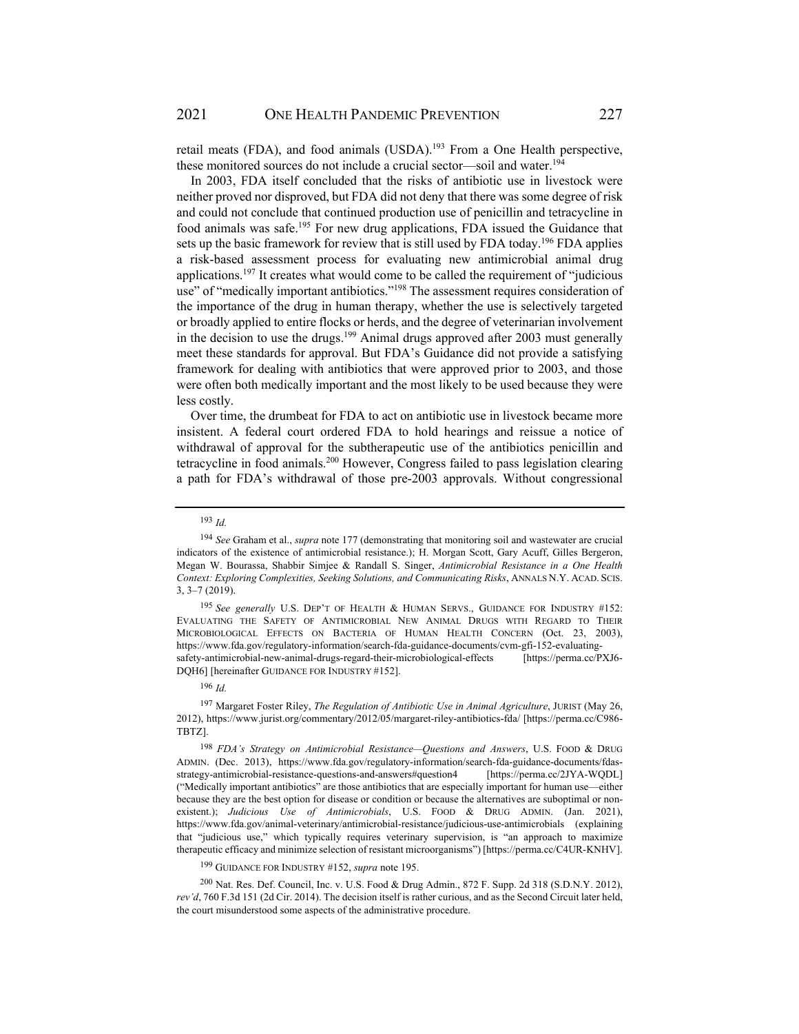retail meats (FDA), and food animals (USDA).[193] From a One Health perspective, these monitored sources do not include a crucial sector—soil and water.[194]

In 2003, FDA itself concluded that the risks of antibiotic use in livestock were neither proved nor disproved, but FDA did not deny that there was some degree of risk and could not conclude that continued production use of penicillin and tetracycline in food animals was safe.[195] For new drug applications, FDA issued the Guidance that sets up the basic framework for review that is still used by FDA today.[196] FDA applies a risk-based assessment process for evaluating new antimicrobial animal drug applications.[197] It creates what would come to be called the requirement of "judicious use" of "medically important antibiotics."[198] The assessment requires consideration of the importance of the drug in human therapy, whether the use is selectively targeted or broadly applied to entire flocks or herds, and the degree of veterinarian involvement in the decision to use the drugs.[199] Animal drugs approved after 2003 must generally meet these standards for approval. But FDA's Guidance did not provide a satisfying framework for dealing with antibiotics that were approved prior to 2003, and those were often both medically important and the most likely to be used because they were less costly.

Over time, the drumbeat for FDA to act on antibiotic use in livestock became more insistent. A federal court ordered FDA to hold hearings and reissue a notice of withdrawal of approval for the subtherapeutic use of the antibiotics penicillin and tetracycline in food animals.[200] However, Congress failed to pass legislation clearing a path for FDA's withdrawal of those pre-2003 approvals. Without congressional

---

[193] *Id.*

[194] *See* Graham et al., *supra* note 177 (demonstrating that monitoring soil and wastewater are crucial indicators of the existence of antimicrobial resistance.); H. Morgan Scott, Gary Acuff, Gilles Bergeron, Megan W. Bourassa, Shabbir Simjee & Randall S. Singer, *Antimicrobial Resistance in a One Health Context: Exploring Complexities, Seeking Solutions, and Communicating Risks*, ANNALS N.Y. ACAD. SCIS. 3, 3–7 (2019).

[195] *See generally* U.S. DEP'T OF HEALTH & HUMAN SERVS., GUIDANCE FOR INDUSTRY #152: EVALUATING THE SAFETY OF ANTIMICROBIAL NEW ANIMAL DRUGS WITH REGARD TO THEIR MICROBIOLOGICAL EFFECTS ON BACTERIA OF HUMAN HEALTH CONCERN (Oct. 23, 2003), https://www.fda.gov/regulatory-information/search-fda-guidance-documents/cvm-gfi-152-evaluating-safety-antimicrobial-new-animal-drugs-regard-their-microbiological-effects [https://perma.cc/PXJ6-DQH6] [hereinafter GUIDANCE FOR INDUSTRY #152].

[196] *Id.*

[197] Margaret Foster Riley, *The Regulation of Antibiotic Use in Animal Agriculture*, JURIST (May 26, 2012), https://www.jurist.org/commentary/2012/05/margaret-riley-antibiotics-fda/ [https://perma.cc/C986-TBTZ].

[198] *FDA's Strategy on Antimicrobial Resistance—Questions and Answers*, U.S. FOOD & DRUG ADMIN. (Dec. 2013), https://www.fda.gov/regulatory-information/search-fda-guidance-documents/fdas-strategy-antimicrobial-resistance-questions-and-answers#question4 [https://perma.cc/2JYA-WQDL] ("Medically important antibiotics" are those antibiotics that are especially important for human use—either because they are the best option for disease or condition or because the alternatives are suboptimal or non-existent.); *Judicious Use of Antimicrobials*, U.S. FOOD & DRUG ADMIN. (Jan. 2021), https://www.fda.gov/animal-veterinary/antimicrobial-resistance/judicious-use-antimicrobials (explaining that "judicious use," which typically requires veterinary supervision, is "an approach to maximize therapeutic efficacy and minimize selection of resistant microorganisms") [https://perma.cc/C4UR-KNHV].

[199] GUIDANCE FOR INDUSTRY #152, *supra* note 195.

[200] Nat. Res. Def. Council, Inc. v. U.S. Food & Drug Admin., 872 F. Supp. 2d 318 (S.D.N.Y. 2012), *rev'd*, 760 F.3d 151 (2d Cir. 2014). The decision itself is rather curious, and as the Second Circuit later held, the court misunderstood some aspects of the administrative procedure.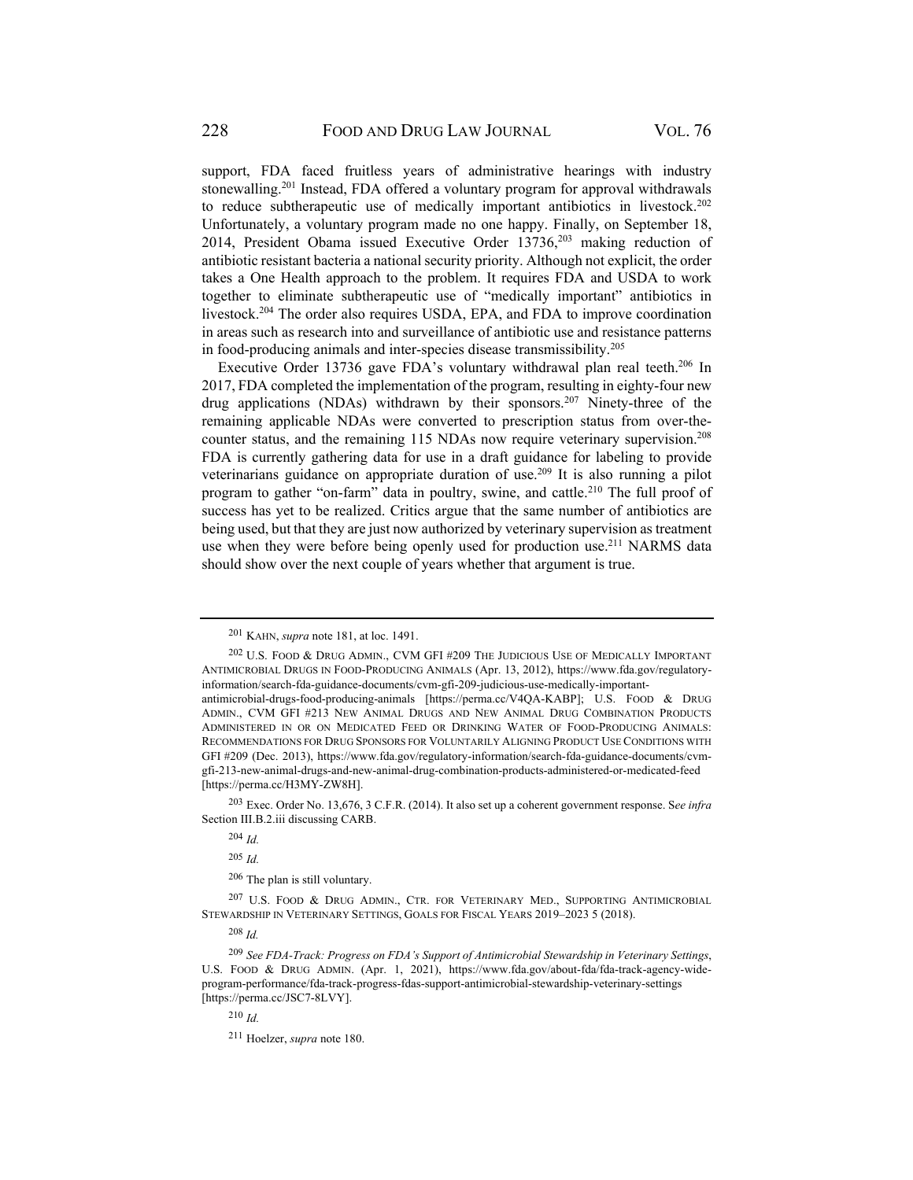support, FDA faced fruitless years of administrative hearings with industry stonewalling.[201] Instead, FDA offered a voluntary program for approval withdrawals to reduce subtherapeutic use of medically important antibiotics in livestock.[202] Unfortunately, a voluntary program made no one happy. Finally, on September 18, 2014, President Obama issued Executive Order 13736,[203] making reduction of antibiotic resistant bacteria a national security priority. Although not explicit, the order takes a One Health approach to the problem. It requires FDA and USDA to work together to eliminate subtherapeutic use of "medically important" antibiotics in livestock.[204] The order also requires USDA, EPA, and FDA to improve coordination in areas such as research into and surveillance of antibiotic use and resistance patterns in food-producing animals and inter-species disease transmissibility.[205]

Executive Order 13736 gave FDA's voluntary withdrawal plan real teeth.[206] In 2017, FDA completed the implementation of the program, resulting in eighty-four new drug applications (NDAs) withdrawn by their sponsors.[207] Ninety-three of the remaining applicable NDAs were converted to prescription status from over-the-counter status, and the remaining 115 NDAs now require veterinary supervision.[208] FDA is currently gathering data for use in a draft guidance for labeling to provide veterinarians guidance on appropriate duration of use.[209] It is also running a pilot program to gather "on-farm" data in poultry, swine, and cattle.[210] The full proof of success has yet to be realized. Critics argue that the same number of antibiotics are being used, but that they are just now authorized by veterinary supervision as treatment use when they were before being openly used for production use.[211] NARMS data should show over the next couple of years whether that argument is true.

---

[201] KAHN, *supra* note 181, at loc. 1491.

[202] U.S. FOOD & DRUG ADMIN., CVM GFI #209 THE JUDICIOUS USE OF MEDICALLY IMPORTANT ANTIMICROBIAL DRUGS IN FOOD-PRODUCING ANIMALS (Apr. 13, 2012), https://www.fda.gov/regulatory-information/search-fda-guidance-documents/cvm-gfi-209-judicious-use-medically-important-antimicrobial-drugs-food-producing-animals [https://perma.cc/V4QA-KABP]; U.S. FOOD & DRUG ADMIN., CVM GFI #213 NEW ANIMAL DRUGS AND NEW ANIMAL DRUG COMBINATION PRODUCTS ADMINISTERED IN OR ON MEDICATED FEED OR DRINKING WATER OF FOOD-PRODUCING ANIMALS: RECOMMENDATIONS FOR DRUG SPONSORS FOR VOLUNTARILY ALIGNING PRODUCT USE CONDITIONS WITH GFI #209 (Dec. 2013), https://www.fda.gov/regulatory-information/search-fda-guidance-documents/cvm-gfi-213-new-animal-drugs-and-new-animal-drug-combination-products-administered-or-medicated-feed [https://perma.cc/H3MY-ZW8H].

[203] Exec. Order No. 13,676, 3 C.F.R. (2014). It also set up a coherent government response. S*ee infra* Section III.B.2.iii discussing CARB.

[204] *Id.*

[205] *Id.*

[206] The plan is still voluntary.

[207] U.S. FOOD & DRUG ADMIN., CTR. FOR VETERINARY MED., SUPPORTING ANTIMICROBIAL STEWARDSHIP IN VETERINARY SETTINGS, GOALS FOR FISCAL YEARS 2019–2023 5 (2018).

[208] *Id.*

[209] *See FDA-Track: Progress on FDA's Support of Antimicrobial Stewardship in Veterinary Settings*, U.S. FOOD & DRUG ADMIN. (Apr. 1, 2021), https://www.fda.gov/about-fda/fda-track-agency-wide-program-performance/fda-track-progress-fdas-support-antimicrobial-stewardship-veterinary-settings [https://perma.cc/JSC7-8LVY].

[210] *Id.*

[211] Hoelzer, *supra* note 180.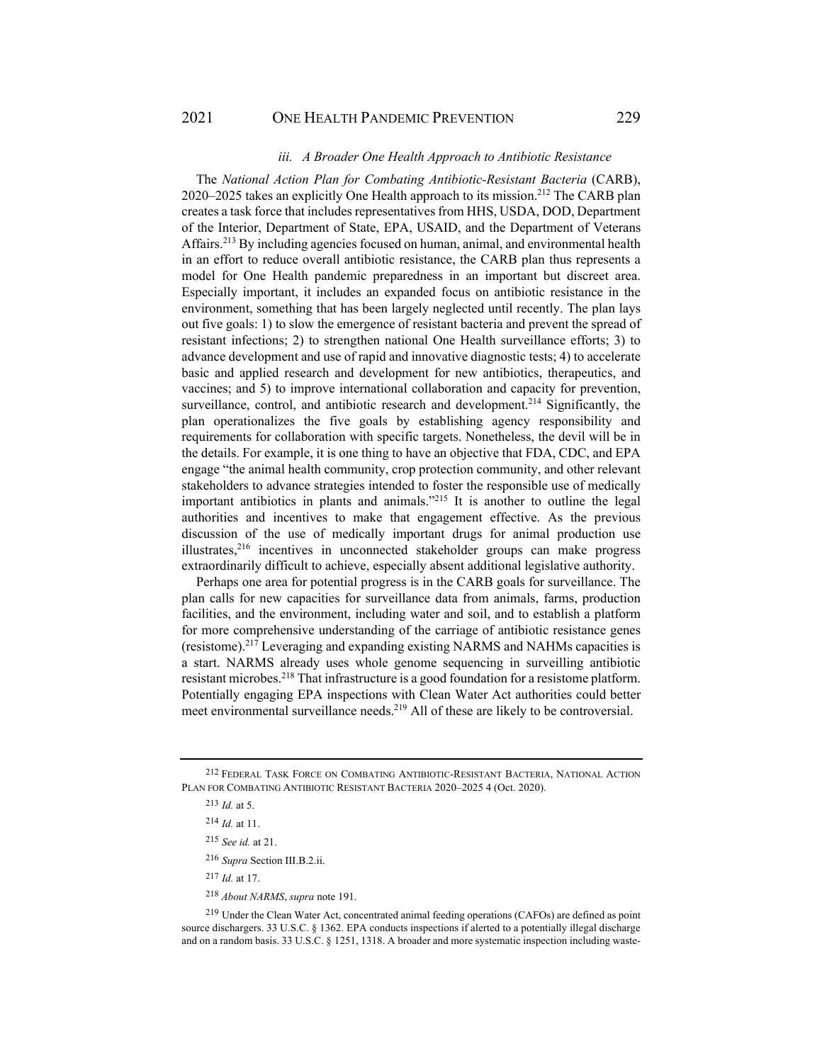### *iii. A Broader One Health Approach to Antibiotic Resistance*

The *National Action Plan for Combating Antibiotic-Resistant Bacteria* (CARB), 2020–2025 takes an explicitly One Health approach to its mission.[212] The CARB plan creates a task force that includes representatives from HHS, USDA, DOD, Department of the Interior, Department of State, EPA, USAID, and the Department of Veterans Affairs.[213] By including agencies focused on human, animal, and environmental health in an effort to reduce overall antibiotic resistance, the CARB plan thus represents a model for One Health pandemic preparedness in an important but discreet area. Especially important, it includes an expanded focus on antibiotic resistance in the environment, something that has been largely neglected until recently. The plan lays out five goals: 1) to slow the emergence of resistant bacteria and prevent the spread of resistant infections; 2) to strengthen national One Health surveillance efforts; 3) to advance development and use of rapid and innovative diagnostic tests; 4) to accelerate basic and applied research and development for new antibiotics, therapeutics, and vaccines; and 5) to improve international collaboration and capacity for prevention, surveillance, control, and antibiotic research and development.[214] Significantly, the plan operationalizes the five goals by establishing agency responsibility and requirements for collaboration with specific targets. Nonetheless, the devil will be in the details. For example, it is one thing to have an objective that FDA, CDC, and EPA engage "the animal health community, crop protection community, and other relevant stakeholders to advance strategies intended to foster the responsible use of medically important antibiotics in plants and animals."[215] It is another to outline the legal authorities and incentives to make that engagement effective. As the previous discussion of the use of medically important drugs for animal production use illustrates,[216] incentives in unconnected stakeholder groups can make progress extraordinarily difficult to achieve, especially absent additional legislative authority.

Perhaps one area for potential progress is in the CARB goals for surveillance. The plan calls for new capacities for surveillance data from animals, farms, production facilities, and the environment, including water and soil, and to establish a platform for more comprehensive understanding of the carriage of antibiotic resistance genes (resistome).[217] Leveraging and expanding existing NARMS and NAHMs capacities is a start. NARMS already uses whole genome sequencing in surveilling antibiotic resistant microbes.[218] That infrastructure is a good foundation for a resistome platform. Potentially engaging EPA inspections with Clean Water Act authorities could better meet environmental surveillance needs.[219] All of these are likely to be controversial.

---

[212] FEDERAL TASK FORCE ON COMBATING ANTIBIOTIC-RESISTANT BACTERIA, NATIONAL ACTION PLAN FOR COMBATING ANTIBIOTIC RESISTANT BACTERIA 2020–2025 4 (Oct. 2020).

[213] *Id.* at 5.

[214] *Id.* at 11.

[215] *See id.* at 21.

[216] *Supra* Section III.B.2.ii.

[217] *Id.* at 17.

[218] *About NARMS*, *supra* note 191.

[219] Under the Clean Water Act, concentrated animal feeding operations (CAFOs) are defined as point source dischargers. 33 U.S.C. § 1362. EPA conducts inspections if alerted to a potentially illegal discharge and on a random basis. 33 U.S.C. § 1251, 1318. A broader and more systematic inspection including waste-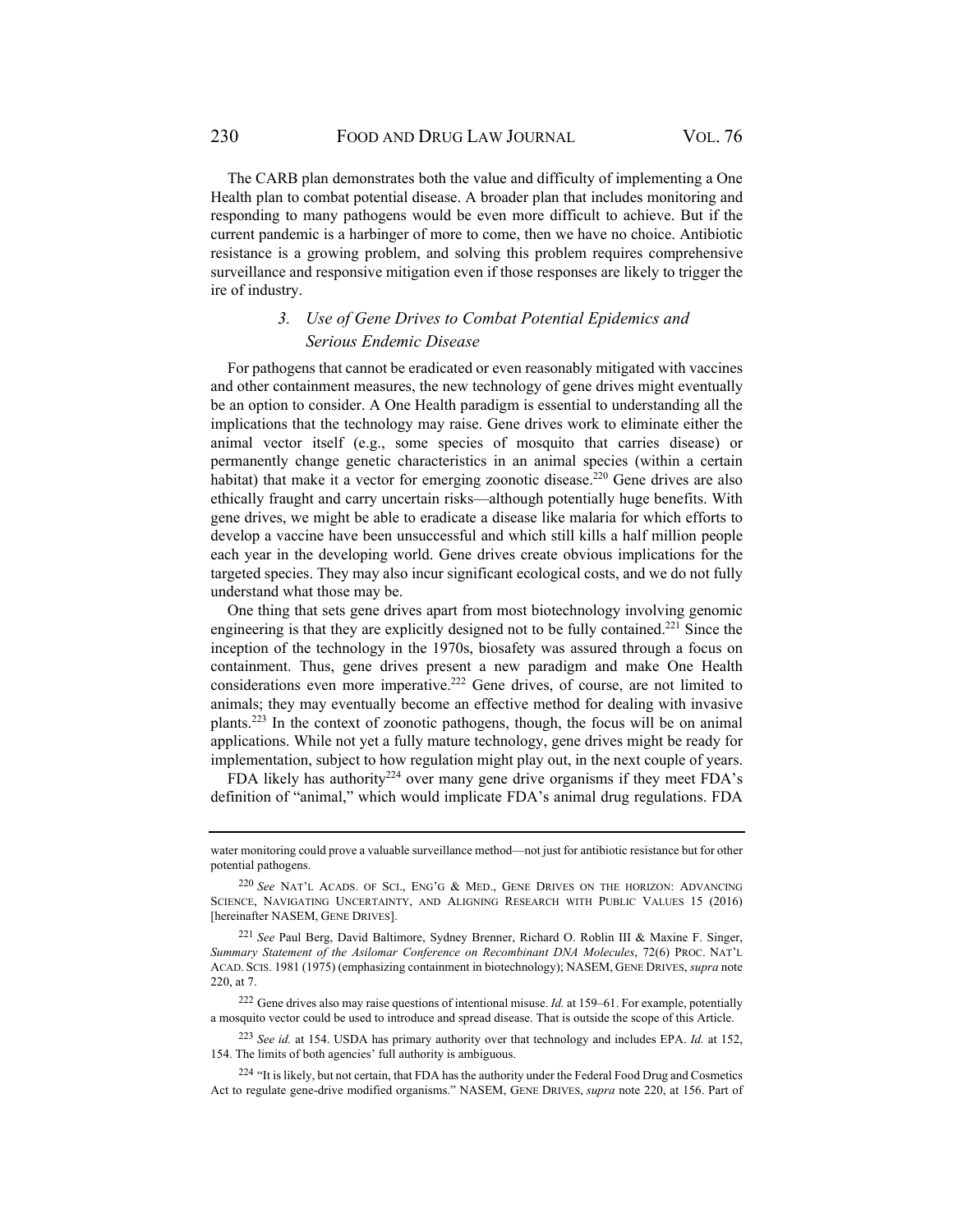The CARB plan demonstrates both the value and difficulty of implementing a One Health plan to combat potential disease. A broader plan that includes monitoring and responding to many pathogens would be even more difficult to achieve. But if the current pandemic is a harbinger of more to come, then we have no choice. Antibiotic resistance is a growing problem, and solving this problem requires comprehensive surveillance and responsive mitigation even if those responses are likely to trigger the ire of industry.

### 3. *Use of Gene Drives to Combat Potential Epidemics and Serious Endemic Disease*

For pathogens that cannot be eradicated or even reasonably mitigated with vaccines and other containment measures, the new technology of gene drives might eventually be an option to consider. A One Health paradigm is essential to understanding all the implications that the technology may raise. Gene drives work to eliminate either the animal vector itself (e.g., some species of mosquito that carries disease) or permanently change genetic characteristics in an animal species (within a certain habitat) that make it a vector for emerging zoonotic disease.[220] Gene drives are also ethically fraught and carry uncertain risks—although potentially huge benefits. With gene drives, we might be able to eradicate a disease like malaria for which efforts to develop a vaccine have been unsuccessful and which still kills a half million people each year in the developing world. Gene drives create obvious implications for the targeted species. They may also incur significant ecological costs, and we do not fully understand what those may be.

One thing that sets gene drives apart from most biotechnology involving genomic engineering is that they are explicitly designed not to be fully contained.[221] Since the inception of the technology in the 1970s, biosafety was assured through a focus on containment. Thus, gene drives present a new paradigm and make One Health considerations even more imperative.[222] Gene drives, of course, are not limited to animals; they may eventually become an effective method for dealing with invasive plants.[223] In the context of zoonotic pathogens, though, the focus will be on animal applications. While not yet a fully mature technology, gene drives might be ready for implementation, subject to how regulation might play out, in the next couple of years.

FDA likely has authority[224] over many gene drive organisms if they meet FDA's definition of "animal," which would implicate FDA's animal drug regulations. FDA

---

water monitoring could prove a valuable surveillance method—not just for antibiotic resistance but for other potential pathogens.

[220] *See* NAT'L ACADS. OF SCI., ENG'G & MED., GENE DRIVES ON THE HORIZON: ADVANCING SCIENCE, NAVIGATING UNCERTAINTY, AND ALIGNING RESEARCH WITH PUBLIC VALUES 15 (2016) [hereinafter NASEM, GENE DRIVES].

[221] *See* Paul Berg, David Baltimore, Sydney Brenner, Richard O. Roblin III & Maxine F. Singer, *Summary Statement of the Asilomar Conference on Recombinant DNA Molecules*, 72(6) PROC. NAT'L ACAD. SCIS. 1981 (1975) (emphasizing containment in biotechnology); NASEM, GENE DRIVES, *supra* note 220, at 7.

[222] Gene drives also may raise questions of intentional misuse. *Id.* at 159–61. For example, potentially a mosquito vector could be used to introduce and spread disease. That is outside the scope of this Article.

[223] *See id.* at 154. USDA has primary authority over that technology and includes EPA. *Id.* at 152, 154. The limits of both agencies' full authority is ambiguous.

[224] "It is likely, but not certain, that FDA has the authority under the Federal Food Drug and Cosmetics Act to regulate gene-drive modified organisms." NASEM, GENE DRIVES, *supra* note 220, at 156. Part of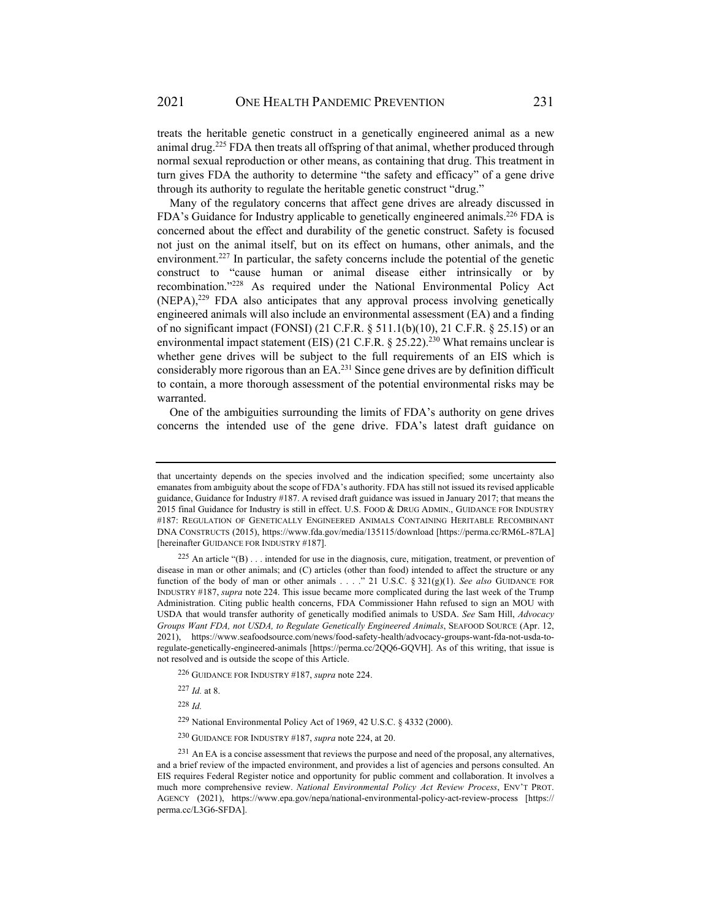treats the heritable genetic construct in a genetically engineered animal as a new animal drug.[225] FDA then treats all offspring of that animal, whether produced through normal sexual reproduction or other means, as containing that drug. This treatment in turn gives FDA the authority to determine "the safety and efficacy" of a gene drive through its authority to regulate the heritable genetic construct "drug."

Many of the regulatory concerns that affect gene drives are already discussed in FDA's Guidance for Industry applicable to genetically engineered animals.[226] FDA is concerned about the effect and durability of the genetic construct. Safety is focused not just on the animal itself, but on its effect on humans, other animals, and the environment.[227] In particular, the safety concerns include the potential of the genetic construct to "cause human or animal disease either intrinsically or by recombination."[228] As required under the National Environmental Policy Act (NEPA),[229] FDA also anticipates that any approval process involving genetically engineered animals will also include an environmental assessment (EA) and a finding of no significant impact (FONSI) (21 C.F.R. § 511.1(b)(10), 21 C.F.R. § 25.15) or an environmental impact statement (EIS) (21 C.F.R. § 25.22).[230] What remains unclear is whether gene drives will be subject to the full requirements of an EIS which is considerably more rigorous than an EA.[231] Since gene drives are by definition difficult to contain, a more thorough assessment of the potential environmental risks may be warranted.

One of the ambiguities surrounding the limits of FDA's authority on gene drives concerns the intended use of the gene drive. FDA's latest draft guidance on

---

that uncertainty depends on the species involved and the indication specified; some uncertainty also emanates from ambiguity about the scope of FDA's authority. FDA has still not issued its revised applicable guidance, Guidance for Industry #187. A revised draft guidance was issued in January 2017; that means the 2015 final Guidance for Industry is still in effect. U.S. FOOD & DRUG ADMIN., GUIDANCE FOR INDUSTRY #187: REGULATION OF GENETICALLY ENGINEERED ANIMALS CONTAINING HERITABLE RECOMBINANT DNA CONSTRUCTS (2015), https://www.fda.gov/media/135115/download [https://perma.cc/RM6L-87LA] [hereinafter GUIDANCE FOR INDUSTRY #187].

[225] An article "(B) . . . intended for use in the diagnosis, cure, mitigation, treatment, or prevention of disease in man or other animals; and (C) articles (other than food) intended to affect the structure or any function of the body of man or other animals . . . ." 21 U.S.C. § 321(g)(1). *See also* GUIDANCE FOR INDUSTRY #187, *supra* note 224. This issue became more complicated during the last week of the Trump Administration. Citing public health concerns, FDA Commissioner Hahn refused to sign an MOU with USDA that would transfer authority of genetically modified animals to USDA. *See* Sam Hill, *Advocacy Groups Want FDA, not USDA, to Regulate Genetically Engineered Animals*, SEAFOOD SOURCE (Apr. 12, 2021), https://www.seafoodsource.com/news/food-safety-health/advocacy-groups-want-fda-not-usda-to-regulate-genetically-engineered-animals [https://perma.cc/2QQ6-GQVH]. As of this writing, that issue is not resolved and is outside the scope of this Article.

[226] GUIDANCE FOR INDUSTRY #187, *supra* note 224.

[227] *Id.* at 8.

[228] *Id.*

[229] National Environmental Policy Act of 1969, 42 U.S.C. § 4332 (2000).

[230] GUIDANCE FOR INDUSTRY #187, *supra* note 224, at 20.

[231] An EA is a concise assessment that reviews the purpose and need of the proposal, any alternatives, and a brief review of the impacted environment, and provides a list of agencies and persons consulted. An EIS requires Federal Register notice and opportunity for public comment and collaboration. It involves a much more comprehensive review. *National Environmental Policy Act Review Process*, ENV'T PROT. AGENCY (2021), https://www.epa.gov/nepa/national-environmental-policy-act-review-process [https://perma.cc/L3G6-SFDA].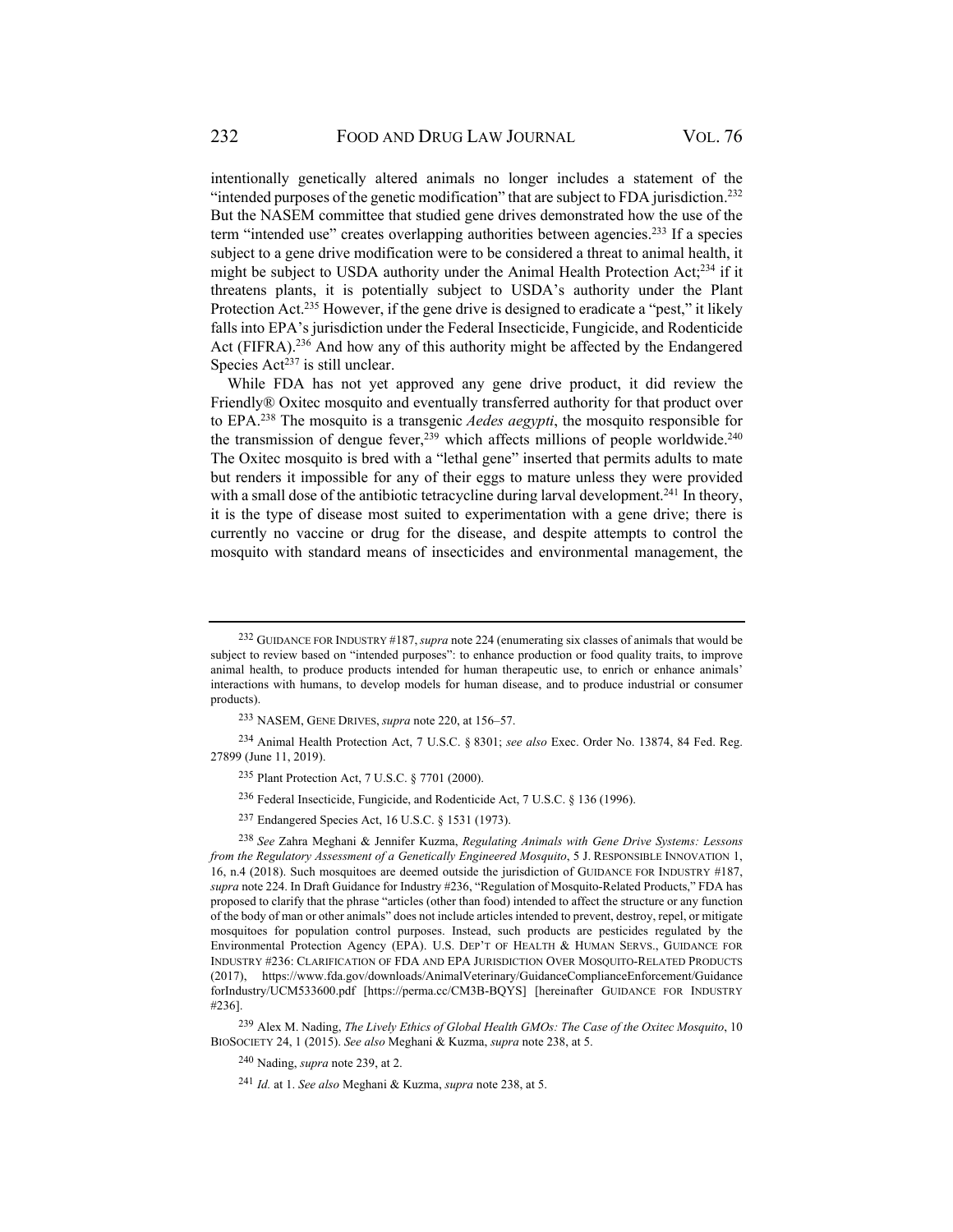intentionally genetically altered animals no longer includes a statement of the "intended purposes of the genetic modification" that are subject to FDA jurisdiction.[232] But the NASEM committee that studied gene drives demonstrated how the use of the term "intended use" creates overlapping authorities between agencies.[233] If a species subject to a gene drive modification were to be considered a threat to animal health, it might be subject to USDA authority under the Animal Health Protection Act;[234] if it threatens plants, it is potentially subject to USDA's authority under the Plant Protection Act.[235] However, if the gene drive is designed to eradicate a "pest," it likely falls into EPA's jurisdiction under the Federal Insecticide, Fungicide, and Rodenticide Act (FIFRA).[236] And how any of this authority might be affected by the Endangered Species Act[237] is still unclear.

While FDA has not yet approved any gene drive product, it did review the Friendly® Oxitec mosquito and eventually transferred authority for that product over to EPA.[238] The mosquito is a transgenic *Aedes aegypti*, the mosquito responsible for the transmission of dengue fever,[239] which affects millions of people worldwide.[240] The Oxitec mosquito is bred with a "lethal gene" inserted that permits adults to mate but renders it impossible for any of their eggs to mature unless they were provided with a small dose of the antibiotic tetracycline during larval development.[241] In theory, it is the type of disease most suited to experimentation with a gene drive; there is currently no vaccine or drug for the disease, and despite attempts to control the mosquito with standard means of insecticides and environmental management, the

---

[232] GUIDANCE FOR INDUSTRY #187, *supra* note 224 (enumerating six classes of animals that would be subject to review based on "intended purposes": to enhance production or food quality traits, to improve animal health, to produce products intended for human therapeutic use, to enrich or enhance animals' interactions with humans, to develop models for human disease, and to produce industrial or consumer products).

[233] NASEM, GENE DRIVES, *supra* note 220, at 156–57.

[234] Animal Health Protection Act, 7 U.S.C. § 8301; *see also* Exec. Order No. 13874, 84 Fed. Reg. 27899 (June 11, 2019).

[235] Plant Protection Act, 7 U.S.C. § 7701 (2000).

[236] Federal Insecticide, Fungicide, and Rodenticide Act, 7 U.S.C. § 136 (1996).

[237] Endangered Species Act, 16 U.S.C. § 1531 (1973).

[238] *See* Zahra Meghani & Jennifer Kuzma, *Regulating Animals with Gene Drive Systems: Lessons from the Regulatory Assessment of a Genetically Engineered Mosquito*, 5 J. RESPONSIBLE INNOVATION 1, 16, n.4 (2018). Such mosquitoes are deemed outside the jurisdiction of GUIDANCE FOR INDUSTRY #187, *supra* note 224. In Draft Guidance for Industry #236, "Regulation of Mosquito-Related Products," FDA has proposed to clarify that the phrase "articles (other than food) intended to affect the structure or any function of the body of man or other animals" does not include articles intended to prevent, destroy, repel, or mitigate mosquitoes for population control purposes. Instead, such products are pesticides regulated by the Environmental Protection Agency (EPA). U.S. DEP'T OF HEALTH & HUMAN SERVS., GUIDANCE FOR INDUSTRY #236: CLARIFICATION OF FDA AND EPA JURISDICTION OVER MOSQUITO-RELATED PRODUCTS (2017), https://www.fda.gov/downloads/AnimalVeterinary/GuidanceComplianceEnforcement/GuidanceforIndustry/UCM533600.pdf [https://perma.cc/CM3B-BQYS] [hereinafter GUIDANCE FOR INDUSTRY #236].

[239] Alex M. Nading, *The Lively Ethics of Global Health GMOs: The Case of the Oxitec Mosquito*, 10 BIOSOCIETY 24, 1 (2015). *See also* Meghani & Kuzma, *supra* note 238, at 5.

[240] Nading, *supra* note 239, at 2.

[241] *Id.* at 1. *See also* Meghani & Kuzma, *supra* note 238, at 5.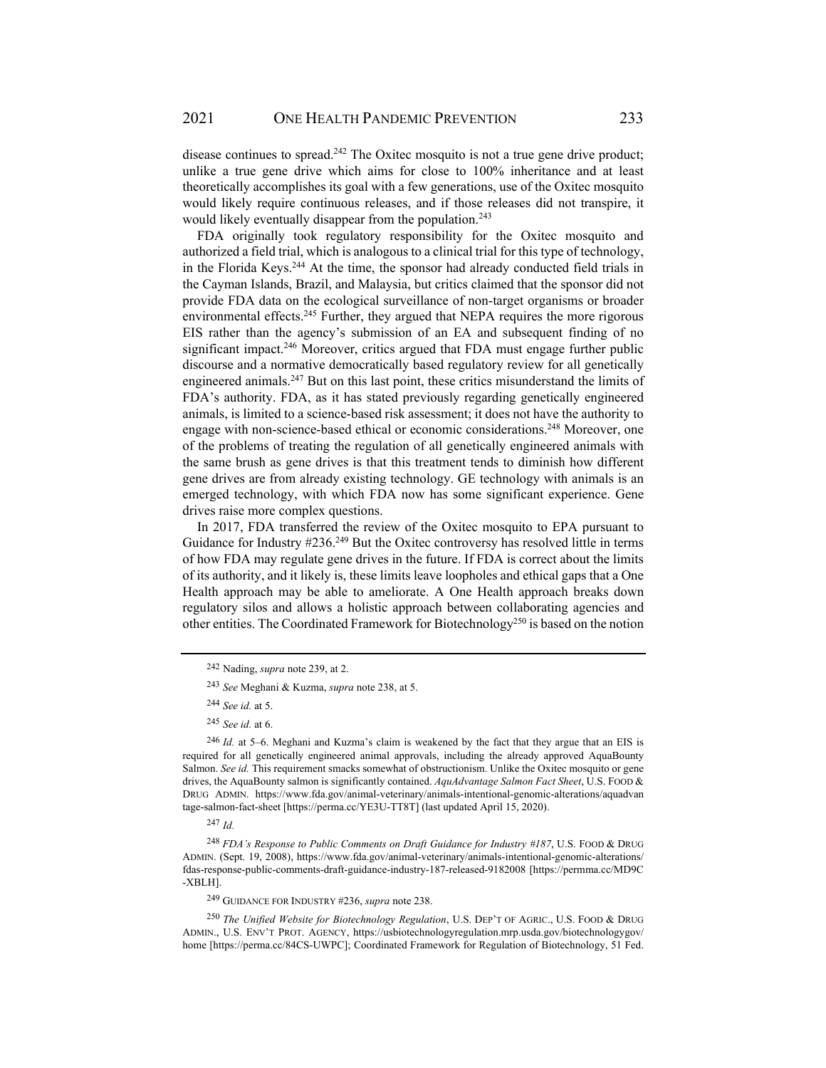disease continues to spread.[242] The Oxitec mosquito is not a true gene drive product; unlike a true gene drive which aims for close to 100% inheritance and at least theoretically accomplishes its goal with a few generations, use of the Oxitec mosquito would likely require continuous releases, and if those releases did not transpire, it would likely eventually disappear from the population.[243]

FDA originally took regulatory responsibility for the Oxitec mosquito and authorized a field trial, which is analogous to a clinical trial for this type of technology, in the Florida Keys.[244] At the time, the sponsor had already conducted field trials in the Cayman Islands, Brazil, and Malaysia, but critics claimed that the sponsor did not provide FDA data on the ecological surveillance of non-target organisms or broader environmental effects.[245] Further, they argued that NEPA requires the more rigorous EIS rather than the agency's submission of an EA and subsequent finding of no significant impact.[246] Moreover, critics argued that FDA must engage further public discourse and a normative democratically based regulatory review for all genetically engineered animals.[247] But on this last point, these critics misunderstand the limits of FDA's authority. FDA, as it has stated previously regarding genetically engineered animals, is limited to a science-based risk assessment; it does not have the authority to engage with non-science-based ethical or economic considerations.[248] Moreover, one of the problems of treating the regulation of all genetically engineered animals with the same brush as gene drives is that this treatment tends to diminish how different gene drives are from already existing technology. GE technology with animals is an emerged technology, with which FDA now has some significant experience. Gene drives raise more complex questions.

In 2017, FDA transferred the review of the Oxitec mosquito to EPA pursuant to Guidance for Industry #236.[249] But the Oxitec controversy has resolved little in terms of how FDA may regulate gene drives in the future. If FDA is correct about the limits of its authority, and it likely is, these limits leave loopholes and ethical gaps that a One Health approach may be able to ameliorate. A One Health approach breaks down regulatory silos and allows a holistic approach between collaborating agencies and other entities. The Coordinated Framework for Biotechnology[250] is based on the notion

---

[242] Nading, *supra* note 239, at 2.

[243] *See* Meghani & Kuzma, *supra* note 238, at 5.

[244] *See id.* at 5.

[245] *See id.* at 6.

[246] *Id.* at 5–6. Meghani and Kuzma's claim is weakened by the fact that they argue that an EIS is required for all genetically engineered animal approvals, including the already approved AquaBounty Salmon. *See id.* This requirement smacks somewhat of obstructionism. Unlike the Oxitec mosquito or gene drives, the AquaBounty salmon is significantly contained. *AquAdvantage Salmon Fact Sheet*, U.S. FOOD & DRUG ADMIN. https://www.fda.gov/animal-veterinary/animals-intentional-genomic-alterations/aquadvantage-salmon-fact-sheet [https://perma.cc/YE3U-TT8T] (last updated April 15, 2020).

[247] *Id.*

[248] *FDA's Response to Public Comments on Draft Guidance for Industry #187*, U.S. FOOD & DRUG ADMIN. (Sept. 19, 2008), https://www.fda.gov/animal-veterinary/animals-intentional-genomic-alterations/fdas-response-public-comments-draft-guidance-industry-187-released-9182008 [https://permma.cc/MD9C-XBLH].

[249] GUIDANCE FOR INDUSTRY #236, *supra* note 238.

[250] *The Unified Website for Biotechnology Regulation*, U.S. DEP'T OF AGRIC., U.S. FOOD & DRUG ADMIN., U.S. ENV'T PROT. AGENCY, https://usbiotechnologyregulation.mrp.usda.gov/biotechnologygov/home [https://perma.cc/84CS-UWPC]; Coordinated Framework for Regulation of Biotechnology, 51 Fed.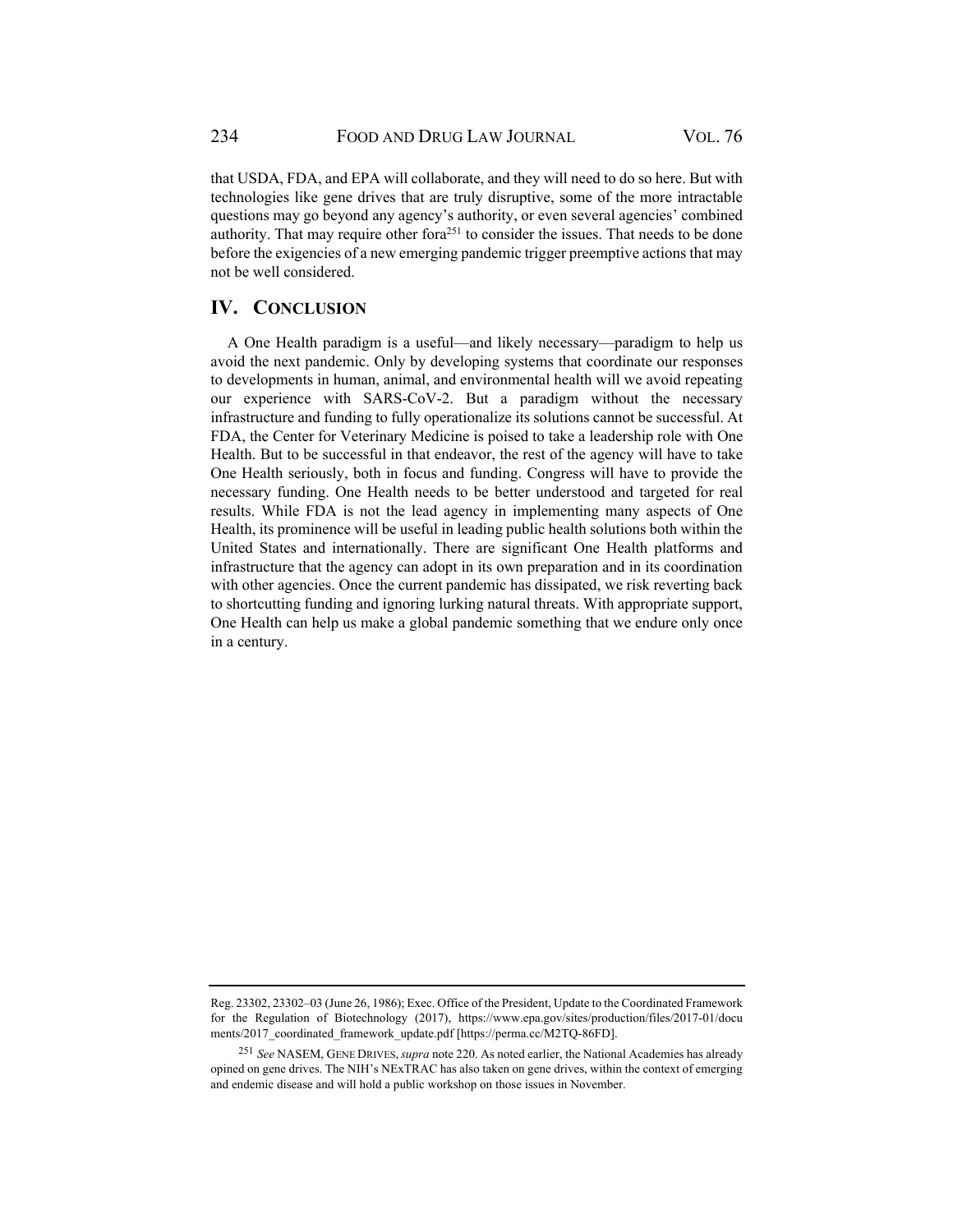that USDA, FDA, and EPA will collaborate, and they will need to do so here. But with technologies like gene drives that are truly disruptive, some of the more intractable questions may go beyond any agency's authority, or even several agencies' combined authority. That may require other fora[251] to consider the issues. That needs to be done before the exigencies of a new emerging pandemic trigger preemptive actions that may not be well considered.

## IV. Conclusion

A One Health paradigm is a useful—and likely necessary—paradigm to help us avoid the next pandemic. Only by developing systems that coordinate our responses to developments in human, animal, and environmental health will we avoid repeating our experience with SARS-CoV-2. But a paradigm without the necessary infrastructure and funding to fully operationalize its solutions cannot be successful. At FDA, the Center for Veterinary Medicine is poised to take a leadership role with One Health. But to be successful in that endeavor, the rest of the agency will have to take One Health seriously, both in focus and funding. Congress will have to provide the necessary funding. One Health needs to be better understood and targeted for real results. While FDA is not the lead agency in implementing many aspects of One Health, its prominence will be useful in leading public health solutions both within the United States and internationally. There are significant One Health platforms and infrastructure that the agency can adopt in its own preparation and in its coordination with other agencies. Once the current pandemic has dissipated, we risk reverting back to shortcutting funding and ignoring lurking natural threats. With appropriate support, One Health can help us make a global pandemic something that we endure only once in a century.

---

Reg. 23302, 23302–03 (June 26, 1986); Exec. Office of the President, Update to the Coordinated Framework for the Regulation of Biotechnology (2017), https://www.epa.gov/sites/production/files/2017-01/documents/2017_coordinated_framework_update.pdf [https://perma.cc/M2TQ-86FD].

[251] *See* NASEM, GENE DRIVES, *supra* note 220. As noted earlier, the National Academies has already opined on gene drives. The NIH's NExTRAC has also taken on gene drives, within the context of emerging and endemic disease and will hold a public workshop on those issues in November.